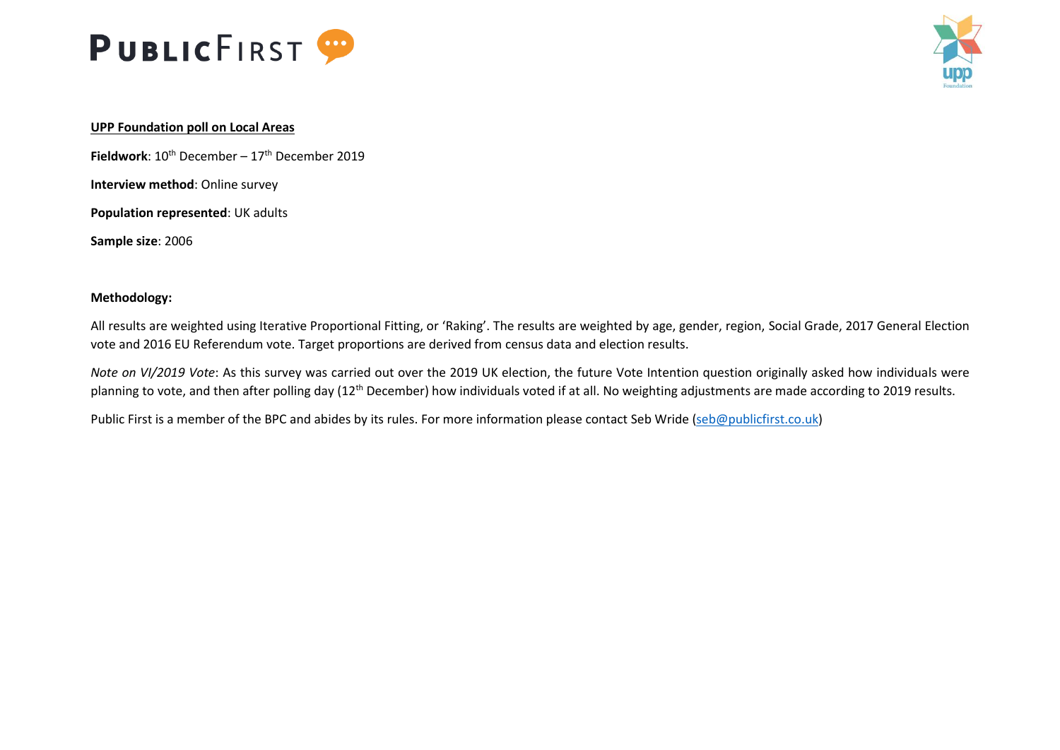**UPP Foundation poll on Local Areas**

**Fieldwork**: 10th December – 17th December 2019

**Interview method**: Online survey

**Population represented**: UK adults

**Sample size**: 2006

**Methodology:**

All results are weighted using Iterative Proportional Fitting, or 'Raking'. The results are weighted by age, gender, region, Social Grade, 2017 General Election vote and 2016 EU Referendum vote. Target proportions are derived from census data and election results.

*Note on VI/2019 Vote*: As this survey was carried out over the 2019 UK election, the future Vote Intention question originally asked how individuals were planning to vote, and then after polling day (12th December) how individuals voted if at all. No weighting adjustments are made according to 2019 results.

Public First is a member of the BPC and abides by its rules. For more information please contact Seb Wride (seb@publicfirst.co.uk)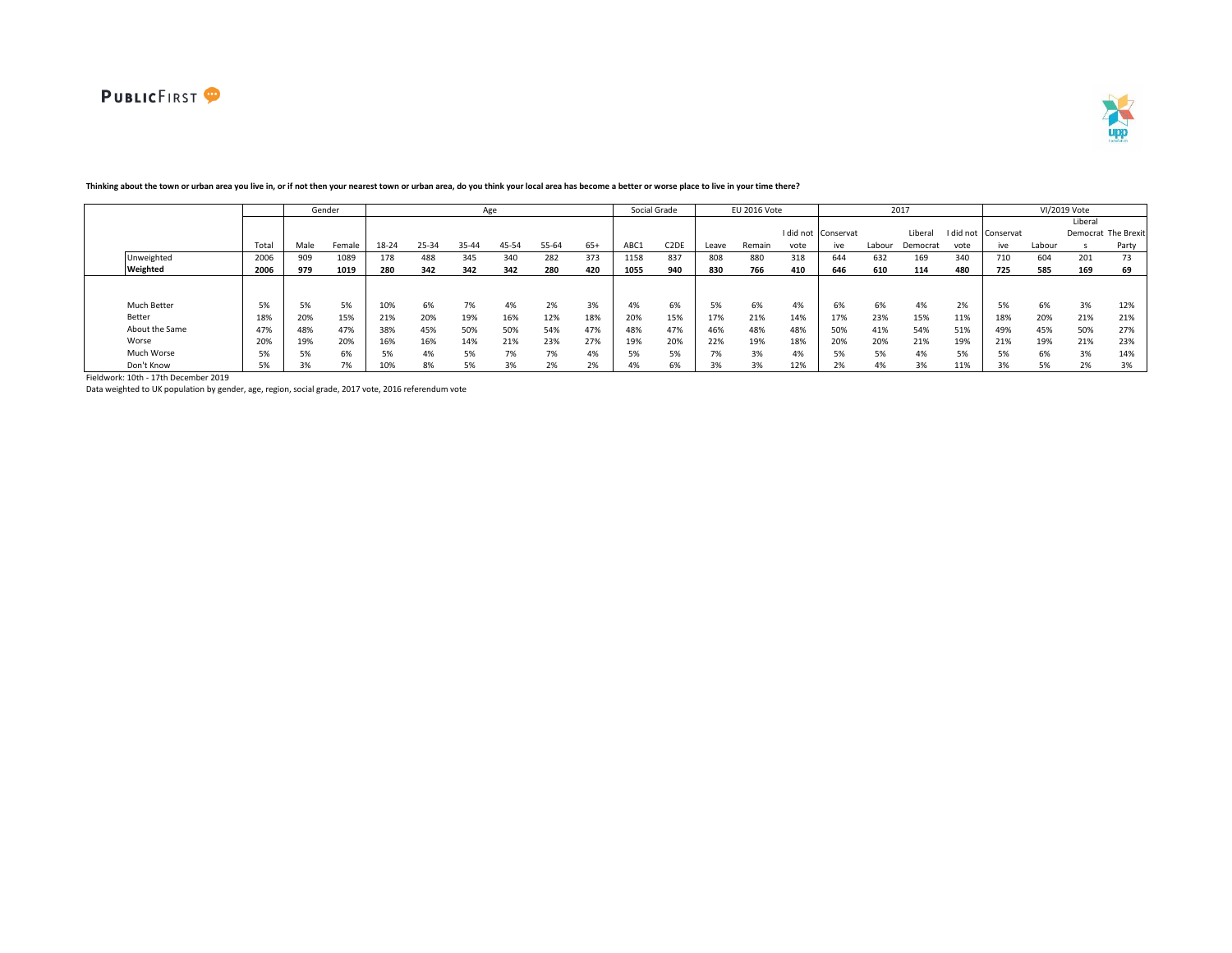**Thinking about the town or urban area you live in, or if not then your nearest town or urban area, do you think your local area has become a better or worse place to live in your time there?**

| | | Gender | | Age | | | | | | Social Grade | | EU 2016 Vote | | | 2017 | | | | VI/2019 Vote | | | |
|---|---|---|---|---|---|---|---|---|---|---|---|---|---|---|---|---|---|---|---|---|---|---|
| | Total | Male | Female | 18-24 | 25-34 | 35-44 | 45-54 | 55-64 | 65+ | ABC1 | C2DE | Leave | Remain | I did not vote | Conservative | Labour | Liberal Democrat | I did not vote | Conservative | Labour | Liberal Democrats | The Brexit Party |
| Unweighted | 2006 | 909 | 1089 | 178 | 488 | 345 | 340 | 282 | 373 | 1158 | 837 | 808 | 880 | 318 | 644 | 632 | 169 | 340 | 710 | 604 | 201 | 73 |
| **Weighted** | **2006** | **979** | **1019** | **280** | **342** | **342** | **342** | **280** | **420** | **1055** | **940** | **830** | **766** | **410** | **646** | **610** | **114** | **480** | **725** | **585** | **169** | **69** |
| Much Better | 5% | 5% | 5% | 10% | 6% | 7% | 4% | 2% | 3% | 4% | 6% | 5% | 6% | 4% | 6% | 6% | 4% | 2% | 5% | 6% | 3% | 12% |
| Better | 18% | 20% | 15% | 21% | 20% | 19% | 16% | 12% | 18% | 20% | 15% | 17% | 21% | 14% | 17% | 23% | 15% | 11% | 18% | 20% | 21% | 21% |
| About the Same | 47% | 48% | 47% | 38% | 45% | 50% | 50% | 54% | 47% | 48% | 47% | 46% | 48% | 48% | 50% | 41% | 54% | 51% | 49% | 45% | 50% | 27% |
| Worse | 20% | 19% | 20% | 16% | 16% | 14% | 21% | 23% | 27% | 19% | 20% | 22% | 19% | 18% | 20% | 20% | 21% | 19% | 21% | 19% | 21% | 23% |
| Much Worse | 5% | 5% | 6% | 5% | 4% | 5% | 7% | 7% | 4% | 5% | 5% | 7% | 3% | 4% | 5% | 5% | 4% | 5% | 5% | 6% | 3% | 14% |
| Don't Know | 5% | 3% | 7% | 10% | 8% | 5% | 3% | 2% | 2% | 4% | 6% | 3% | 3% | 12% | 2% | 4% | 3% | 11% | 3% | 5% | 2% | 3% |

Fieldwork: 10th - 17th December 2019

Data weighted to UK population by gender, age, region, social grade, 2017 vote, 2016 referendum vote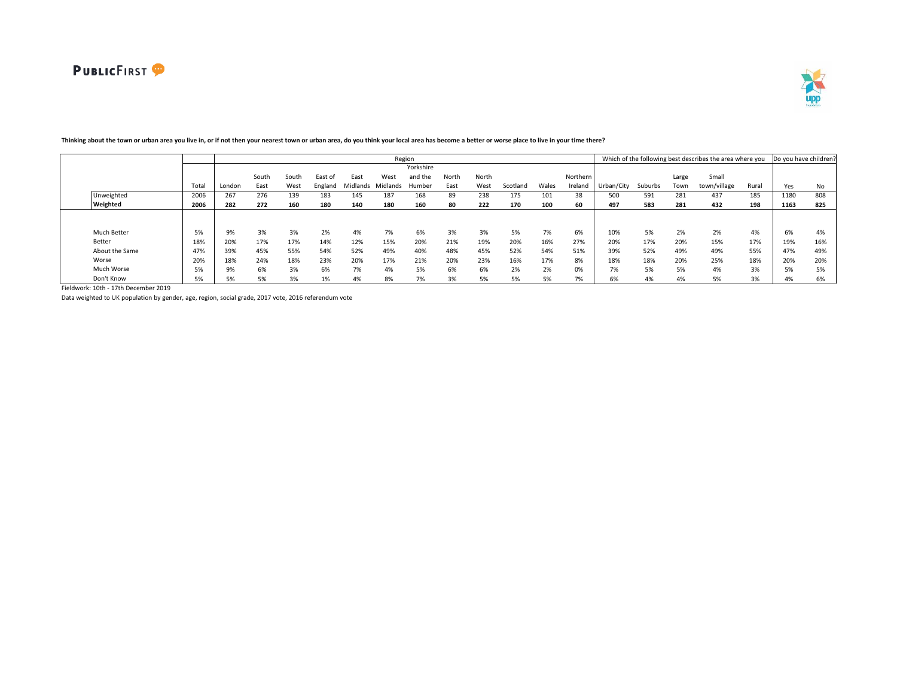**Thinking about the town or urban area you live in, or if not then your nearest town or urban area, do you think your local area has become a better or worse place to live in your time there?**

| | | Region | | | | | | | | | | | | Which of the following best describes the area where you | | | | | Do you have children? | |
|---|---|---|---|---|---|---|---|---|---|---|---|---|---|---|---|---|---|---|---|---|
| | Total | London | South East | South West | East of England | East Midlands | West Midlands | Yorkshire and the Humber | North East | North West | Scotland | Wales | Northern Ireland | Urban/City | Suburbs | Large Town | Small town/village | Rural | Yes | No |
| Unweighted | 2006 | 267 | 276 | 139 | 183 | 145 | 187 | 168 | 89 | 238 | 175 | 101 | 38 | 500 | 591 | 281 | 437 | 185 | 1180 | 808 |
| **Weighted** | **2006** | **282** | **272** | **160** | **180** | **140** | **180** | **160** | **80** | **222** | **170** | **100** | **60** | **497** | **583** | **281** | **432** | **198** | **1163** | **825** |
| Much Better | 5% | 9% | 3% | 3% | 2% | 4% | 7% | 6% | 3% | 3% | 5% | 7% | 6% | 10% | 5% | 2% | 2% | 4% | 6% | 4% |
| Better | 18% | 20% | 17% | 17% | 14% | 12% | 15% | 20% | 21% | 19% | 20% | 16% | 27% | 20% | 17% | 20% | 15% | 17% | 19% | 16% |
| About the Same | 47% | 39% | 45% | 55% | 54% | 52% | 49% | 40% | 48% | 45% | 52% | 54% | 51% | 39% | 52% | 49% | 49% | 55% | 47% | 49% |
| Worse | 20% | 18% | 24% | 18% | 23% | 20% | 17% | 21% | 20% | 23% | 16% | 17% | 8% | 18% | 18% | 20% | 25% | 18% | 20% | 20% |
| Much Worse | 5% | 9% | 6% | 3% | 6% | 7% | 4% | 5% | 6% | 6% | 2% | 2% | 0% | 7% | 5% | 5% | 4% | 3% | 5% | 5% |
| Don't Know | 5% | 5% | 5% | 3% | 1% | 4% | 8% | 7% | 3% | 5% | 5% | 5% | 7% | 6% | 4% | 4% | 5% | 3% | 4% | 6% |

Fieldwork: 10th - 17th December 2019

Data weighted to UK population by gender, age, region, social grade, 2017 vote, 2016 referendum vote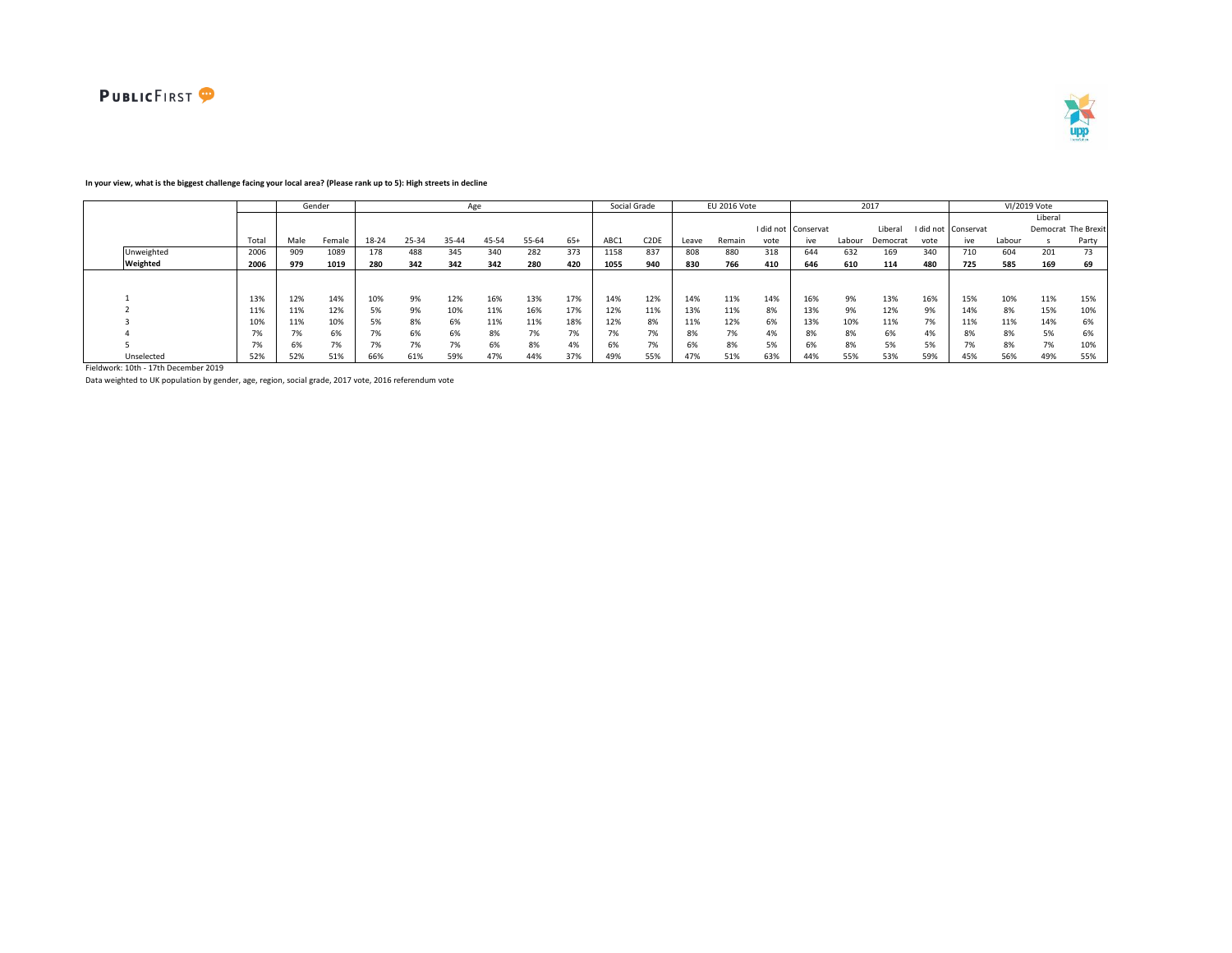**In your view, what is the biggest challenge facing your local area? (Please rank up to 5): High streets in decline**

| | | Gender | | Age | | | | | | Social Grade | | EU 2016 Vote | | | 2017 | | | | VI/2019 Vote | | | |
|---|---|---|---|---|---|---|---|---|---|---|---|---|---|---|---|---|---|---|---|---|---|---|
| | Total | Male | Female | 18-24 | 25-34 | 35-44 | 45-54 | 55-64 | 65+ | ABC1 | C2DE | Leave | Remain | I did not vote | Conservative | Labour | Liberal Democrat | I did not vote | Conservative | Labour | Liberal Democrats | The Brexit Party |
| Unweighted | 2006 | 909 | 1089 | 178 | 488 | 345 | 340 | 282 | 373 | 1158 | 837 | 808 | 880 | 318 | 644 | 632 | 169 | 340 | 710 | 604 | 201 | 73 |
| **Weighted** | **2006** | **979** | **1019** | **280** | **342** | **342** | **342** | **280** | **420** | **1055** | **940** | **830** | **766** | **410** | **646** | **610** | **114** | **480** | **725** | **585** | **169** | **69** |
| 1 | 13% | 12% | 14% | 10% | 9% | 12% | 16% | 13% | 17% | 14% | 12% | 14% | 11% | 14% | 16% | 9% | 13% | 16% | 15% | 10% | 11% | 15% |
| 2 | 11% | 11% | 12% | 5% | 9% | 10% | 11% | 16% | 17% | 12% | 11% | 13% | 11% | 8% | 13% | 9% | 12% | 9% | 14% | 8% | 15% | 10% |
| 3 | 10% | 11% | 10% | 5% | 8% | 6% | 11% | 11% | 18% | 12% | 8% | 11% | 12% | 6% | 13% | 10% | 11% | 7% | 11% | 11% | 14% | 6% |
| 4 | 7% | 7% | 6% | 7% | 6% | 6% | 8% | 7% | 7% | 7% | 7% | 8% | 7% | 4% | 8% | 8% | 6% | 4% | 8% | 8% | 5% | 6% |
| 5 | 7% | 6% | 7% | 7% | 7% | 7% | 6% | 8% | 4% | 6% | 7% | 6% | 8% | 5% | 6% | 8% | 5% | 5% | 7% | 8% | 7% | 10% |
| Unselected | 52% | 52% | 51% | 66% | 61% | 59% | 47% | 44% | 37% | 49% | 55% | 47% | 51% | 63% | 44% | 55% | 53% | 59% | 45% | 56% | 49% | 55% |

Fieldwork: 10th - 17th December 2019

Data weighted to UK population by gender, age, region, social grade, 2017 vote, 2016 referendum vote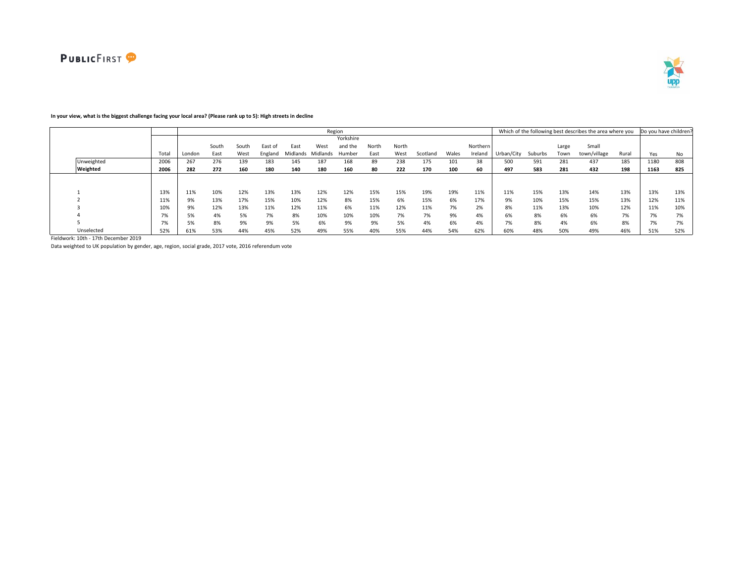**In your view, what is the biggest challenge facing your local area? (Please rank up to 5): High streets in decline**

| | | Region | | | | | | | | | | | | Which of the following best describes the area where you | | | | | Do you have children? | |
|---|---|---|---|---|---|---|---|---|---|---|---|---|---|---|---|---|---|---|---|---|
| | Total | London | South East | South West | East of England | East Midlands | West Midlands | Yorkshire and the Humber | North East | North West | Scotland | Wales | Northern Ireland | Urban/City | Suburbs | Large Town | Small town/village | Rural | Yes | No |
| Unweighted | 2006 | 267 | 276 | 139 | 183 | 145 | 187 | 168 | 89 | 238 | 175 | 101 | 38 | 500 | 591 | 281 | 437 | 185 | 1180 | 808 |
| **Weighted** | **2006** | **282** | **272** | **160** | **180** | **140** | **180** | **160** | **80** | **222** | **170** | **100** | **60** | **497** | **583** | **281** | **432** | **198** | **1163** | **825** |
| 1 | 13% | 11% | 10% | 12% | 13% | 13% | 12% | 12% | 15% | 15% | 19% | 19% | 11% | 11% | 15% | 13% | 14% | 13% | 13% | 13% |
| 2 | 11% | 9% | 13% | 17% | 15% | 10% | 12% | 8% | 15% | 6% | 15% | 6% | 17% | 9% | 10% | 15% | 15% | 13% | 12% | 11% |
| 3 | 10% | 9% | 12% | 13% | 11% | 12% | 11% | 6% | 11% | 12% | 11% | 7% | 2% | 8% | 11% | 13% | 10% | 12% | 11% | 10% |
| 4 | 7% | 5% | 4% | 5% | 7% | 8% | 10% | 10% | 10% | 7% | 7% | 9% | 4% | 6% | 8% | 6% | 6% | 7% | 7% | 7% |
| 5 | 7% | 5% | 8% | 9% | 9% | 5% | 6% | 9% | 9% | 5% | 4% | 6% | 4% | 7% | 8% | 4% | 6% | 8% | 7% | 7% |
| Unselected | 52% | 61% | 53% | 44% | 45% | 52% | 49% | 55% | 40% | 55% | 44% | 54% | 62% | 60% | 48% | 50% | 49% | 46% | 51% | 52% |

Fieldwork: 10th - 17th December 2019

Data weighted to UK population by gender, age, region, social grade, 2017 vote, 2016 referendum vote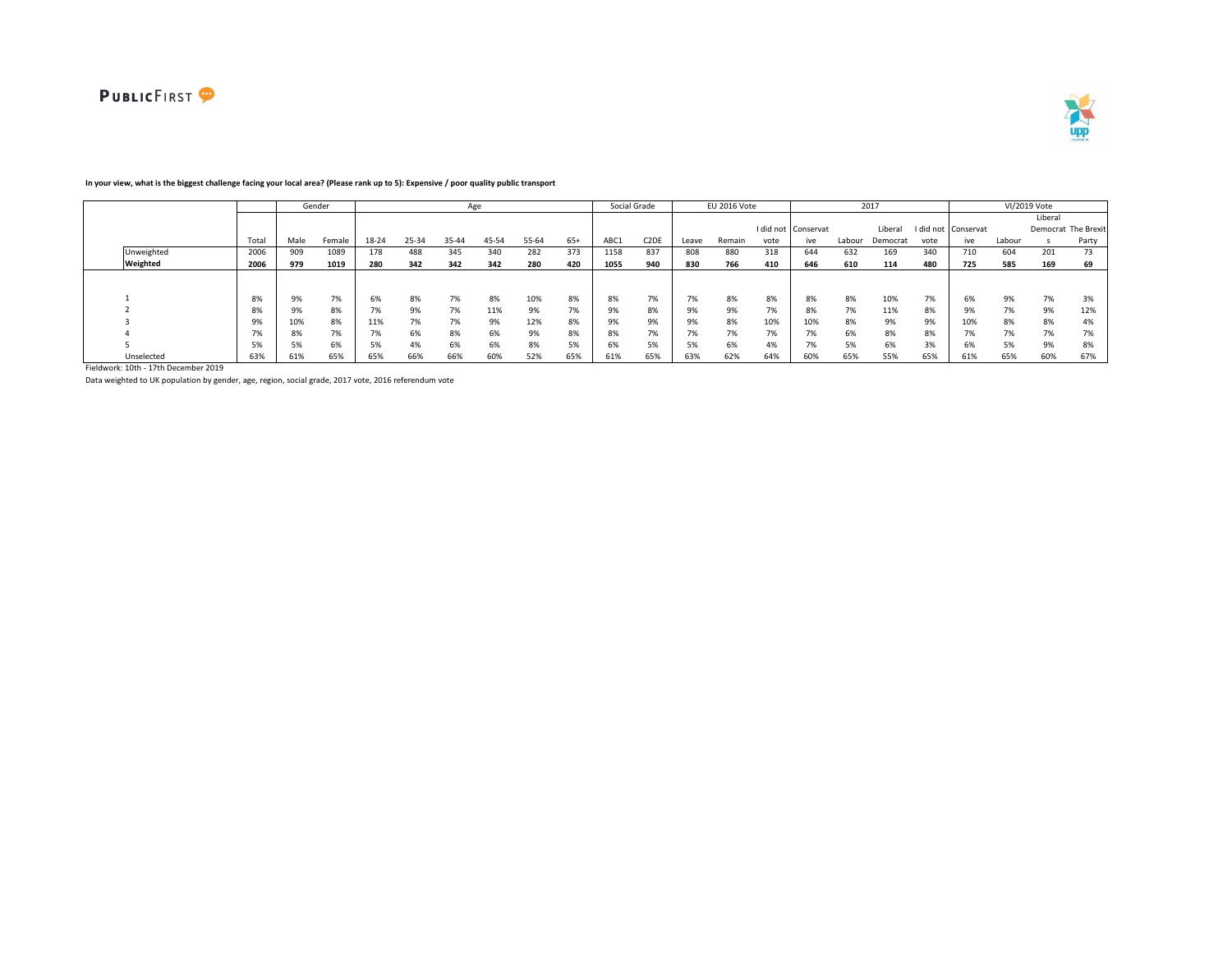**In your view, what is the biggest challenge facing your local area? (Please rank up to 5): Expensive / poor quality public transport**

| | | Gender | | Age | | | | | | Social Grade | | EU 2016 Vote | | | 2017 | | | | VI/2019 Vote | | | |
|---|---|---|---|---|---|---|---|---|---|---|---|---|---|---|---|---|---|---|---|---|---|---|
| | Total | Male | Female | 18-24 | 25-34 | 35-44 | 45-54 | 55-64 | 65+ | ABC1 | C2DE | Leave | Remain | I did not vote | Conservative | Labour | Liberal Democrat | I did not vote | Conservative | Labour | Liberal Democrats | The Brexit Party |
| Unweighted | 2006 | 909 | 1089 | 178 | 488 | 345 | 340 | 282 | 373 | 1158 | 837 | 808 | 880 | 318 | 644 | 632 | 169 | 340 | 710 | 604 | 201 | 73 |
| **Weighted** | **2006** | **979** | **1019** | **280** | **342** | **342** | **342** | **280** | **420** | **1055** | **940** | **830** | **766** | **410** | **646** | **610** | **114** | **480** | **725** | **585** | **169** | **69** |
| 1 | 8% | 9% | 7% | 6% | 8% | 7% | 8% | 10% | 8% | 8% | 7% | 7% | 8% | 8% | 8% | 8% | 10% | 7% | 6% | 9% | 7% | 3% |
| 2 | 8% | 9% | 8% | 7% | 9% | 7% | 11% | 9% | 7% | 9% | 8% | 9% | 9% | 7% | 8% | 7% | 11% | 8% | 9% | 7% | 9% | 12% |
| 3 | 9% | 10% | 8% | 11% | 7% | 7% | 9% | 12% | 8% | 9% | 9% | 9% | 8% | 10% | 10% | 8% | 9% | 9% | 10% | 8% | 8% | 4% |
| 4 | 7% | 8% | 7% | 7% | 6% | 8% | 6% | 9% | 8% | 8% | 7% | 7% | 7% | 7% | 7% | 6% | 8% | 8% | 7% | 7% | 7% | 7% |
| 5 | 5% | 5% | 6% | 5% | 4% | 6% | 6% | 8% | 5% | 6% | 5% | 5% | 6% | 4% | 7% | 5% | 6% | 3% | 6% | 5% | 9% | 8% |
| Unselected | 63% | 61% | 65% | 65% | 66% | 66% | 60% | 52% | 65% | 61% | 65% | 63% | 62% | 64% | 60% | 65% | 55% | 65% | 61% | 65% | 60% | 67% |

Fieldwork: 10th - 17th December 2019

Data weighted to UK population by gender, age, region, social grade, 2017 vote, 2016 referendum vote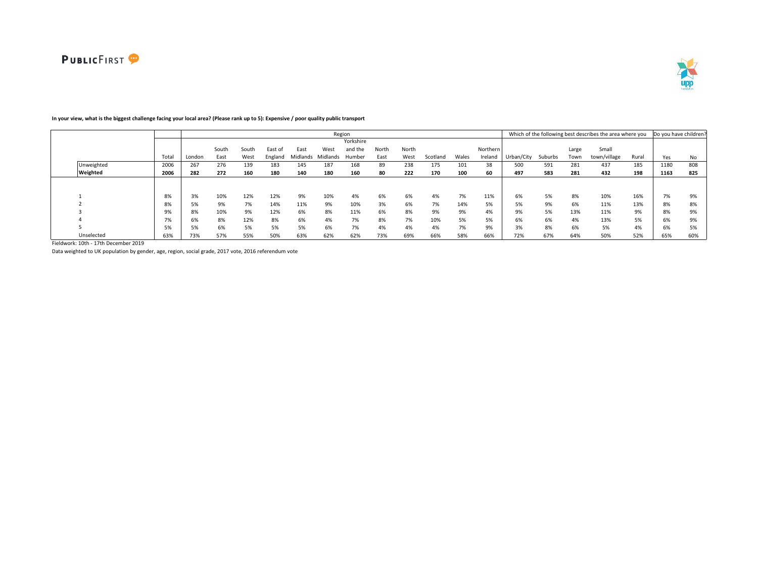**In your view, what is the biggest challenge facing your local area? (Please rank up to 5): Expensive / poor quality public transport**

| | | Region | | | | | | | | | | | | Which of the following best describes the area where you | | | | | Do you have children? | |
|---|---|---|---|---|---|---|---|---|---|---|---|---|---|---|---|---|---|---|---|---|
| | Total | London | South East | South West | East of England | East Midlands | West Midlands | Yorkshire and the Humber | North East | North West | Scotland | Wales | Northern Ireland | Urban/City | Suburbs | Large Town | Small town/village | Rural | Yes | No |
| Unweighted | 2006 | 267 | 276 | 139 | 183 | 145 | 187 | 168 | 89 | 238 | 175 | 101 | 38 | 500 | 591 | 281 | 437 | 185 | 1180 | 808 |
| **Weighted** | **2006** | **282** | **272** | **160** | **180** | **140** | **180** | **160** | **80** | **222** | **170** | **100** | **60** | **497** | **583** | **281** | **432** | **198** | **1163** | **825** |
| 1 | 8% | 3% | 10% | 12% | 12% | 9% | 10% | 4% | 6% | 6% | 4% | 7% | 11% | 6% | 5% | 8% | 10% | 16% | 7% | 9% |
| 2 | 8% | 5% | 9% | 7% | 14% | 11% | 9% | 10% | 3% | 6% | 7% | 14% | 5% | 5% | 9% | 6% | 11% | 13% | 8% | 8% |
| 3 | 9% | 8% | 10% | 9% | 12% | 6% | 8% | 11% | 6% | 8% | 9% | 9% | 4% | 9% | 5% | 13% | 11% | 9% | 8% | 9% |
| 4 | 7% | 6% | 8% | 12% | 8% | 6% | 4% | 7% | 8% | 7% | 10% | 5% | 5% | 6% | 6% | 4% | 13% | 5% | 6% | 9% |
| 5 | 5% | 5% | 6% | 5% | 5% | 5% | 6% | 7% | 4% | 4% | 4% | 7% | 9% | 3% | 8% | 6% | 5% | 4% | 6% | 5% |
| Unselected | 63% | 73% | 57% | 55% | 50% | 63% | 62% | 62% | 73% | 69% | 66% | 58% | 66% | 72% | 67% | 64% | 50% | 52% | 65% | 60% |

Fieldwork: 10th - 17th December 2019

Data weighted to UK population by gender, age, region, social grade, 2017 vote, 2016 referendum vote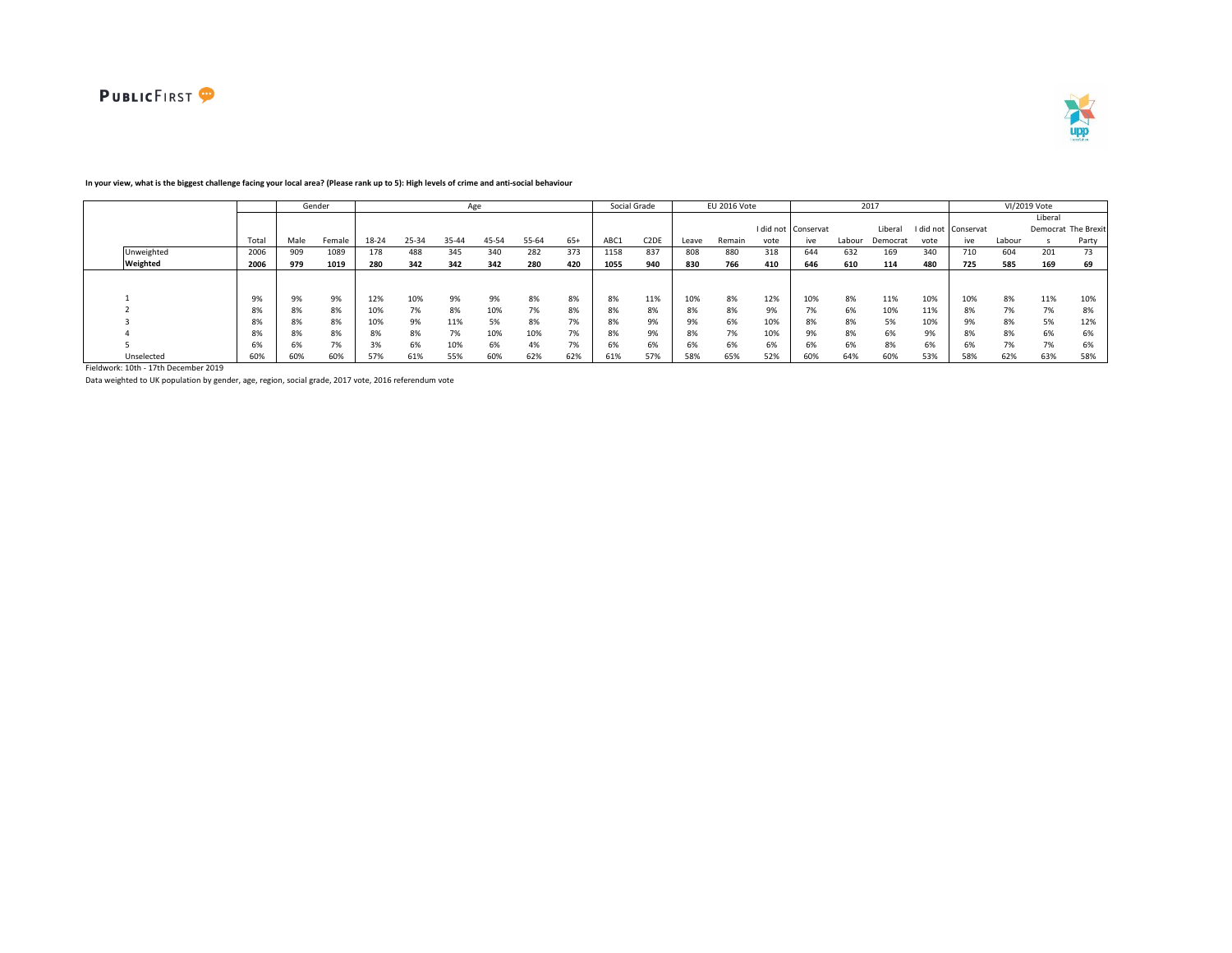**In your view, what is the biggest challenge facing your local area? (Please rank up to 5): High levels of crime and anti-social behaviour**

| | Total | Gender | | Age | | | | | | Social Grade | | EU 2016 Vote | | | 2017 | | | | VI/2019 Vote | | | |
|---|---|---|---|---|---|---|---|---|---|---|---|---|---|---|---|---|---|---|---|---|---|---|
| | | Male | Female | 18-24 | 25-34 | 35-44 | 45-54 | 55-64 | 65+ | ABC1 | C2DE | Leave | Remain | I did not vote | Conservative | Labour | Liberal Democrat | I did not vote | Conservative | Labour | Liberal Democrats | The Brexit Party |
| Unweighted | 2006 | 909 | 1089 | 178 | 488 | 345 | 340 | 282 | 373 | 1158 | 837 | 808 | 880 | 318 | 644 | 632 | 169 | 340 | 710 | 604 | 201 | 73 |
| **Weighted** | **2006** | **979** | **1019** | **280** | **342** | **342** | **342** | **280** | **420** | **1055** | **940** | **830** | **766** | **410** | **646** | **610** | **114** | **480** | **725** | **585** | **169** | **69** |
| 1 | 9% | 9% | 9% | 12% | 10% | 9% | 9% | 8% | 8% | 8% | 11% | 10% | 8% | 12% | 10% | 8% | 11% | 10% | 10% | 8% | 11% | 10% |
| 2 | 8% | 8% | 8% | 10% | 7% | 8% | 10% | 7% | 8% | 8% | 8% | 8% | 8% | 9% | 7% | 6% | 10% | 11% | 8% | 7% | 7% | 8% |
| 3 | 8% | 8% | 8% | 10% | 9% | 11% | 5% | 8% | 7% | 8% | 9% | 9% | 6% | 10% | 8% | 8% | 5% | 10% | 9% | 8% | 5% | 12% |
| 4 | 8% | 8% | 8% | 8% | 8% | 7% | 10% | 10% | 7% | 8% | 9% | 8% | 7% | 10% | 9% | 8% | 6% | 9% | 8% | 8% | 6% | 6% |
| 5 | 6% | 6% | 7% | 3% | 6% | 10% | 6% | 4% | 7% | 6% | 6% | 6% | 6% | 6% | 6% | 6% | 8% | 6% | 6% | 7% | 7% | 6% |
| Unselected | 60% | 60% | 60% | 57% | 61% | 55% | 60% | 62% | 62% | 61% | 57% | 58% | 65% | 52% | 60% | 64% | 60% | 53% | 58% | 62% | 63% | 58% |

Fieldwork: 10th - 17th December 2019

Data weighted to UK population by gender, age, region, social grade, 2017 vote, 2016 referendum vote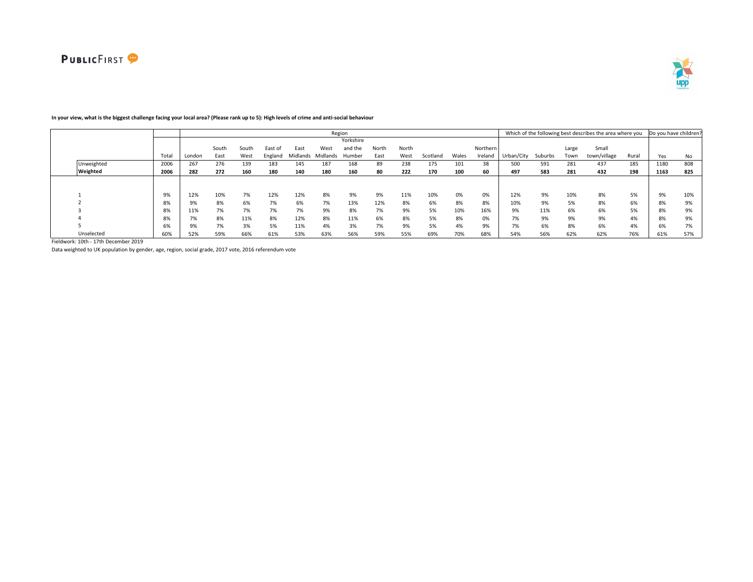**In your view, what is the biggest challenge facing your local area? (Please rank up to 5): High levels of crime and anti-social behaviour**

| | | Region | | | | | | | | | | | | Which of the following best describes the area where you | | | | | Do you have children? | |
|---|---|---|---|---|---|---|---|---|---|---|---|---|---|---|---|---|---|---|---|---|
| | Total | London | South East | South West | East of England | East Midlands | West Midlands | Yorkshire and the Humber | North East | North West | Scotland | Wales | Northern Ireland | Urban/City | Suburbs | Large Town | Small town/village | Rural | Yes | No |
| Unweighted | 2006 | 267 | 276 | 139 | 183 | 145 | 187 | 168 | 89 | 238 | 175 | 101 | 38 | 500 | 591 | 281 | 437 | 185 | 1180 | 808 |
| **Weighted** | **2006** | **282** | **272** | **160** | **180** | **140** | **180** | **160** | **80** | **222** | **170** | **100** | **60** | **497** | **583** | **281** | **432** | **198** | **1163** | **825** |
| 1 | 9% | 12% | 10% | 7% | 12% | 12% | 8% | 9% | 9% | 11% | 10% | 0% | 0% | 12% | 9% | 10% | 8% | 5% | 9% | 10% |
| 2 | 8% | 9% | 8% | 6% | 7% | 6% | 7% | 13% | 12% | 8% | 6% | 8% | 8% | 10% | 9% | 5% | 8% | 6% | 8% | 9% |
| 3 | 8% | 11% | 7% | 7% | 7% | 7% | 9% | 8% | 7% | 9% | 5% | 10% | 16% | 9% | 11% | 6% | 6% | 5% | 8% | 9% |
| 4 | 8% | 7% | 8% | 11% | 8% | 12% | 8% | 11% | 6% | 8% | 5% | 8% | 0% | 7% | 9% | 9% | 9% | 4% | 8% | 9% |
| 5 | 6% | 9% | 7% | 3% | 5% | 11% | 4% | 3% | 7% | 9% | 5% | 4% | 9% | 7% | 6% | 8% | 6% | 4% | 6% | 7% |
| Unselected | 60% | 52% | 59% | 66% | 61% | 53% | 63% | 56% | 59% | 55% | 69% | 70% | 68% | 54% | 56% | 62% | 62% | 76% | 61% | 57% |

Fieldwork: 10th - 17th December 2019

Data weighted to UK population by gender, age, region, social grade, 2017 vote, 2016 referendum vote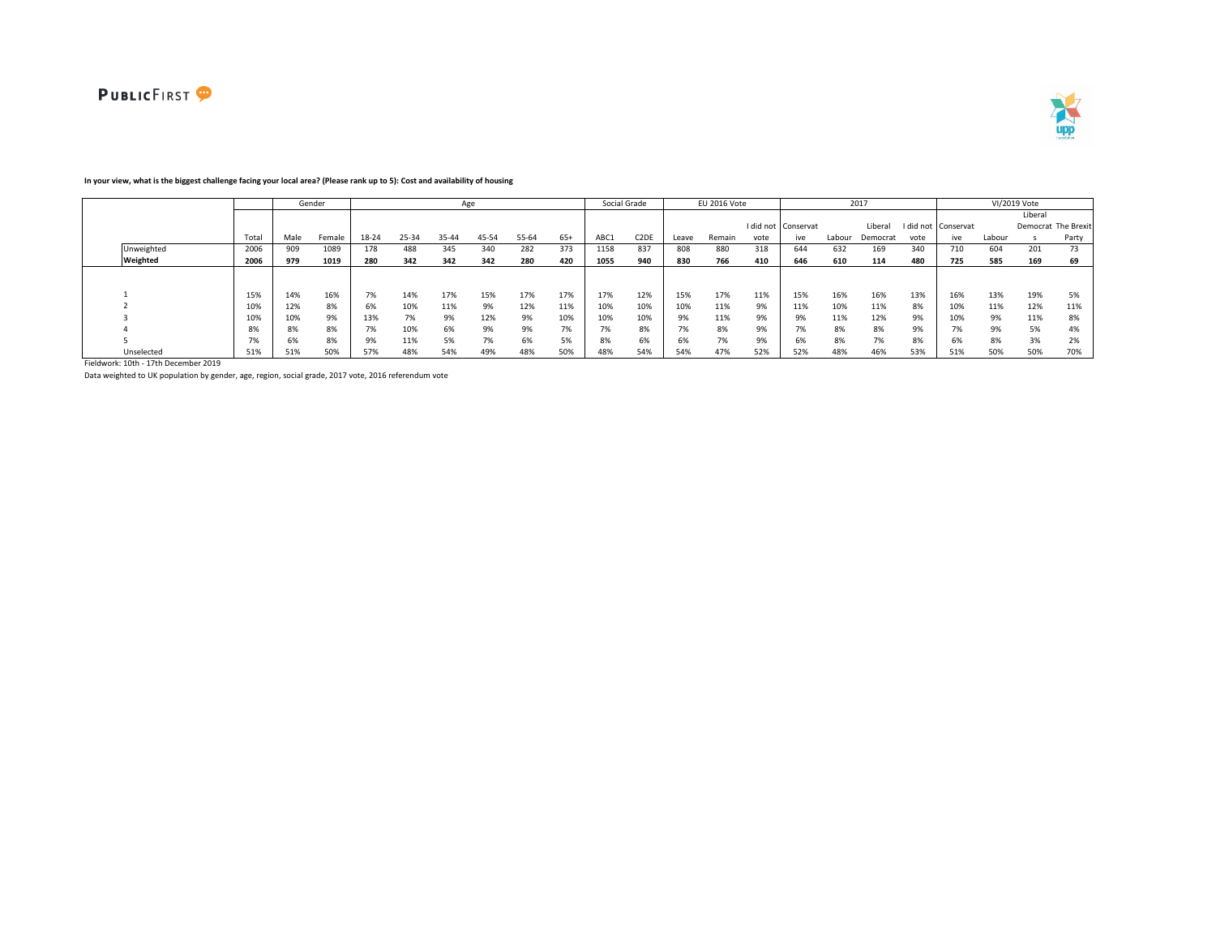**In your view, what is the biggest challenge facing your local area? (Please rank up to 5): Cost and availability of housing**

| | | Gender | | Age | | | | | | Social Grade | | EU 2016 Vote | | | 2017 | | | | VI/2019 Vote | | | |
|---|---|---|---|---|---|---|---|---|---|---|---|---|---|---|---|---|---|---|---|---|---|---|
| | Total | Male | Female | 18-24 | 25-34 | 35-44 | 45-54 | 55-64 | 65+ | ABC1 | C2DE | Leave | Remain | I did not vote | Conservative | Labour | Liberal Democrat | I did not vote | Conservative | Labour | Liberal Democrats | The Brexit Party |
| Unweighted | 2006 | 909 | 1089 | 178 | 488 | 345 | 340 | 282 | 373 | 1158 | 837 | 808 | 880 | 318 | 644 | 632 | 169 | 340 | 710 | 604 | 201 | 73 |
| **Weighted** | **2006** | **979** | **1019** | **280** | **342** | **342** | **342** | **280** | **420** | **1055** | **940** | **830** | **766** | **410** | **646** | **610** | **114** | **480** | **725** | **585** | **169** | **69** |
| 1 | 15% | 14% | 16% | 7% | 14% | 17% | 15% | 17% | 17% | 17% | 12% | 15% | 17% | 11% | 15% | 16% | 16% | 13% | 16% | 13% | 19% | 5% |
| 2 | 10% | 12% | 8% | 6% | 10% | 11% | 9% | 12% | 11% | 10% | 10% | 10% | 11% | 9% | 11% | 10% | 11% | 8% | 10% | 11% | 12% | 11% |
| 3 | 10% | 10% | 9% | 13% | 7% | 9% | 12% | 9% | 10% | 10% | 10% | 9% | 11% | 9% | 9% | 11% | 12% | 9% | 10% | 9% | 11% | 8% |
| 4 | 8% | 8% | 8% | 7% | 10% | 6% | 9% | 9% | 7% | 7% | 8% | 7% | 8% | 9% | 7% | 8% | 8% | 9% | 7% | 9% | 5% | 4% |
| 5 | 7% | 6% | 8% | 9% | 11% | 5% | 7% | 6% | 5% | 8% | 6% | 6% | 7% | 9% | 6% | 8% | 7% | 8% | 6% | 8% | 3% | 2% |
| Unselected | 51% | 51% | 50% | 57% | 48% | 54% | 49% | 48% | 50% | 48% | 54% | 54% | 47% | 52% | 52% | 48% | 46% | 53% | 51% | 50% | 50% | 70% |

Fieldwork: 10th - 17th December 2019

Data weighted to UK population by gender, age, region, social grade, 2017 vote, 2016 referendum vote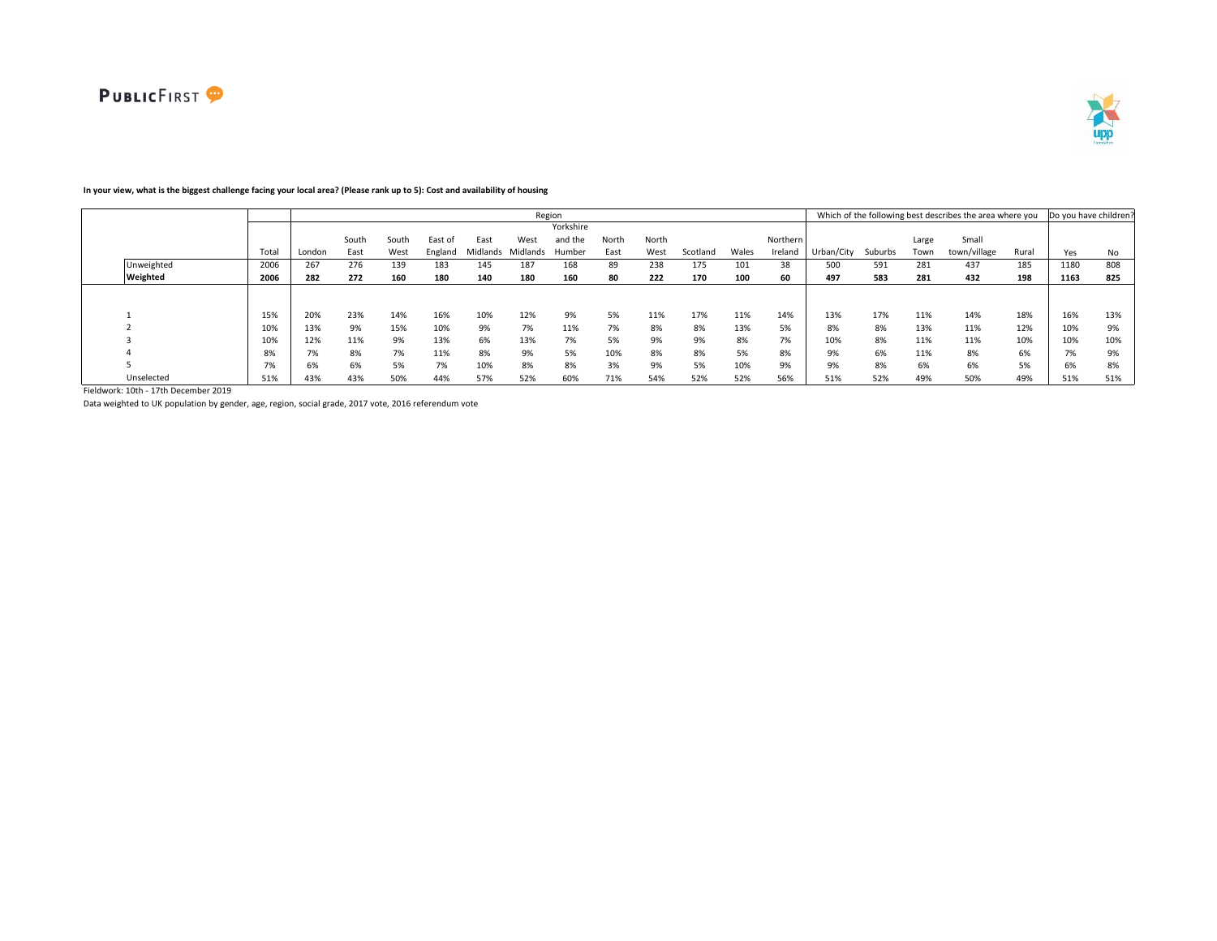**In your view, what is the biggest challenge facing your local area? (Please rank up to 5): Cost and availability of housing**

| | Total | Region | | | | | | | | | | | | Which of the following best describes the area where you | | | | | Do you have children? | |
|---|---|---|---|---|---|---|---|---|---|---|---|---|---|---|---|---|---|---|---|---|
| | | London | South East | South West | East of England | East Midlands | West Midlands | Yorkshire and the Humber | North East | North West | Scotland | Wales | Northern Ireland | Urban/City | Suburbs | Large Town | Small town/village | Rural | Yes | No |
| Unweighted | 2006 | 267 | 276 | 139 | 183 | 145 | 187 | 168 | 89 | 238 | 175 | 101 | 38 | 500 | 591 | 281 | 437 | 185 | 1180 | 808 |
| **Weighted** | **2006** | **282** | **272** | **160** | **180** | **140** | **180** | **160** | **80** | **222** | **170** | **100** | **60** | **497** | **583** | **281** | **432** | **198** | **1163** | **825** |
| 1 | 15% | 20% | 23% | 14% | 16% | 10% | 12% | 9% | 5% | 11% | 17% | 11% | 14% | 13% | 17% | 11% | 14% | 18% | 16% | 13% |
| 2 | 10% | 13% | 9% | 15% | 10% | 9% | 7% | 11% | 7% | 8% | 8% | 13% | 5% | 8% | 8% | 13% | 11% | 12% | 10% | 9% |
| 3 | 10% | 12% | 11% | 9% | 13% | 6% | 13% | 7% | 5% | 9% | 9% | 8% | 7% | 10% | 8% | 11% | 11% | 10% | 10% | 10% |
| 4 | 8% | 7% | 8% | 7% | 11% | 8% | 9% | 5% | 10% | 8% | 8% | 5% | 8% | 9% | 6% | 11% | 8% | 6% | 7% | 9% |
| 5 | 7% | 6% | 6% | 5% | 7% | 10% | 8% | 8% | 3% | 9% | 5% | 10% | 9% | 9% | 8% | 6% | 6% | 5% | 6% | 8% |
| Unselected | 51% | 43% | 43% | 50% | 44% | 57% | 52% | 60% | 71% | 54% | 52% | 52% | 56% | 51% | 52% | 49% | 50% | 49% | 51% | 51% |

Fieldwork: 10th - 17th December 2019

Data weighted to UK population by gender, age, region, social grade, 2017 vote, 2016 referendum vote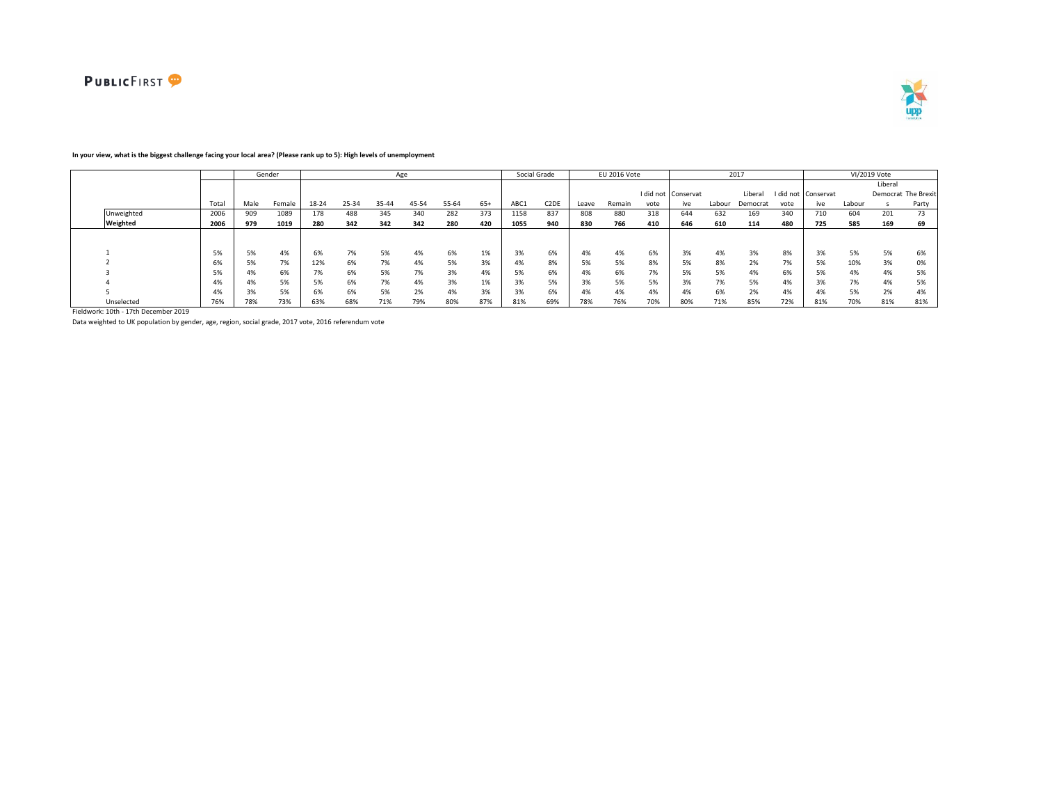**In your view, what is the biggest challenge facing your local area? (Please rank up to 5): High levels of unemployment**

| | Total | Gender | | Age | | | | | | Social Grade | | EU 2016 Vote | | | 2017 | | | | VI/2019 Vote | | | |
|---|---|---|---|---|---|---|---|---|---|---|---|---|---|---|---|---|---|---|---|---|---|---|
| | | Male | Female | 18-24 | 25-34 | 35-44 | 45-54 | 55-64 | 65+ | ABC1 | C2DE | Leave | Remain | I did not vote | Conservative | Labour | Liberal Democrat | I did not vote | Conservative | Labour | Liberal Democrats | The Brexit Party |
| Unweighted | 2006 | 909 | 1089 | 178 | 488 | 345 | 340 | 282 | 373 | 1158 | 837 | 808 | 880 | 318 | 644 | 632 | 169 | 340 | 710 | 604 | 201 | 73 |
| **Weighted** | **2006** | **979** | **1019** | **280** | **342** | **342** | **342** | **280** | **420** | **1055** | **940** | **830** | **766** | **410** | **646** | **610** | **114** | **480** | **725** | **585** | **169** | **69** |
| 1 | 5% | 5% | 4% | 6% | 7% | 5% | 4% | 6% | 1% | 3% | 6% | 4% | 4% | 6% | 3% | 4% | 3% | 8% | 3% | 5% | 5% | 6% |
| 2 | 6% | 5% | 7% | 12% | 6% | 7% | 4% | 5% | 3% | 4% | 8% | 5% | 5% | 8% | 5% | 8% | 2% | 7% | 5% | 10% | 3% | 0% |
| 3 | 5% | 4% | 6% | 7% | 6% | 5% | 7% | 3% | 4% | 5% | 6% | 4% | 6% | 7% | 5% | 5% | 4% | 6% | 5% | 4% | 4% | 5% |
| 4 | 4% | 4% | 5% | 5% | 6% | 7% | 4% | 3% | 1% | 3% | 5% | 3% | 5% | 5% | 3% | 7% | 5% | 4% | 3% | 7% | 4% | 5% |
| 5 | 4% | 3% | 5% | 6% | 6% | 5% | 2% | 4% | 3% | 3% | 6% | 4% | 4% | 4% | 4% | 6% | 2% | 4% | 4% | 5% | 2% | 4% |
| Unselected | 76% | 78% | 73% | 63% | 68% | 71% | 79% | 80% | 87% | 81% | 69% | 78% | 76% | 70% | 80% | 71% | 85% | 72% | 81% | 70% | 81% | 81% |

Fieldwork: 10th - 17th December 2019

Data weighted to UK population by gender, age, region, social grade, 2017 vote, 2016 referendum vote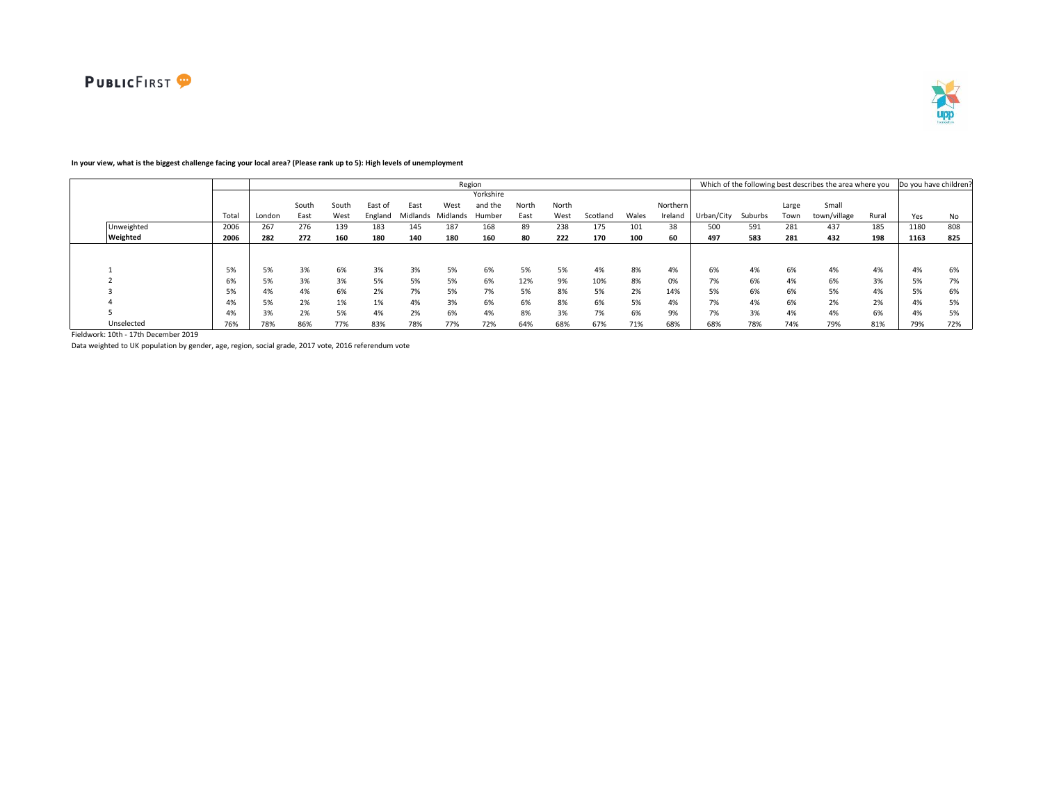**In your view, what is the biggest challenge facing your local area? (Please rank up to 5): High levels of unemployment**

| | Total | Region | | | | | | | | | | | | Which of the following best describes the area where you | | | | | Do you have children? | |
|---|---|---|---|---|---|---|---|---|---|---|---|---|---|---|---|---|---|---|---|---|
| | | London | South East | South West | East of England | East Midlands | West Midlands | Yorkshire and the Humber | North East | North West | Scotland | Wales | Northern Ireland | Urban/City | Suburbs | Large Town | Small town/village | Rural | Yes | No |
| Unweighted | 2006 | 267 | 276 | 139 | 183 | 145 | 187 | 168 | 89 | 238 | 175 | 101 | 38 | 500 | 591 | 281 | 437 | 185 | 1180 | 808 |
| **Weighted** | **2006** | **282** | **272** | **160** | **180** | **140** | **180** | **160** | **80** | **222** | **170** | **100** | **60** | **497** | **583** | **281** | **432** | **198** | **1163** | **825** |
| 1 | 5% | 5% | 3% | 6% | 3% | 3% | 5% | 6% | 5% | 5% | 4% | 8% | 4% | 6% | 4% | 6% | 4% | 4% | 4% | 6% |
| 2 | 6% | 5% | 3% | 3% | 5% | 5% | 5% | 6% | 12% | 9% | 10% | 8% | 0% | 7% | 6% | 4% | 6% | 3% | 5% | 7% |
| 3 | 5% | 4% | 4% | 6% | 2% | 7% | 5% | 7% | 5% | 8% | 5% | 2% | 14% | 5% | 6% | 6% | 5% | 4% | 5% | 6% |
| 4 | 4% | 5% | 2% | 1% | 1% | 4% | 3% | 6% | 6% | 8% | 6% | 5% | 4% | 7% | 4% | 6% | 2% | 2% | 4% | 5% |
| 5 | 4% | 3% | 2% | 5% | 4% | 2% | 6% | 4% | 8% | 3% | 7% | 6% | 9% | 7% | 3% | 4% | 4% | 6% | 4% | 5% |
| Unselected | 76% | 78% | 86% | 77% | 83% | 78% | 77% | 72% | 64% | 68% | 67% | 71% | 68% | 68% | 78% | 74% | 79% | 81% | 79% | 72% |

Fieldwork: 10th - 17th December 2019

Data weighted to UK population by gender, age, region, social grade, 2017 vote, 2016 referendum vote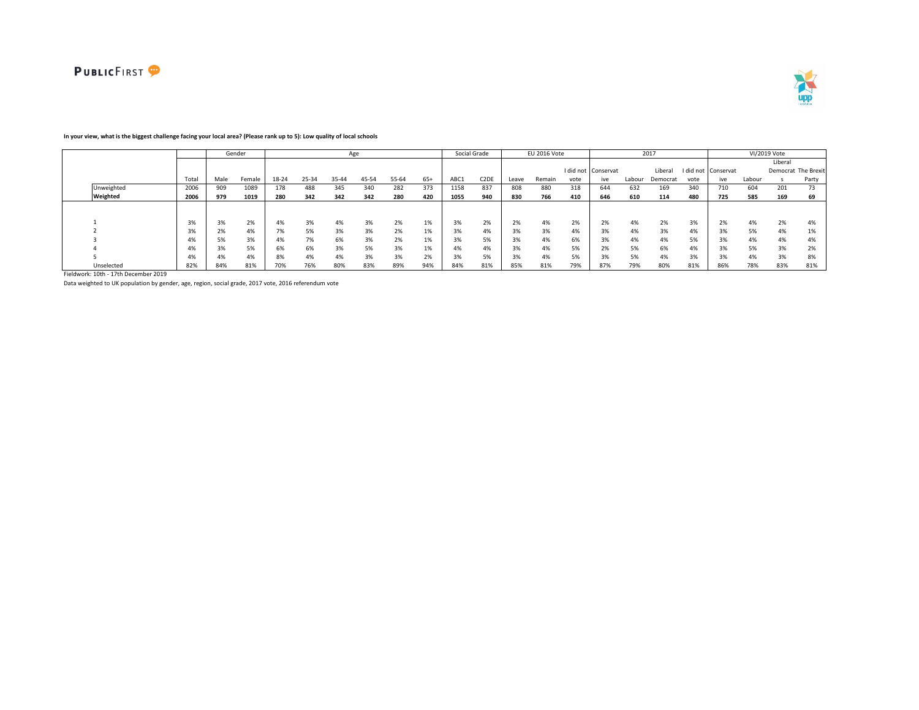**In your view, what is the biggest challenge facing your local area? (Please rank up to 5): Low quality of local schools**

| | | Gender | | Age | | | | | | Social Grade | | EU 2016 Vote | | | 2017 | | | | VI/2019 Vote | | | |
|---|---|---|---|---|---|---|---|---|---|---|---|---|---|---|---|---|---|---|---|---|---|---|
| | Total | Male | Female | 18-24 | 25-34 | 35-44 | 45-54 | 55-64 | 65+ | ABC1 | C2DE | Leave | Remain | I did not vote | Conservative | Labour | Liberal Democrat | I did not vote | Conservative | Labour | Liberal Democrats | The Brexit Party |
| Unweighted | 2006 | 909 | 1089 | 178 | 488 | 345 | 340 | 282 | 373 | 1158 | 837 | 808 | 880 | 318 | 644 | 632 | 169 | 340 | 710 | 604 | 201 | 73 |
| **Weighted** | **2006** | **979** | **1019** | **280** | **342** | **342** | **342** | **280** | **420** | **1055** | **940** | **830** | **766** | **410** | **646** | **610** | **114** | **480** | **725** | **585** | **169** | **69** |
| 1 | 3% | 3% | 2% | 4% | 3% | 4% | 3% | 2% | 1% | 3% | 2% | 2% | 4% | 2% | 2% | 4% | 2% | 3% | 2% | 4% | 2% | 4% |
| 2 | 3% | 2% | 4% | 7% | 5% | 3% | 3% | 2% | 1% | 3% | 4% | 3% | 3% | 4% | 3% | 4% | 3% | 4% | 3% | 5% | 4% | 1% |
| 3 | 4% | 5% | 3% | 4% | 7% | 6% | 3% | 2% | 1% | 3% | 5% | 3% | 4% | 6% | 3% | 4% | 4% | 5% | 3% | 4% | 4% | 4% |
| 4 | 4% | 3% | 5% | 6% | 6% | 3% | 5% | 3% | 1% | 4% | 4% | 3% | 4% | 5% | 2% | 5% | 6% | 4% | 3% | 5% | 3% | 2% |
| 5 | 4% | 4% | 4% | 8% | 4% | 4% | 3% | 3% | 2% | 3% | 5% | 3% | 4% | 5% | 3% | 5% | 4% | 3% | 3% | 4% | 3% | 8% |
| Unselected | 82% | 84% | 81% | 70% | 76% | 80% | 83% | 89% | 94% | 84% | 81% | 85% | 81% | 79% | 87% | 79% | 80% | 81% | 86% | 78% | 83% | 81% |

Fieldwork: 10th - 17th December 2019

Data weighted to UK population by gender, age, region, social grade, 2017 vote, 2016 referendum vote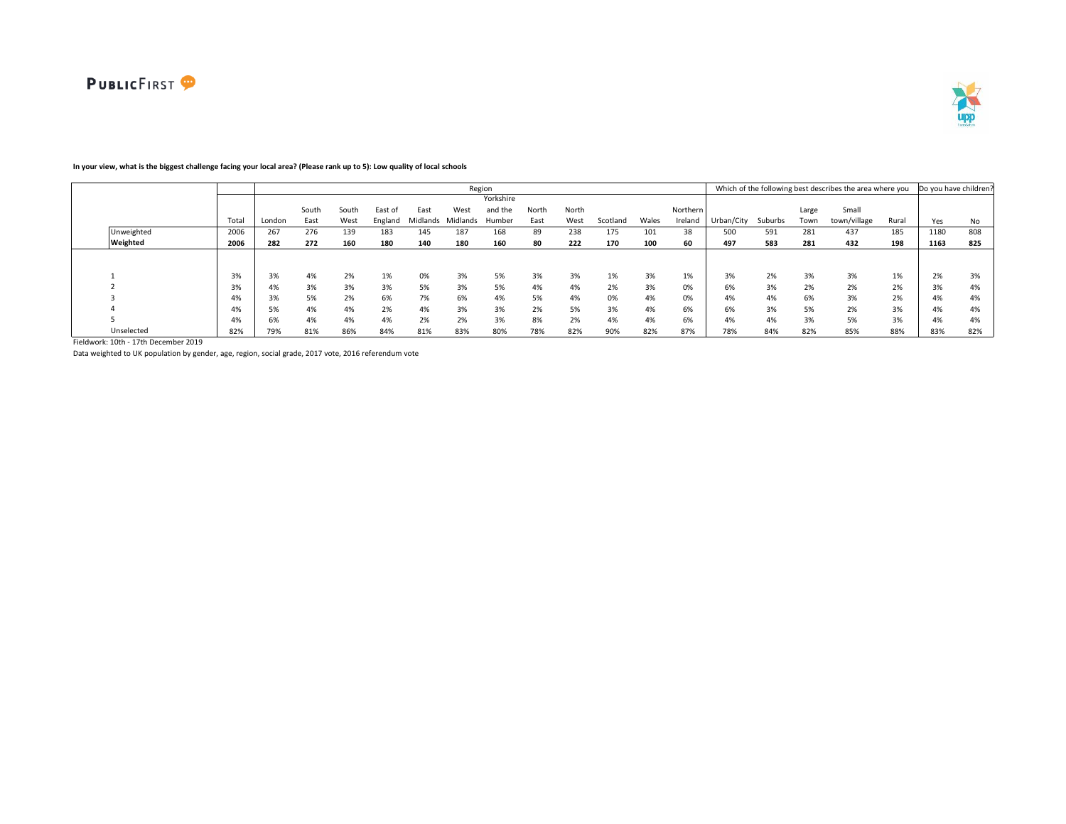**In your view, what is the biggest challenge facing your local area? (Please rank up to 5): Low quality of local schools**

| | Total | Region | | | | | | | | | | | | Which of the following best describes the area where you | | | | | Do you have children? | |
|---|---|---|---|---|---|---|---|---|---|---|---|---|---|---|---|---|---|---|---|---|
| | Total | London | South East | South West | East of England | East Midlands | West Midlands | Yorkshire and the Humber | North East | North West | Scotland | Wales | Northern Ireland | Urban/City | Suburbs | Large Town | Small town/village | Rural | Yes | No |
| Unweighted | 2006 | 267 | 276 | 139 | 183 | 145 | 187 | 168 | 89 | 238 | 175 | 101 | 38 | 500 | 591 | 281 | 437 | 185 | 1180 | 808 |
| **Weighted** | **2006** | **282** | **272** | **160** | **180** | **140** | **180** | **160** | **80** | **222** | **170** | **100** | **60** | **497** | **583** | **281** | **432** | **198** | **1163** | **825** |
| 1 | 3% | 3% | 4% | 2% | 1% | 0% | 3% | 5% | 3% | 3% | 1% | 3% | 1% | 3% | 2% | 3% | 3% | 1% | 2% | 3% |
| 2 | 3% | 4% | 3% | 3% | 3% | 5% | 3% | 5% | 4% | 4% | 2% | 3% | 0% | 6% | 3% | 2% | 2% | 2% | 3% | 4% |
| 3 | 4% | 3% | 5% | 2% | 6% | 7% | 6% | 4% | 5% | 4% | 0% | 4% | 0% | 4% | 4% | 6% | 3% | 2% | 4% | 4% |
| 4 | 4% | 5% | 4% | 4% | 2% | 4% | 3% | 3% | 2% | 5% | 3% | 4% | 6% | 6% | 3% | 5% | 2% | 3% | 4% | 4% |
| 5 | 4% | 6% | 4% | 4% | 4% | 2% | 2% | 3% | 8% | 2% | 4% | 4% | 6% | 4% | 4% | 3% | 5% | 3% | 4% | 4% |
| Unselected | 82% | 79% | 81% | 86% | 84% | 81% | 83% | 80% | 78% | 82% | 90% | 82% | 87% | 78% | 84% | 82% | 85% | 88% | 83% | 82% |

Fieldwork: 10th - 17th December 2019

Data weighted to UK population by gender, age, region, social grade, 2017 vote, 2016 referendum vote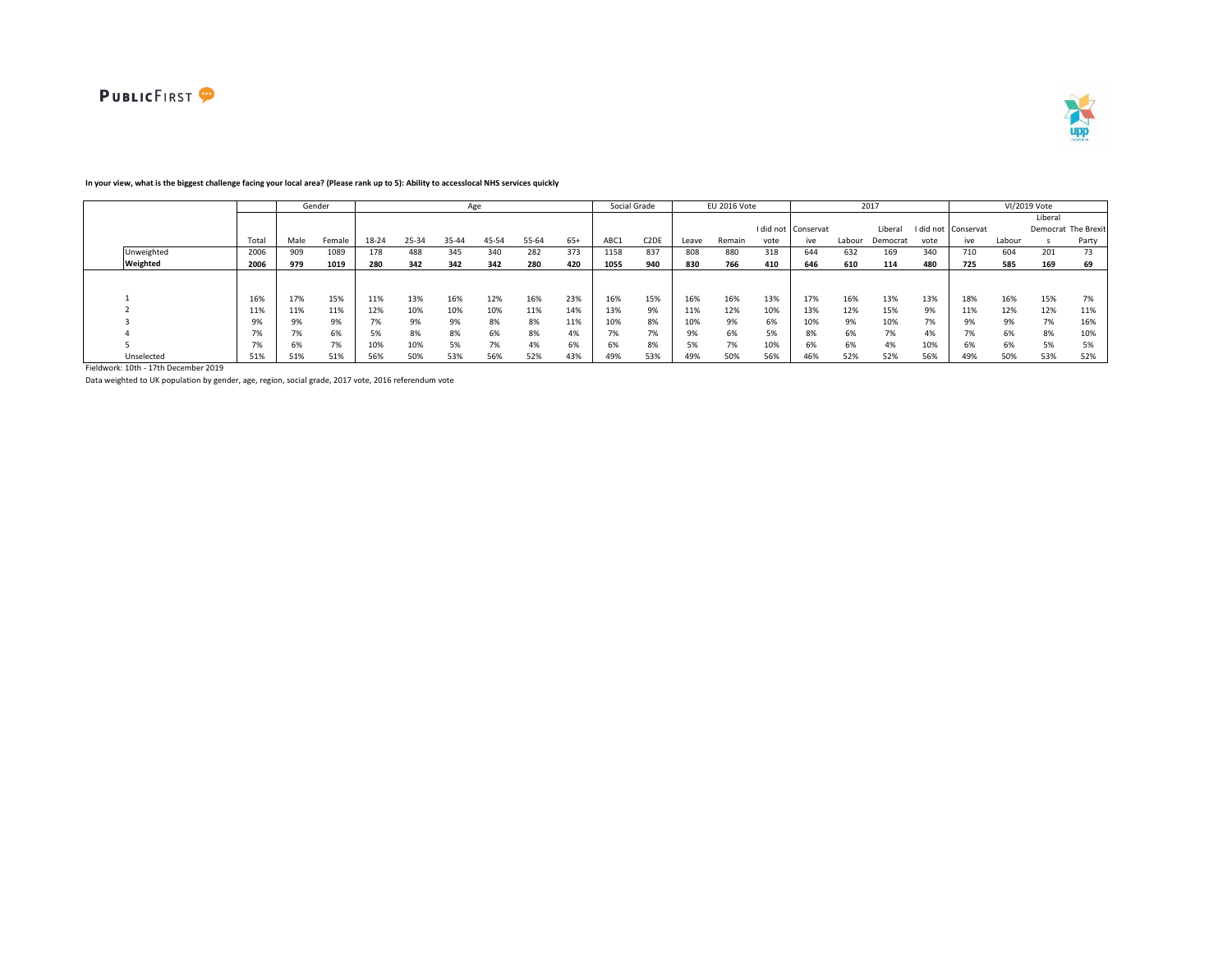**In your view, what is the biggest challenge facing your local area? (Please rank up to 5): Ability to accesslocal NHS services quickly**

| | | Gender | | Age | | | | | | Social Grade | | EU 2016 Vote | | | 2017 | | | | VI/2019 Vote | | | |
|---|---|---|---|---|---|---|---|---|---|---|---|---|---|---|---|---|---|---|---|---|---|---|
| | Total | Male | Female | 18-24 | 25-34 | 35-44 | 45-54 | 55-64 | 65+ | ABC1 | C2DE | Leave | Remain | I did not vote | Conservative | Labour | Liberal Democrat | I did not vote | Conservative | Labour | Liberal Democrats | The Brexit Party |
| Unweighted | 2006 | 909 | 1089 | 178 | 488 | 345 | 340 | 282 | 373 | 1158 | 837 | 808 | 880 | 318 | 644 | 632 | 169 | 340 | 710 | 604 | 201 | 73 |
| **Weighted** | **2006** | **979** | **1019** | **280** | **342** | **342** | **342** | **280** | **420** | **1055** | **940** | **830** | **766** | **410** | **646** | **610** | **114** | **480** | **725** | **585** | **169** | **69** |
| 1 | 16% | 17% | 15% | 11% | 13% | 16% | 12% | 16% | 23% | 16% | 15% | 16% | 16% | 13% | 17% | 16% | 13% | 13% | 18% | 16% | 15% | 7% |
| 2 | 11% | 11% | 11% | 12% | 10% | 10% | 10% | 11% | 14% | 13% | 9% | 11% | 12% | 10% | 13% | 12% | 15% | 9% | 11% | 12% | 12% | 11% |
| 3 | 9% | 9% | 9% | 7% | 9% | 9% | 8% | 8% | 11% | 10% | 8% | 10% | 9% | 6% | 10% | 9% | 10% | 7% | 9% | 9% | 7% | 16% |
| 4 | 7% | 7% | 6% | 5% | 8% | 8% | 6% | 8% | 4% | 7% | 7% | 9% | 6% | 5% | 8% | 6% | 7% | 4% | 7% | 6% | 8% | 10% |
| 5 | 7% | 6% | 7% | 10% | 10% | 5% | 7% | 4% | 6% | 6% | 8% | 5% | 7% | 10% | 6% | 6% | 4% | 10% | 6% | 6% | 5% | 5% |
| Unselected | 51% | 51% | 51% | 56% | 50% | 53% | 56% | 52% | 43% | 49% | 53% | 49% | 50% | 56% | 46% | 52% | 52% | 56% | 49% | 50% | 53% | 52% |

Fieldwork: 10th - 17th December 2019

Data weighted to UK population by gender, age, region, social grade, 2017 vote, 2016 referendum vote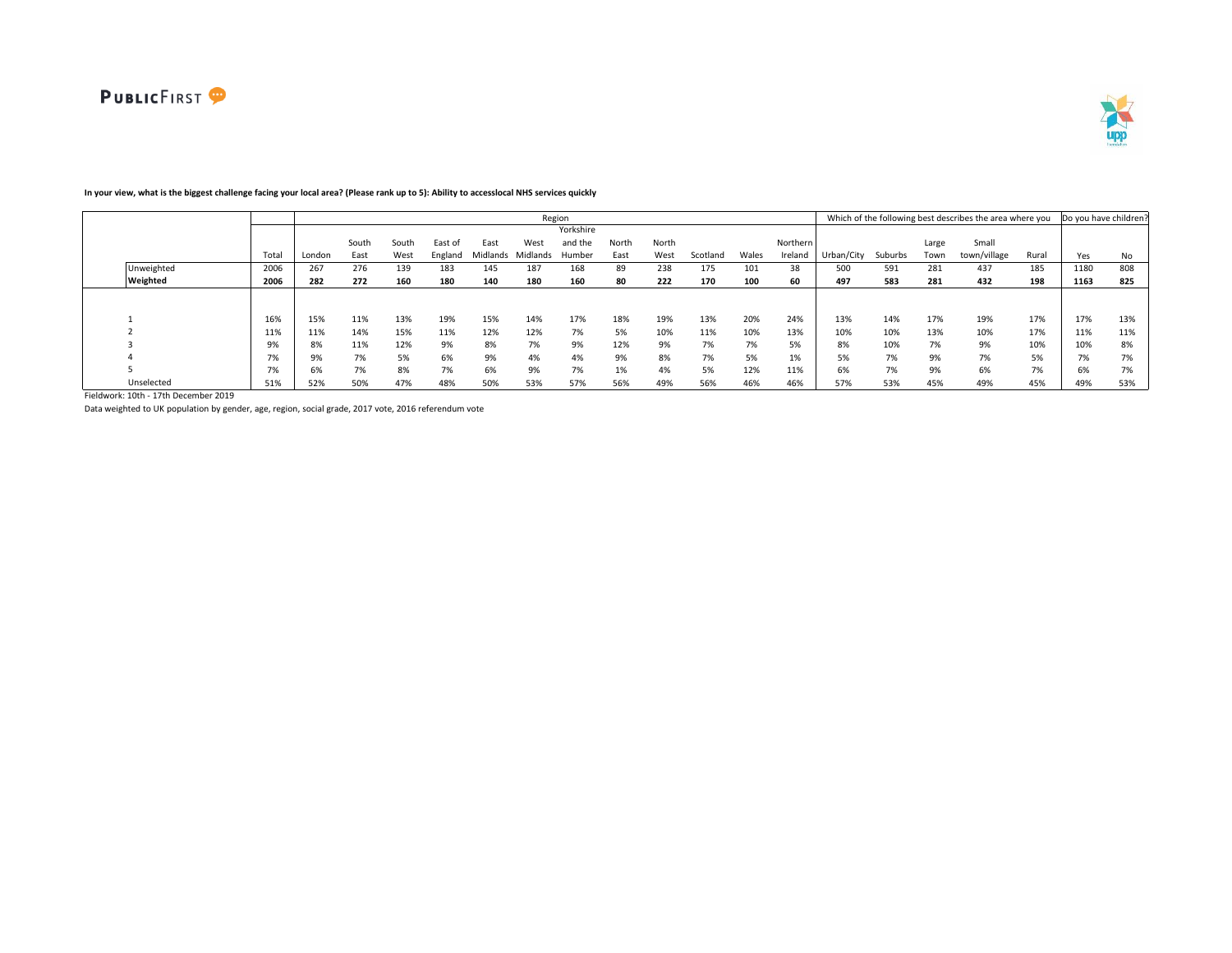**In your view, what is the biggest challenge facing your local area? (Please rank up to 5): Ability to accesslocal NHS services quickly**

| | | Region | | | | | | | | | | | | Which of the following best describes the area where you | | | | | Do you have children? | |
|---|---|---|---|---|---|---|---|---|---|---|---|---|---|---|---|---|---|---|---|---|
| | Total | London | South East | South West | East of England | East Midlands | West Midlands | Yorkshire and the Humber | North East | North West | Scotland | Wales | Northern Ireland | Urban/City | Suburbs | Large Town | Small town/village | Rural | Yes | No |
| Unweighted | 2006 | 267 | 276 | 139 | 183 | 145 | 187 | 168 | 89 | 238 | 175 | 101 | 38 | 500 | 591 | 281 | 437 | 185 | 1180 | 808 |
| **Weighted** | **2006** | **282** | **272** | **160** | **180** | **140** | **180** | **160** | **80** | **222** | **170** | **100** | **60** | **497** | **583** | **281** | **432** | **198** | **1163** | **825** |
| 1 | 16% | 15% | 11% | 13% | 19% | 15% | 14% | 17% | 18% | 19% | 13% | 20% | 24% | 13% | 14% | 17% | 19% | 17% | 17% | 13% |
| 2 | 11% | 11% | 14% | 15% | 11% | 12% | 12% | 7% | 5% | 10% | 11% | 10% | 13% | 10% | 10% | 13% | 10% | 17% | 11% | 11% |
| 3 | 9% | 8% | 11% | 12% | 9% | 8% | 7% | 9% | 12% | 9% | 7% | 7% | 5% | 8% | 10% | 7% | 9% | 10% | 10% | 8% |
| 4 | 7% | 9% | 7% | 5% | 6% | 9% | 4% | 4% | 9% | 8% | 7% | 5% | 1% | 5% | 7% | 9% | 7% | 5% | 7% | 7% |
| 5 | 7% | 6% | 7% | 8% | 7% | 6% | 9% | 7% | 1% | 4% | 5% | 12% | 11% | 6% | 7% | 9% | 6% | 7% | 6% | 7% |
| Unselected | 51% | 52% | 50% | 47% | 48% | 50% | 53% | 57% | 56% | 49% | 56% | 46% | 46% | 57% | 53% | 45% | 49% | 45% | 49% | 53% |

Fieldwork: 10th - 17th December 2019

Data weighted to UK population by gender, age, region, social grade, 2017 vote, 2016 referendum vote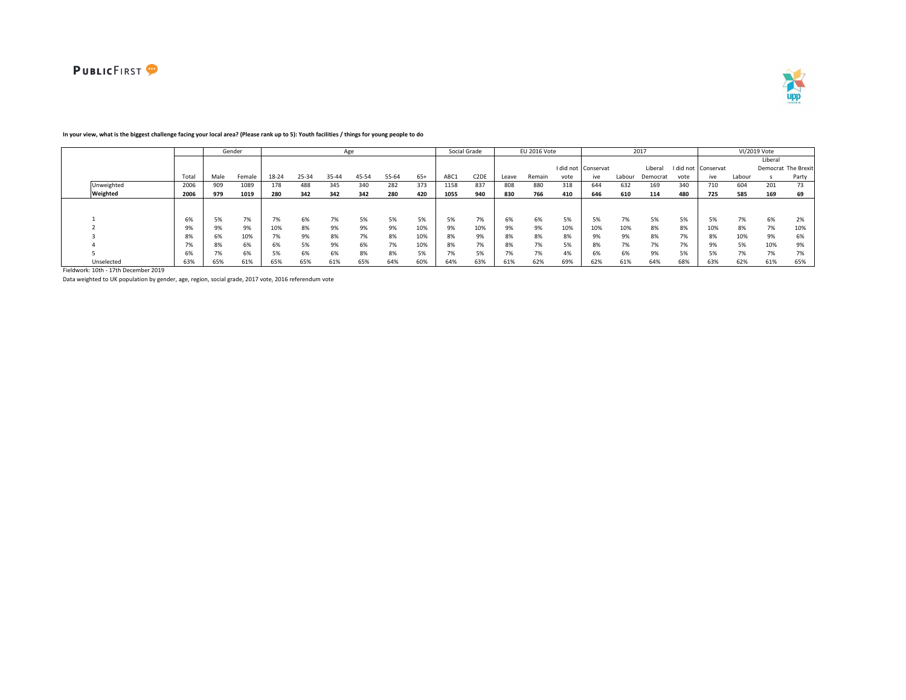**In your view, what is the biggest challenge facing your local area? (Please rank up to 5): Youth facilities / things for young people to do**

| | | Gender | | Age | | | | | | Social Grade | | EU 2016 Vote | | | 2017 | | | | VI/2019 Vote | | | |
|---|---|---|---|---|---|---|---|---|---|---|---|---|---|---|---|---|---|---|---|---|---|---|
| | Total | Male | Female | 18-24 | 25-34 | 35-44 | 45-54 | 55-64 | 65+ | ABC1 | C2DE | Leave | Remain | I did not vote | Conservative | Labour | Liberal Democrat | I did not vote | Conservative | Labour | Liberal Democrats | The Brexit Party |
| Unweighted | 2006 | 909 | 1089 | 178 | 488 | 345 | 340 | 282 | 373 | 1158 | 837 | 808 | 880 | 318 | 644 | 632 | 169 | 340 | 710 | 604 | 201 | 73 |
| **Weighted** | **2006** | **979** | **1019** | **280** | **342** | **342** | **342** | **280** | **420** | **1055** | **940** | **830** | **766** | **410** | **646** | **610** | **114** | **480** | **725** | **585** | **169** | **69** |
| 1 | 6% | 5% | 7% | 7% | 6% | 7% | 5% | 5% | 5% | 5% | 7% | 6% | 6% | 5% | 5% | 7% | 5% | 5% | 5% | 7% | 6% | 2% |
| 2 | 9% | 9% | 9% | 10% | 8% | 9% | 9% | 9% | 10% | 9% | 10% | 9% | 9% | 10% | 10% | 10% | 8% | 8% | 10% | 8% | 7% | 10% |
| 3 | 8% | 6% | 10% | 7% | 9% | 8% | 7% | 8% | 10% | 8% | 9% | 8% | 8% | 8% | 9% | 9% | 8% | 7% | 8% | 10% | 9% | 6% |
| 4 | 7% | 8% | 6% | 6% | 5% | 9% | 6% | 7% | 10% | 8% | 7% | 8% | 7% | 5% | 8% | 7% | 7% | 7% | 9% | 5% | 10% | 9% |
| 5 | 6% | 7% | 6% | 5% | 6% | 6% | 8% | 8% | 5% | 7% | 5% | 7% | 7% | 4% | 6% | 6% | 9% | 5% | 5% | 7% | 7% | 7% |
| Unselected | 63% | 65% | 61% | 65% | 65% | 61% | 65% | 64% | 60% | 64% | 63% | 61% | 62% | 69% | 62% | 61% | 64% | 68% | 63% | 62% | 61% | 65% |

Fieldwork: 10th - 17th December 2019

Data weighted to UK population by gender, age, region, social grade, 2017 vote, 2016 referendum vote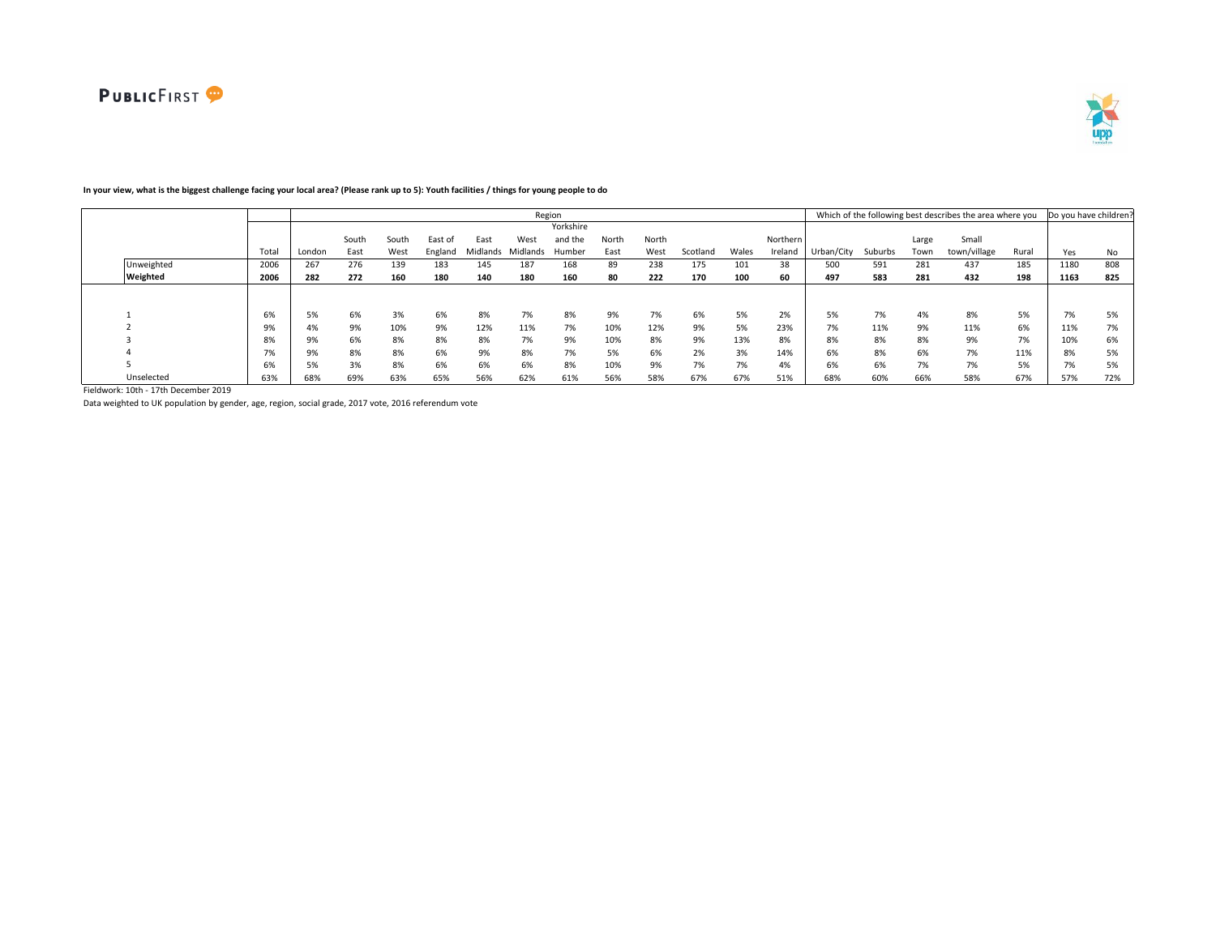**In your view, what is the biggest challenge facing your local area? (Please rank up to 5): Youth facilities / things for young people to do**

| | | Region | | | | | | | | | | | | Which of the following best describes the area where you | | | | | Do you have children? | |
|---|---|---|---|---|---|---|---|---|---|---|---|---|---|---|---|---|---|---|---|---|
| | Total | London | South East | South West | East of England | East Midlands | West Midlands | Yorkshire and the Humber | North East | North West | Scotland | Wales | Northern Ireland | Urban/City | Suburbs | Large Town | Small town/village | Rural | Yes | No |
| Unweighted | 2006 | 267 | 276 | 139 | 183 | 145 | 187 | 168 | 89 | 238 | 175 | 101 | 38 | 500 | 591 | 281 | 437 | 185 | 1180 | 808 |
| **Weighted** | **2006** | **282** | **272** | **160** | **180** | **140** | **180** | **160** | **80** | **222** | **170** | **100** | **60** | **497** | **583** | **281** | **432** | **198** | **1163** | **825** |
| 1 | 6% | 5% | 6% | 3% | 6% | 8% | 7% | 8% | 9% | 7% | 6% | 5% | 2% | 5% | 7% | 4% | 8% | 5% | 7% | 5% |
| 2 | 9% | 4% | 9% | 10% | 9% | 12% | 11% | 7% | 10% | 12% | 9% | 5% | 23% | 7% | 11% | 9% | 11% | 6% | 11% | 7% |
| 3 | 8% | 9% | 6% | 8% | 8% | 8% | 7% | 9% | 10% | 8% | 9% | 13% | 8% | 8% | 8% | 8% | 9% | 7% | 10% | 6% |
| 4 | 7% | 9% | 8% | 8% | 6% | 9% | 8% | 7% | 5% | 6% | 2% | 3% | 14% | 6% | 8% | 6% | 7% | 11% | 8% | 5% |
| 5 | 6% | 5% | 3% | 8% | 6% | 6% | 6% | 8% | 10% | 9% | 7% | 7% | 4% | 6% | 6% | 7% | 7% | 5% | 7% | 5% |
| Unselected | 63% | 68% | 69% | 63% | 65% | 56% | 62% | 61% | 56% | 58% | 67% | 67% | 51% | 68% | 60% | 66% | 58% | 67% | 57% | 72% |

Fieldwork: 10th - 17th December 2019

Data weighted to UK population by gender, age, region, social grade, 2017 vote, 2016 referendum vote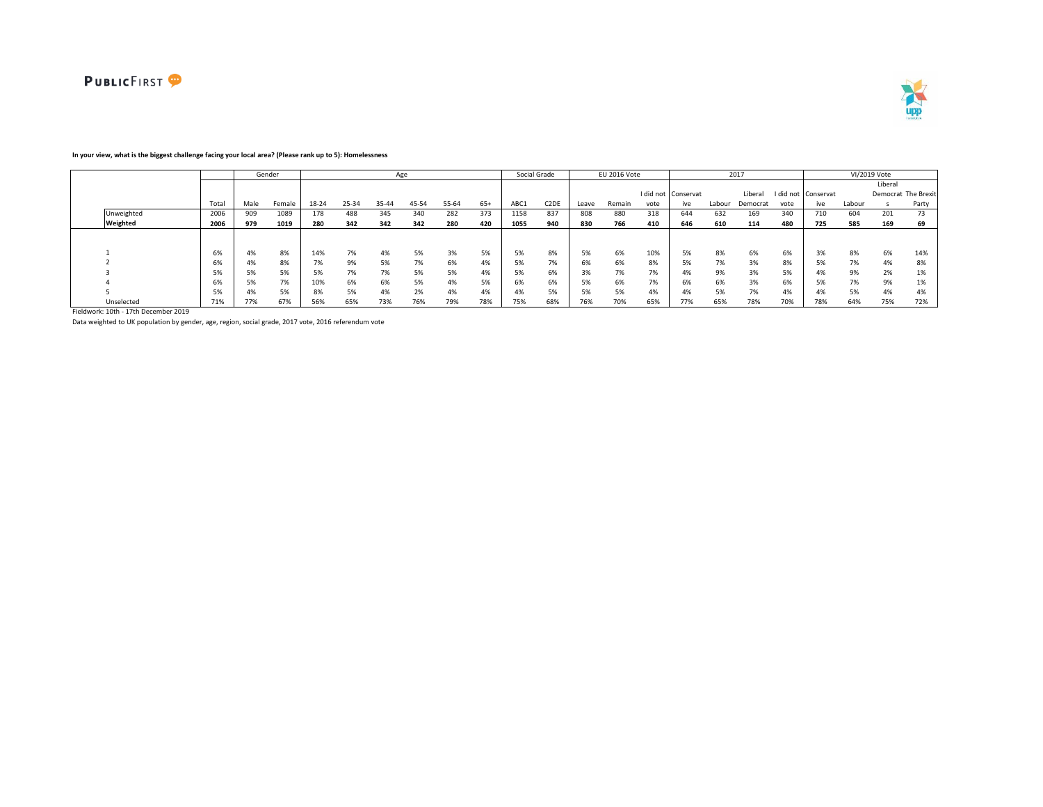**In your view, what is the biggest challenge facing your local area? (Please rank up to 5): Homelessness**

| | Total | Gender | | Age | | | | | | Social Grade | | EU 2016 Vote | | | 2017 | | | | VI/2019 Vote | | | |
|---|---|---|---|---|---|---|---|---|---|---|---|---|---|---|---|---|---|---|---|---|---|---|
| | | Male | Female | 18-24 | 25-34 | 35-44 | 45-54 | 55-64 | 65+ | ABC1 | C2DE | Leave | Remain | I did not vote | Conservative | Labour | Liberal Democrat | I did not vote | Conservative | Labour | Liberal Democrats | The Brexit Party |
| Unweighted | 2006 | 909 | 1089 | 178 | 488 | 345 | 340 | 282 | 373 | 1158 | 837 | 808 | 880 | 318 | 644 | 632 | 169 | 340 | 710 | 604 | 201 | 73 |
| **Weighted** | **2006** | **979** | **1019** | **280** | **342** | **342** | **342** | **280** | **420** | **1055** | **940** | **830** | **766** | **410** | **646** | **610** | **114** | **480** | **725** | **585** | **169** | **69** |
| 1 | 6% | 4% | 8% | 14% | 7% | 4% | 5% | 3% | 5% | 5% | 8% | 5% | 6% | 10% | 5% | 8% | 6% | 6% | 3% | 8% | 6% | 14% |
| 2 | 6% | 4% | 8% | 7% | 9% | 5% | 7% | 6% | 4% | 5% | 7% | 6% | 6% | 8% | 5% | 7% | 3% | 8% | 5% | 7% | 4% | 8% |
| 3 | 5% | 5% | 5% | 5% | 7% | 7% | 5% | 5% | 4% | 5% | 6% | 3% | 7% | 7% | 4% | 9% | 3% | 5% | 4% | 9% | 2% | 1% |
| 4 | 6% | 5% | 7% | 10% | 6% | 6% | 5% | 4% | 5% | 6% | 6% | 5% | 6% | 7% | 6% | 6% | 3% | 6% | 5% | 7% | 9% | 1% |
| 5 | 5% | 4% | 5% | 8% | 5% | 4% | 2% | 4% | 4% | 4% | 5% | 5% | 5% | 4% | 4% | 5% | 7% | 4% | 4% | 5% | 4% | 4% |
| Unselected | 71% | 77% | 67% | 56% | 65% | 73% | 76% | 79% | 78% | 75% | 68% | 76% | 70% | 65% | 77% | 65% | 78% | 70% | 78% | 64% | 75% | 72% |

Fieldwork: 10th - 17th December 2019

Data weighted to UK population by gender, age, region, social grade, 2017 vote, 2016 referendum vote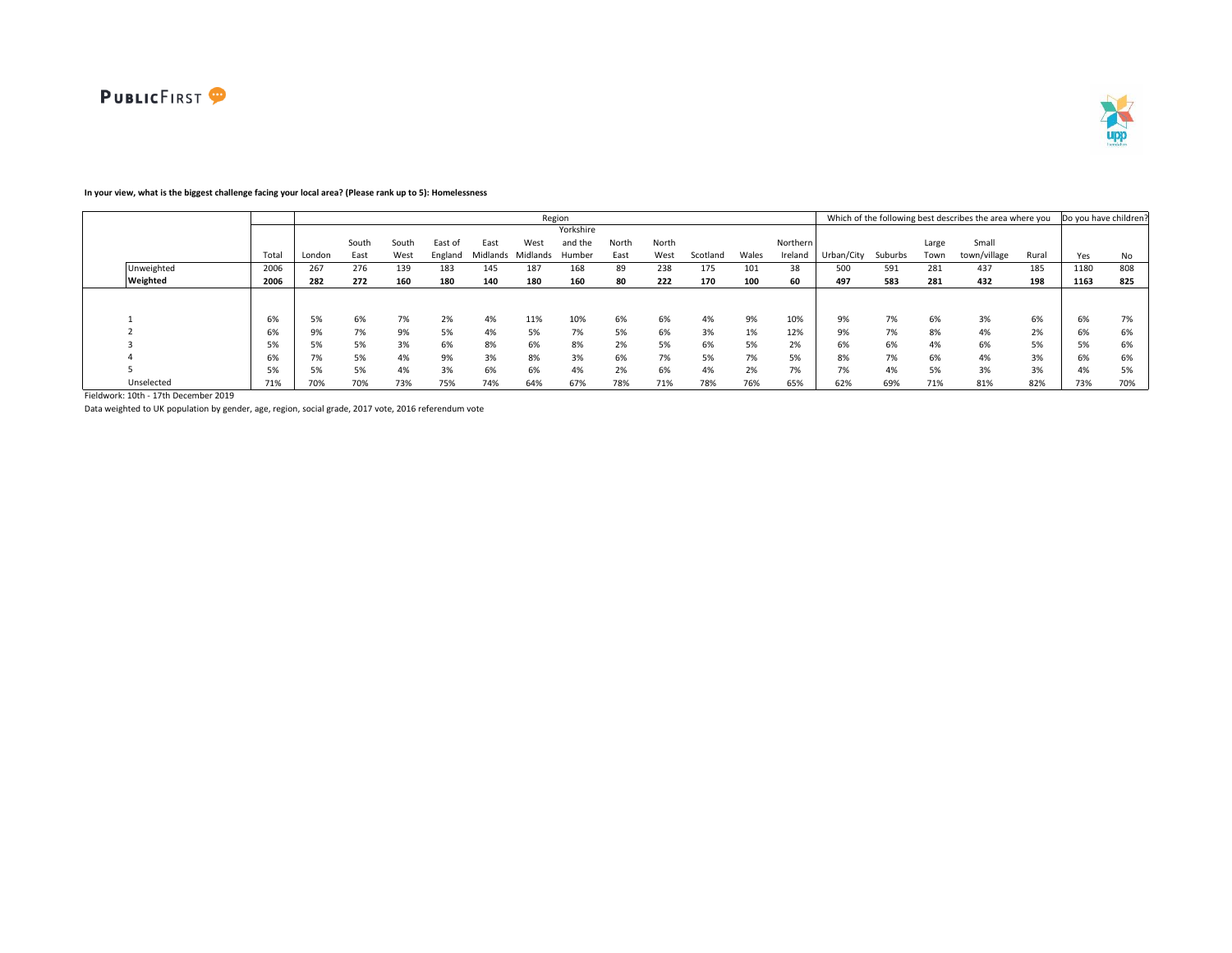**In your view, what is the biggest challenge facing your local area? (Please rank up to 5): Homelessness**

| | | Region | | | | | | | | | | | | Which of the following best describes the area where you | | | | | Do you have children? | |
|---|---|---|---|---|---|---|---|---|---|---|---|---|---|---|---|---|---|---|---|---|
| | Total | London | South East | South West | East of England | East Midlands | West Midlands | Yorkshire and the Humber | North East | North West | Scotland | Wales | Northern Ireland | Urban/City | Suburbs | Large Town | Small town/village | Rural | Yes | No |
| Unweighted | 2006 | 267 | 276 | 139 | 183 | 145 | 187 | 168 | 89 | 238 | 175 | 101 | 38 | 500 | 591 | 281 | 437 | 185 | 1180 | 808 |
| **Weighted** | **2006** | **282** | **272** | **160** | **180** | **140** | **180** | **160** | **80** | **222** | **170** | **100** | **60** | **497** | **583** | **281** | **432** | **198** | **1163** | **825** |
| 1 | 6% | 5% | 6% | 7% | 2% | 4% | 11% | 10% | 6% | 6% | 4% | 9% | 10% | 9% | 7% | 6% | 3% | 6% | 6% | 7% |
| 2 | 6% | 9% | 7% | 9% | 5% | 4% | 5% | 7% | 5% | 6% | 3% | 1% | 12% | 9% | 7% | 8% | 4% | 2% | 6% | 6% |
| 3 | 5% | 5% | 5% | 3% | 6% | 8% | 6% | 8% | 2% | 5% | 6% | 5% | 2% | 6% | 6% | 4% | 6% | 5% | 5% | 6% |
| 4 | 6% | 7% | 5% | 4% | 9% | 3% | 8% | 3% | 6% | 7% | 5% | 7% | 5% | 8% | 7% | 6% | 4% | 3% | 6% | 6% |
| 5 | 5% | 5% | 5% | 4% | 3% | 6% | 6% | 4% | 2% | 6% | 4% | 2% | 7% | 7% | 4% | 5% | 3% | 3% | 4% | 5% |
| Unselected | 71% | 70% | 70% | 73% | 75% | 74% | 64% | 67% | 78% | 71% | 78% | 76% | 65% | 62% | 69% | 71% | 81% | 82% | 73% | 70% |

Fieldwork: 10th - 17th December 2019

Data weighted to UK population by gender, age, region, social grade, 2017 vote, 2016 referendum vote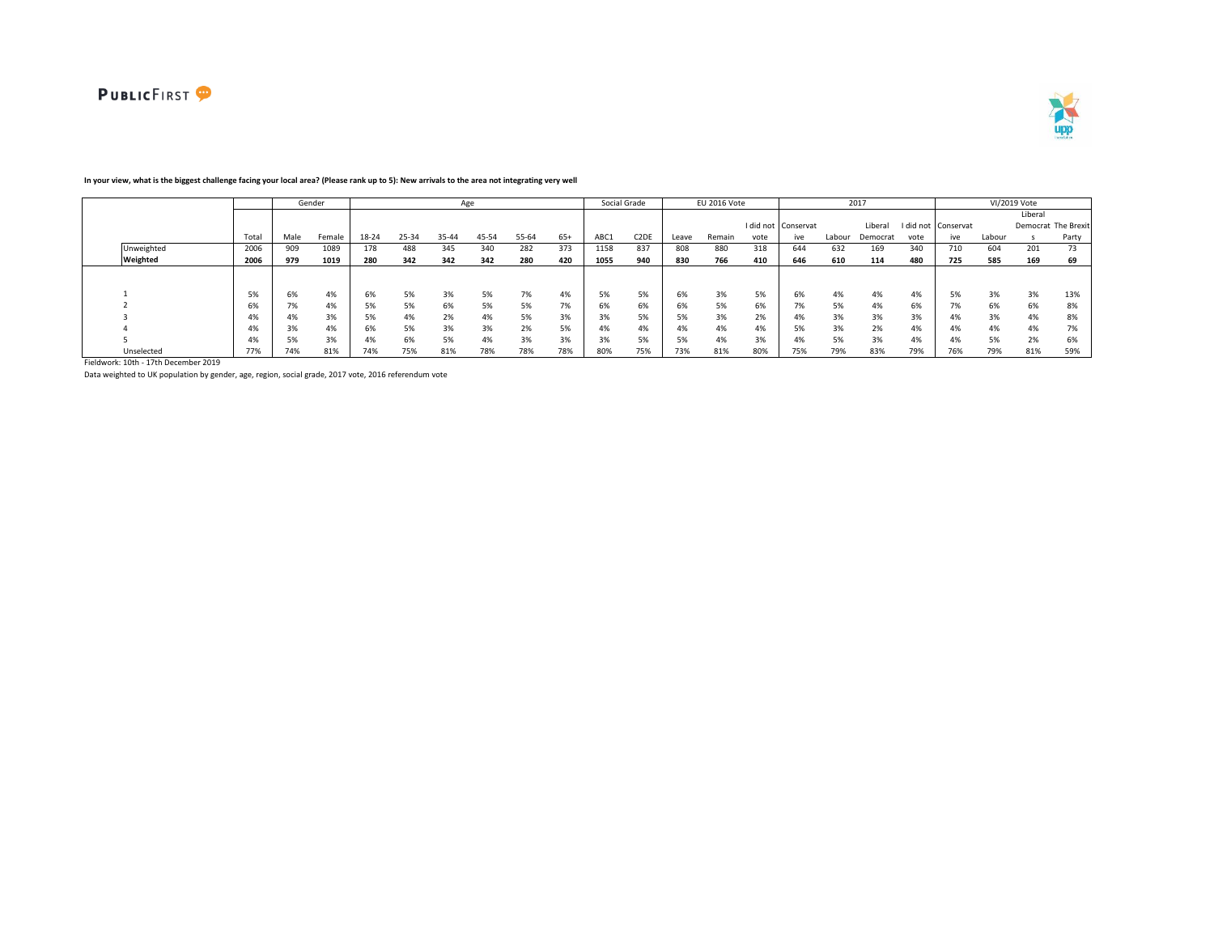**In your view, what is the biggest challenge facing your local area? (Please rank up to 5): New arrivals to the area not integrating very well**

| | | Gender | | Age | | | | | | Social Grade | | EU 2016 Vote | | | 2017 | | | | VI/2019 Vote | | | |
|---|---|---|---|---|---|---|---|---|---|---|---|---|---|---|---|---|---|---|---|---|---|---|
| | Total | Male | Female | 18-24 | 25-34 | 35-44 | 45-54 | 55-64 | 65+ | ABC1 | C2DE | Leave | Remain | I did not vote | Conservative | Labour | Liberal Democrat | I did not vote | Conservative | Labour | Liberal Democrats | The Brexit Party |
| Unweighted | 2006 | 909 | 1089 | 178 | 488 | 345 | 340 | 282 | 373 | 1158 | 837 | 808 | 880 | 318 | 644 | 632 | 169 | 340 | 710 | 604 | 201 | 73 |
| **Weighted** | **2006** | **979** | **1019** | **280** | **342** | **342** | **342** | **280** | **420** | **1055** | **940** | **830** | **766** | **410** | **646** | **610** | **114** | **480** | **725** | **585** | **169** | **69** |
| 1 | 5% | 6% | 4% | 6% | 5% | 3% | 5% | 7% | 4% | 5% | 5% | 6% | 3% | 5% | 6% | 4% | 4% | 4% | 5% | 3% | 3% | 13% |
| 2 | 6% | 7% | 4% | 5% | 5% | 6% | 5% | 5% | 7% | 6% | 6% | 6% | 5% | 6% | 7% | 5% | 4% | 6% | 7% | 6% | 6% | 8% |
| 3 | 4% | 4% | 3% | 5% | 4% | 2% | 4% | 5% | 3% | 3% | 5% | 5% | 3% | 2% | 4% | 3% | 3% | 3% | 4% | 3% | 4% | 8% |
| 4 | 4% | 3% | 4% | 6% | 5% | 3% | 3% | 2% | 5% | 4% | 4% | 4% | 4% | 4% | 5% | 3% | 2% | 4% | 4% | 4% | 4% | 7% |
| 5 | 4% | 5% | 3% | 4% | 6% | 5% | 4% | 3% | 3% | 3% | 5% | 5% | 4% | 3% | 4% | 5% | 3% | 4% | 4% | 5% | 2% | 6% |
| Unselected | 77% | 74% | 81% | 74% | 75% | 81% | 78% | 78% | 78% | 80% | 75% | 73% | 81% | 80% | 75% | 79% | 83% | 79% | 76% | 79% | 81% | 59% |

Fieldwork: 10th - 17th December 2019

Data weighted to UK population by gender, age, region, social grade, 2017 vote, 2016 referendum vote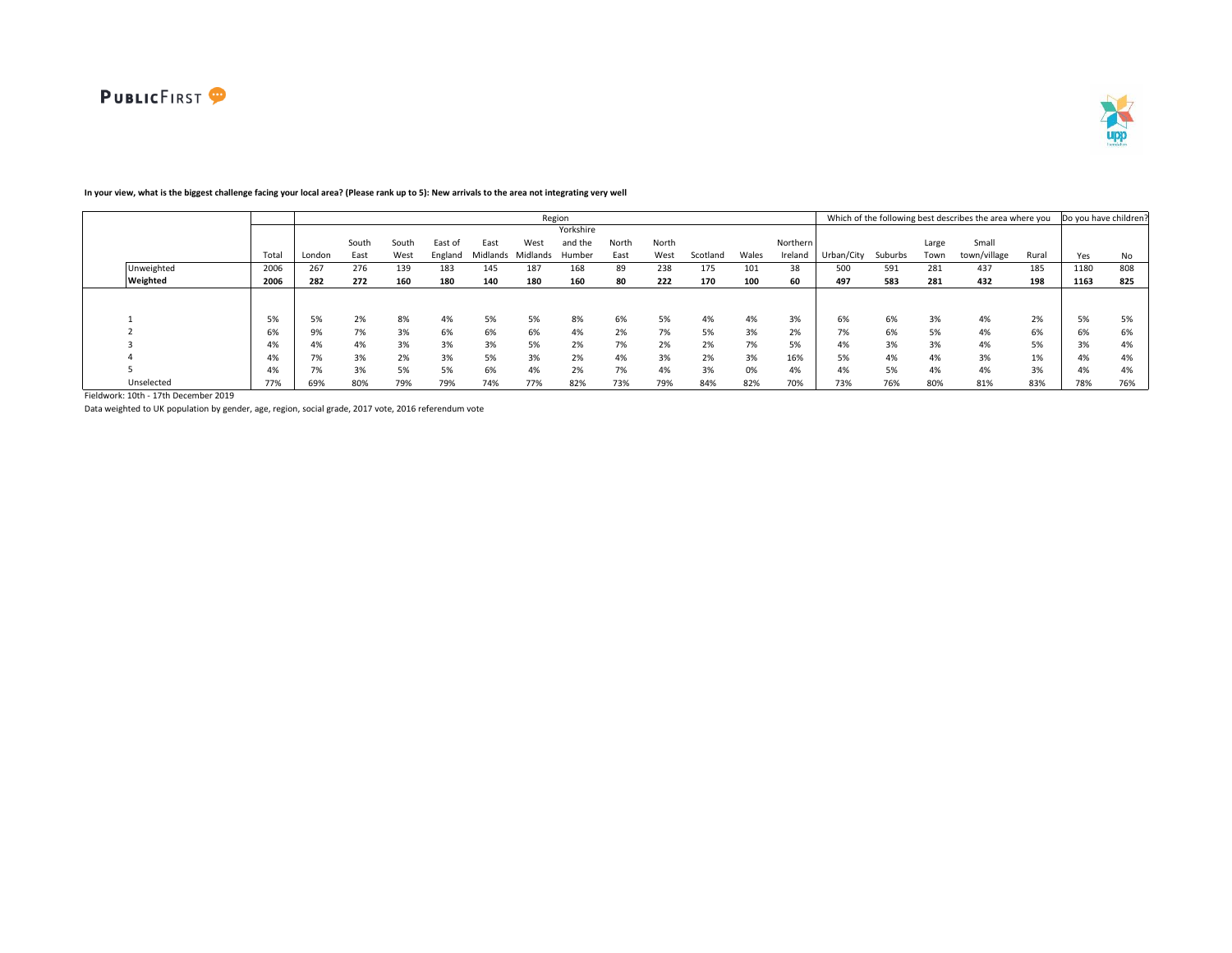**In your view, what is the biggest challenge facing your local area? (Please rank up to 5): New arrivals to the area not integrating very well**

| | | Region | | | | | | | | | | | | Which of the following best describes the area where you | | | | | Do you have children? | |
|---|---|---|---|---|---|---|---|---|---|---|---|---|---|---|---|---|---|---|---|---|
| | Total | London | South East | South West | East of England | East Midlands | West Midlands | Yorkshire and the Humber | North East | North West | Scotland | Wales | Northern Ireland | Urban/City | Suburbs | Large Town | Small town/village | Rural | Yes | No |
| Unweighted | 2006 | 267 | 276 | 139 | 183 | 145 | 187 | 168 | 89 | 238 | 175 | 101 | 38 | 500 | 591 | 281 | 437 | 185 | 1180 | 808 |
| **Weighted** | **2006** | **282** | **272** | **160** | **180** | **140** | **180** | **160** | **80** | **222** | **170** | **100** | **60** | **497** | **583** | **281** | **432** | **198** | **1163** | **825** |
| 1 | 5% | 5% | 2% | 8% | 4% | 5% | 5% | 8% | 6% | 5% | 4% | 4% | 3% | 6% | 6% | 3% | 4% | 2% | 5% | 5% |
| 2 | 6% | 9% | 7% | 3% | 6% | 6% | 6% | 4% | 2% | 7% | 5% | 3% | 2% | 7% | 6% | 5% | 4% | 6% | 6% | 6% |
| 3 | 4% | 4% | 4% | 3% | 3% | 3% | 5% | 2% | 7% | 2% | 2% | 7% | 5% | 4% | 3% | 3% | 4% | 5% | 3% | 4% |
| 4 | 4% | 7% | 3% | 2% | 3% | 5% | 3% | 2% | 4% | 3% | 2% | 3% | 16% | 5% | 4% | 4% | 3% | 1% | 4% | 4% |
| 5 | 4% | 7% | 3% | 5% | 5% | 6% | 4% | 2% | 7% | 4% | 3% | 0% | 4% | 4% | 5% | 4% | 4% | 3% | 4% | 4% |
| Unselected | 77% | 69% | 80% | 79% | 79% | 74% | 77% | 82% | 73% | 79% | 84% | 82% | 70% | 73% | 76% | 80% | 81% | 83% | 78% | 76% |

Fieldwork: 10th - 17th December 2019

Data weighted to UK population by gender, age, region, social grade, 2017 vote, 2016 referendum vote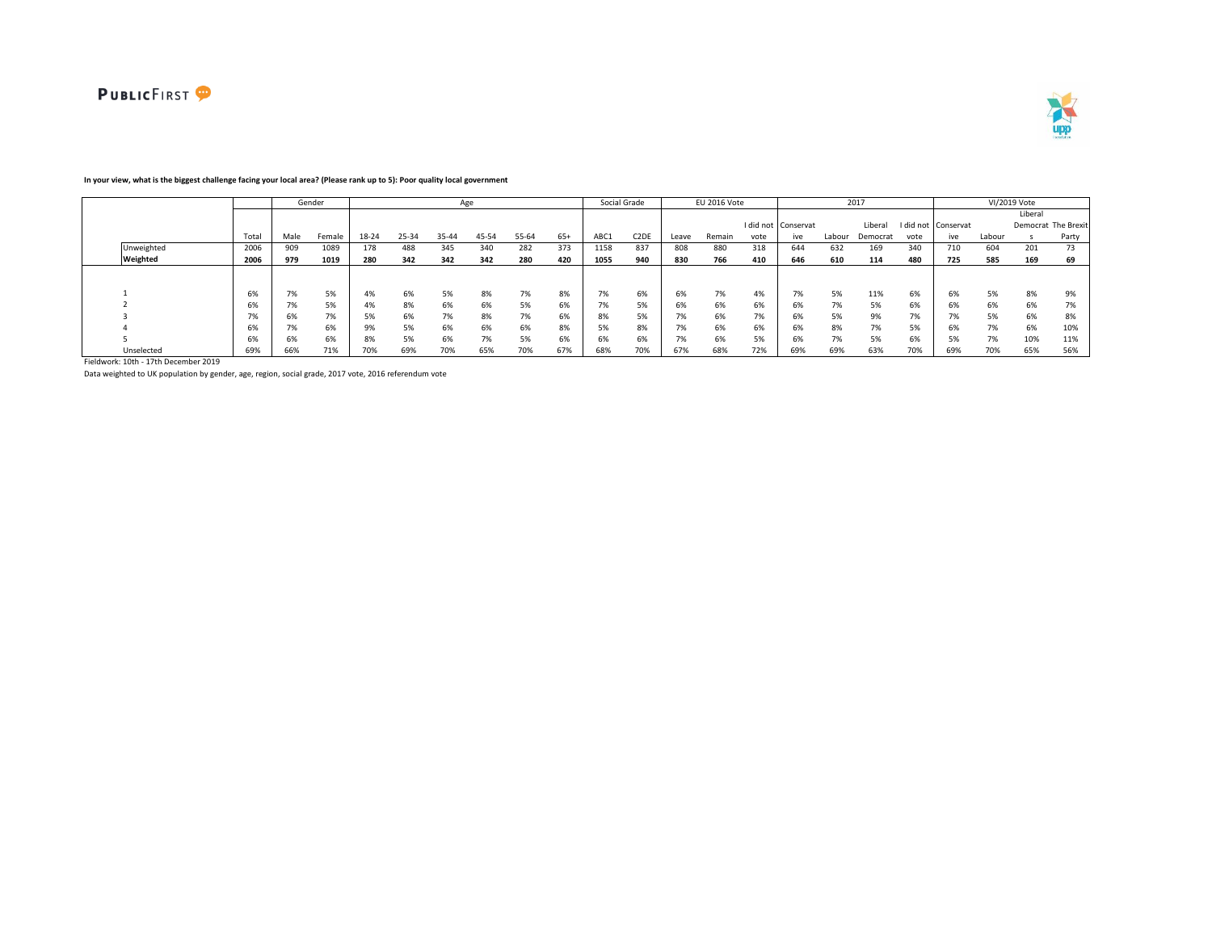**In your view, what is the biggest challenge facing your local area? (Please rank up to 5): Poor quality local government**

| | Total | Gender | | Age | | | | | | Social Grade | | EU 2016 Vote | | | 2017 | | | | VI/2019 Vote | | | |
|---|---|---|---|---|---|---|---|---|---|---|---|---|---|---|---|---|---|---|---|---|---|---|
| | | Male | Female | 18-24 | 25-34 | 35-44 | 45-54 | 55-64 | 65+ | ABC1 | C2DE | Leave | Remain | I did not vote | Conservative | Labour | Liberal Democrat | I did not vote | Conservative | Labour | Liberal Democrats | The Brexit Party |
| Unweighted | 2006 | 909 | 1089 | 178 | 488 | 345 | 340 | 282 | 373 | 1158 | 837 | 808 | 880 | 318 | 644 | 632 | 169 | 340 | 710 | 604 | 201 | 73 |
| **Weighted** | **2006** | **979** | **1019** | **280** | **342** | **342** | **342** | **280** | **420** | **1055** | **940** | **830** | **766** | **410** | **646** | **610** | **114** | **480** | **725** | **585** | **169** | **69** |
| 1 | 6% | 7% | 5% | 4% | 6% | 5% | 8% | 7% | 8% | 7% | 6% | 6% | 7% | 4% | 7% | 5% | 11% | 6% | 6% | 5% | 8% | 9% |
| 2 | 6% | 7% | 5% | 4% | 8% | 6% | 6% | 5% | 6% | 7% | 5% | 6% | 6% | 6% | 6% | 7% | 5% | 6% | 6% | 6% | 6% | 7% |
| 3 | 7% | 6% | 7% | 5% | 6% | 7% | 8% | 7% | 6% | 8% | 5% | 7% | 6% | 7% | 6% | 5% | 9% | 7% | 7% | 5% | 6% | 8% |
| 4 | 6% | 7% | 6% | 9% | 5% | 6% | 6% | 6% | 8% | 5% | 8% | 7% | 6% | 6% | 6% | 8% | 7% | 5% | 6% | 7% | 6% | 10% |
| 5 | 6% | 6% | 6% | 8% | 5% | 6% | 7% | 5% | 6% | 6% | 6% | 7% | 6% | 5% | 6% | 7% | 5% | 6% | 5% | 7% | 10% | 11% |
| Unselected | 69% | 66% | 71% | 70% | 69% | 70% | 65% | 70% | 67% | 68% | 70% | 67% | 68% | 72% | 69% | 69% | 63% | 70% | 69% | 70% | 65% | 56% |

Fieldwork: 10th - 17th December 2019

Data weighted to UK population by gender, age, region, social grade, 2017 vote, 2016 referendum vote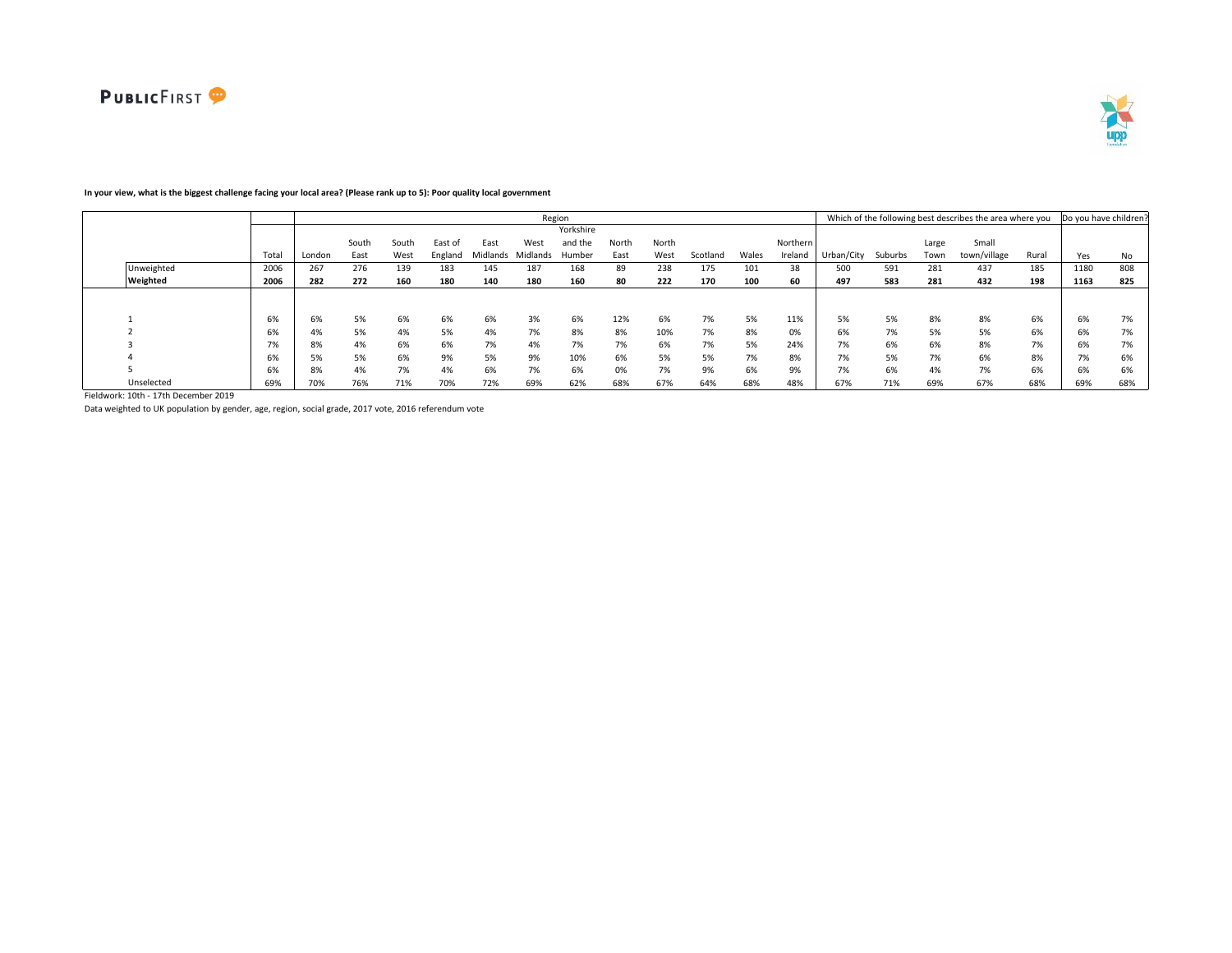**In your view, what is the biggest challenge facing your local area? (Please rank up to 5): Poor quality local government**

| | | Region | | | | | | | | | | | | Which of the following best describes the area where you | | | | | Do you have children? | |
|---|---|---|---|---|---|---|---|---|---|---|---|---|---|---|---|---|---|---|---|---|
| | Total | London | South East | South West | East of England | East Midlands | West Midlands | Yorkshire and the Humber | North East | North West | Scotland | Wales | Northern Ireland | Urban/City | Suburbs | Large Town | Small town/village | Rural | Yes | No |
| Unweighted | 2006 | 267 | 276 | 139 | 183 | 145 | 187 | 168 | 89 | 238 | 175 | 101 | 38 | 500 | 591 | 281 | 437 | 185 | 1180 | 808 |
| **Weighted** | **2006** | **282** | **272** | **160** | **180** | **140** | **180** | **160** | **80** | **222** | **170** | **100** | **60** | **497** | **583** | **281** | **432** | **198** | **1163** | **825** |
| 1 | 6% | 6% | 5% | 6% | 6% | 6% | 3% | 6% | 12% | 6% | 7% | 5% | 11% | 5% | 5% | 8% | 8% | 6% | 6% | 7% |
| 2 | 6% | 4% | 5% | 4% | 5% | 4% | 7% | 8% | 8% | 10% | 7% | 8% | 0% | 6% | 7% | 5% | 5% | 6% | 6% | 7% |
| 3 | 7% | 8% | 4% | 6% | 6% | 7% | 4% | 7% | 7% | 6% | 7% | 5% | 24% | 7% | 6% | 6% | 8% | 7% | 6% | 7% |
| 4 | 6% | 5% | 5% | 6% | 9% | 5% | 9% | 10% | 6% | 5% | 5% | 7% | 8% | 7% | 5% | 7% | 6% | 8% | 7% | 6% |
| 5 | 6% | 8% | 4% | 7% | 4% | 6% | 7% | 6% | 0% | 7% | 9% | 6% | 9% | 7% | 6% | 4% | 7% | 6% | 6% | 6% |
| Unselected | 69% | 70% | 76% | 71% | 70% | 72% | 69% | 62% | 68% | 67% | 64% | 68% | 48% | 67% | 71% | 69% | 67% | 68% | 69% | 68% |

Fieldwork: 10th - 17th December 2019

Data weighted to UK population by gender, age, region, social grade, 2017 vote, 2016 referendum vote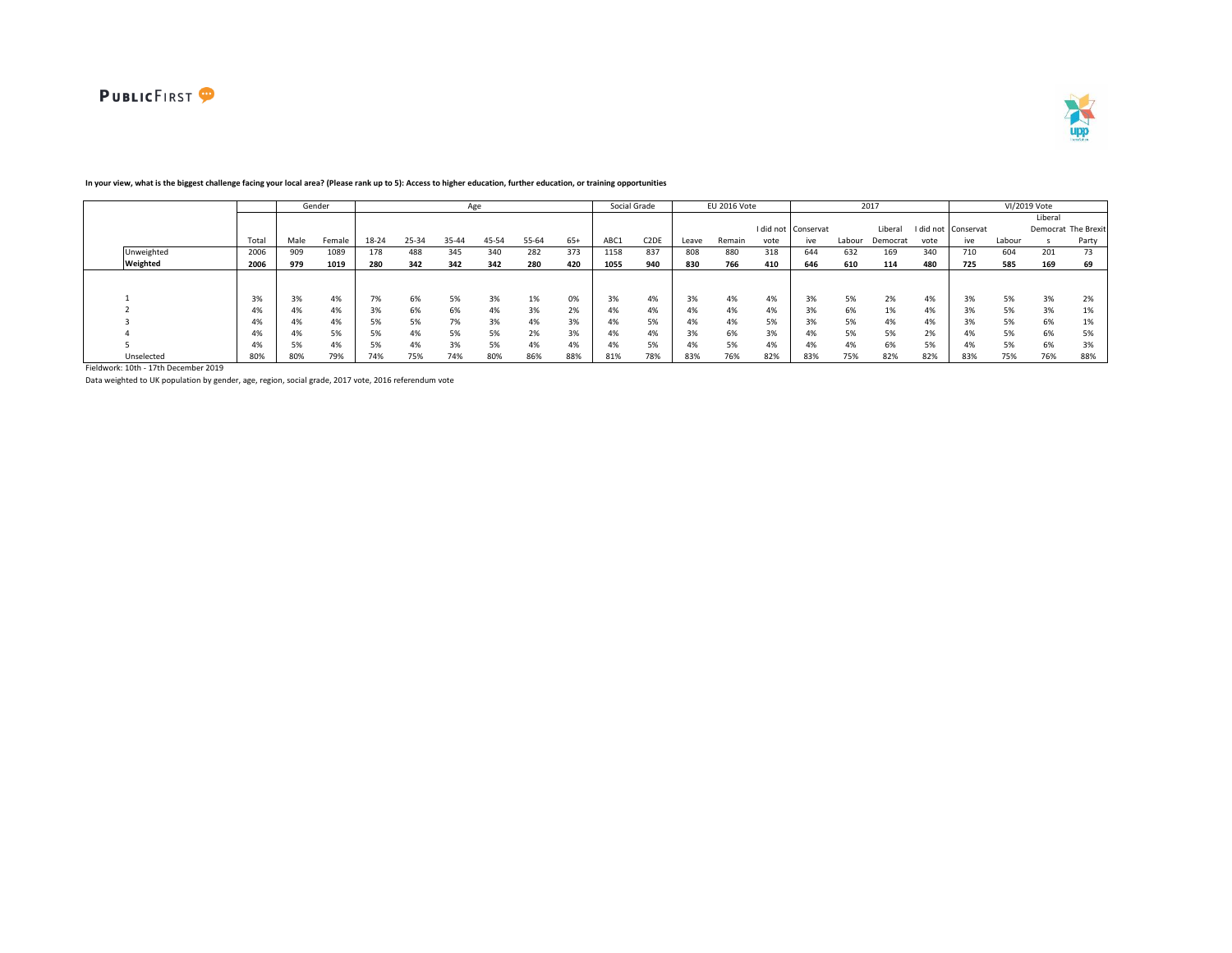**In your view, what is the biggest challenge facing your local area? (Please rank up to 5): Access to higher education, further education, or training opportunities**

| | | Gender | | Age | | | | | | Social Grade | | EU 2016 Vote | | | 2017 | | | | VI/2019 Vote | | | |
|---|---|---|---|---|---|---|---|---|---|---|---|---|---|---|---|---|---|---|---|---|---|---|
| | Total | Male | Female | 18-24 | 25-34 | 35-44 | 45-54 | 55-64 | 65+ | ABC1 | C2DE | Leave | Remain | I did not vote | Conservative | Labour | Liberal Democrat | I did not vote | Conservative | Labour | Liberal Democrats | The Brexit Party |
| Unweighted | 2006 | 909 | 1089 | 178 | 488 | 345 | 340 | 282 | 373 | 1158 | 837 | 808 | 880 | 318 | 644 | 632 | 169 | 340 | 710 | 604 | 201 | 73 |
| **Weighted** | **2006** | **979** | **1019** | **280** | **342** | **342** | **342** | **280** | **420** | **1055** | **940** | **830** | **766** | **410** | **646** | **610** | **114** | **480** | **725** | **585** | **169** | **69** |
| 1 | 3% | 3% | 4% | 7% | 6% | 5% | 3% | 1% | 0% | 3% | 4% | 3% | 4% | 4% | 3% | 5% | 2% | 4% | 3% | 5% | 3% | 2% |
| 2 | 4% | 4% | 4% | 3% | 6% | 6% | 4% | 3% | 2% | 4% | 4% | 4% | 4% | 4% | 3% | 6% | 1% | 4% | 3% | 5% | 3% | 1% |
| 3 | 4% | 4% | 4% | 5% | 5% | 7% | 3% | 4% | 3% | 4% | 5% | 4% | 4% | 5% | 3% | 5% | 4% | 4% | 3% | 5% | 6% | 1% |
| 4 | 4% | 4% | 5% | 5% | 4% | 5% | 5% | 2% | 3% | 4% | 4% | 3% | 6% | 3% | 4% | 5% | 5% | 2% | 4% | 5% | 6% | 5% |
| 5 | 4% | 5% | 4% | 5% | 4% | 3% | 5% | 4% | 4% | 4% | 5% | 4% | 5% | 4% | 4% | 4% | 6% | 5% | 4% | 5% | 6% | 3% |
| Unselected | 80% | 80% | 79% | 74% | 75% | 74% | 80% | 86% | 88% | 81% | 78% | 83% | 76% | 82% | 83% | 75% | 82% | 82% | 83% | 75% | 76% | 88% |

Fieldwork: 10th - 17th December 2019

Data weighted to UK population by gender, age, region, social grade, 2017 vote, 2016 referendum vote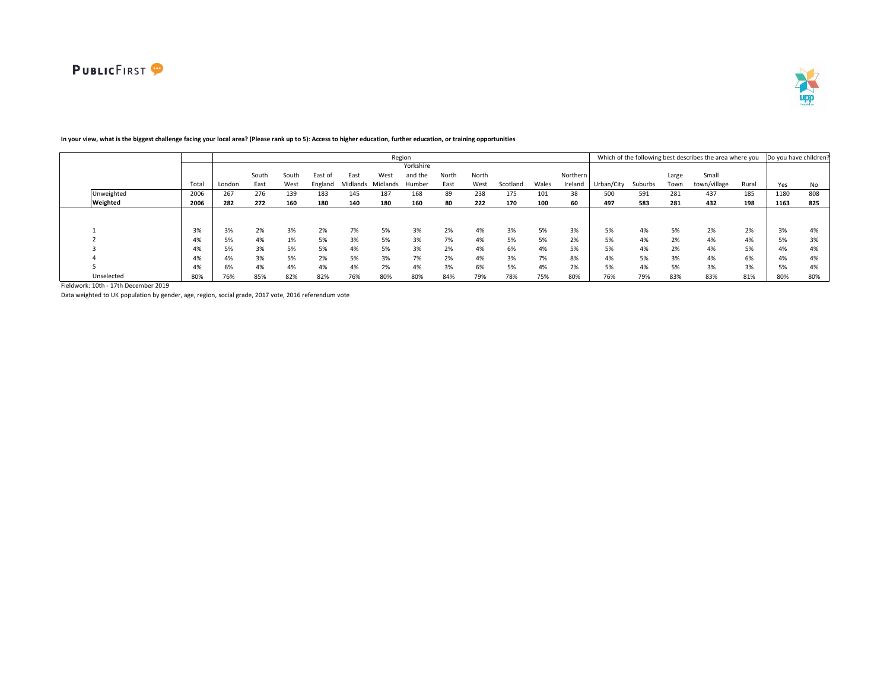**In your view, what is the biggest challenge facing your local area? (Please rank up to 5): Access to higher education, further education, or training opportunities**

| | | Region | | | | | | | | | | | | Which of the following best describes the area where you | | | | | Do you have children? | |
|---|---|---|---|---|---|---|---|---|---|---|---|---|---|---|---|---|---|---|---|---|
| | Total | London | South East | South West | East of England | East Midlands | West Midlands | Yorkshire and the Humber | North East | North West | Scotland | Wales | Northern Ireland | Urban/City | Suburbs | Large Town | Small town/village | Rural | Yes | No |
| Unweighted | 2006 | 267 | 276 | 139 | 183 | 145 | 187 | 168 | 89 | 238 | 175 | 101 | 38 | 500 | 591 | 281 | 437 | 185 | 1180 | 808 |
| **Weighted** | **2006** | **282** | **272** | **160** | **180** | **140** | **180** | **160** | **80** | **222** | **170** | **100** | **60** | **497** | **583** | **281** | **432** | **198** | **1163** | **825** |
| 1 | 3% | 3% | 2% | 3% | 2% | 7% | 5% | 3% | 2% | 4% | 3% | 5% | 3% | 5% | 4% | 5% | 2% | 2% | 3% | 4% |
| 2 | 4% | 5% | 4% | 1% | 5% | 3% | 5% | 3% | 7% | 4% | 5% | 5% | 2% | 5% | 4% | 2% | 4% | 4% | 5% | 3% |
| 3 | 4% | 5% | 3% | 5% | 5% | 4% | 5% | 3% | 2% | 4% | 6% | 4% | 5% | 5% | 4% | 2% | 4% | 5% | 4% | 4% |
| 4 | 4% | 4% | 3% | 5% | 2% | 5% | 3% | 7% | 2% | 4% | 3% | 7% | 8% | 4% | 5% | 3% | 4% | 6% | 4% | 4% |
| 5 | 4% | 6% | 4% | 4% | 4% | 4% | 2% | 4% | 3% | 6% | 5% | 4% | 2% | 5% | 4% | 5% | 3% | 3% | 5% | 4% |
| Unselected | 80% | 76% | 85% | 82% | 82% | 76% | 80% | 80% | 84% | 79% | 78% | 75% | 80% | 76% | 79% | 83% | 83% | 81% | 80% | 80% |

Fieldwork: 10th - 17th December 2019

Data weighted to UK population by gender, age, region, social grade, 2017 vote, 2016 referendum vote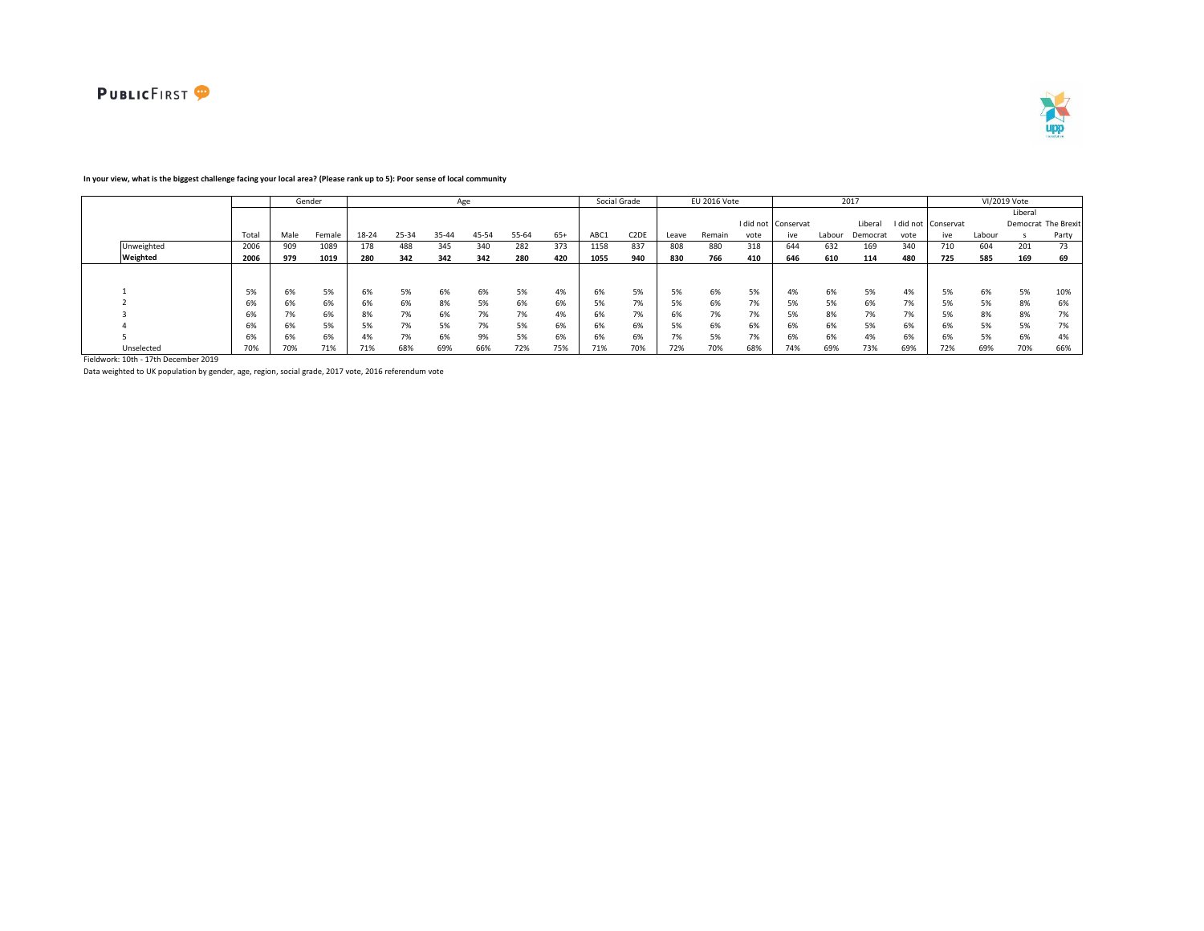**In your view, what is the biggest challenge facing your local area? (Please rank up to 5): Poor sense of local community**

| | | Gender | | Age | | | | | | Social Grade | | EU 2016 Vote | | | 2017 | | | | VI/2019 Vote | | | |
|---|---|---|---|---|---|---|---|---|---|---|---|---|---|---|---|---|---|---|---|---|---|---|
| | Total | Male | Female | 18-24 | 25-34 | 35-44 | 45-54 | 55-64 | 65+ | ABC1 | C2DE | Leave | Remain | I did not vote | Conservative | Labour | Liberal Democrat | I did not vote | Conservative | Labour | Liberal Democrats | The Brexit Party |
| Unweighted | 2006 | 909 | 1089 | 178 | 488 | 345 | 340 | 282 | 373 | 1158 | 837 | 808 | 880 | 318 | 644 | 632 | 169 | 340 | 710 | 604 | 201 | 73 |
| **Weighted** | **2006** | **979** | **1019** | **280** | **342** | **342** | **342** | **280** | **420** | **1055** | **940** | **830** | **766** | **410** | **646** | **610** | **114** | **480** | **725** | **585** | **169** | **69** |
| 1 | 5% | 6% | 5% | 6% | 5% | 6% | 6% | 5% | 4% | 6% | 5% | 5% | 6% | 5% | 4% | 6% | 5% | 4% | 5% | 6% | 5% | 10% |
| 2 | 6% | 6% | 6% | 6% | 6% | 8% | 5% | 6% | 6% | 5% | 7% | 5% | 6% | 7% | 5% | 5% | 6% | 7% | 5% | 5% | 8% | 6% |
| 3 | 6% | 7% | 6% | 8% | 7% | 6% | 7% | 7% | 4% | 6% | 7% | 6% | 7% | 7% | 5% | 8% | 7% | 7% | 5% | 8% | 8% | 7% |
| 4 | 6% | 6% | 5% | 5% | 7% | 5% | 7% | 5% | 6% | 6% | 6% | 5% | 6% | 6% | 6% | 6% | 5% | 6% | 6% | 5% | 5% | 7% |
| 5 | 6% | 6% | 6% | 4% | 7% | 6% | 9% | 5% | 6% | 6% | 6% | 7% | 5% | 7% | 6% | 6% | 4% | 6% | 6% | 5% | 6% | 4% |
| Unselected | 70% | 70% | 71% | 71% | 68% | 69% | 66% | 72% | 75% | 71% | 70% | 72% | 70% | 68% | 74% | 69% | 73% | 69% | 72% | 69% | 70% | 66% |

Fieldwork: 10th - 17th December 2019

Data weighted to UK population by gender, age, region, social grade, 2017 vote, 2016 referendum vote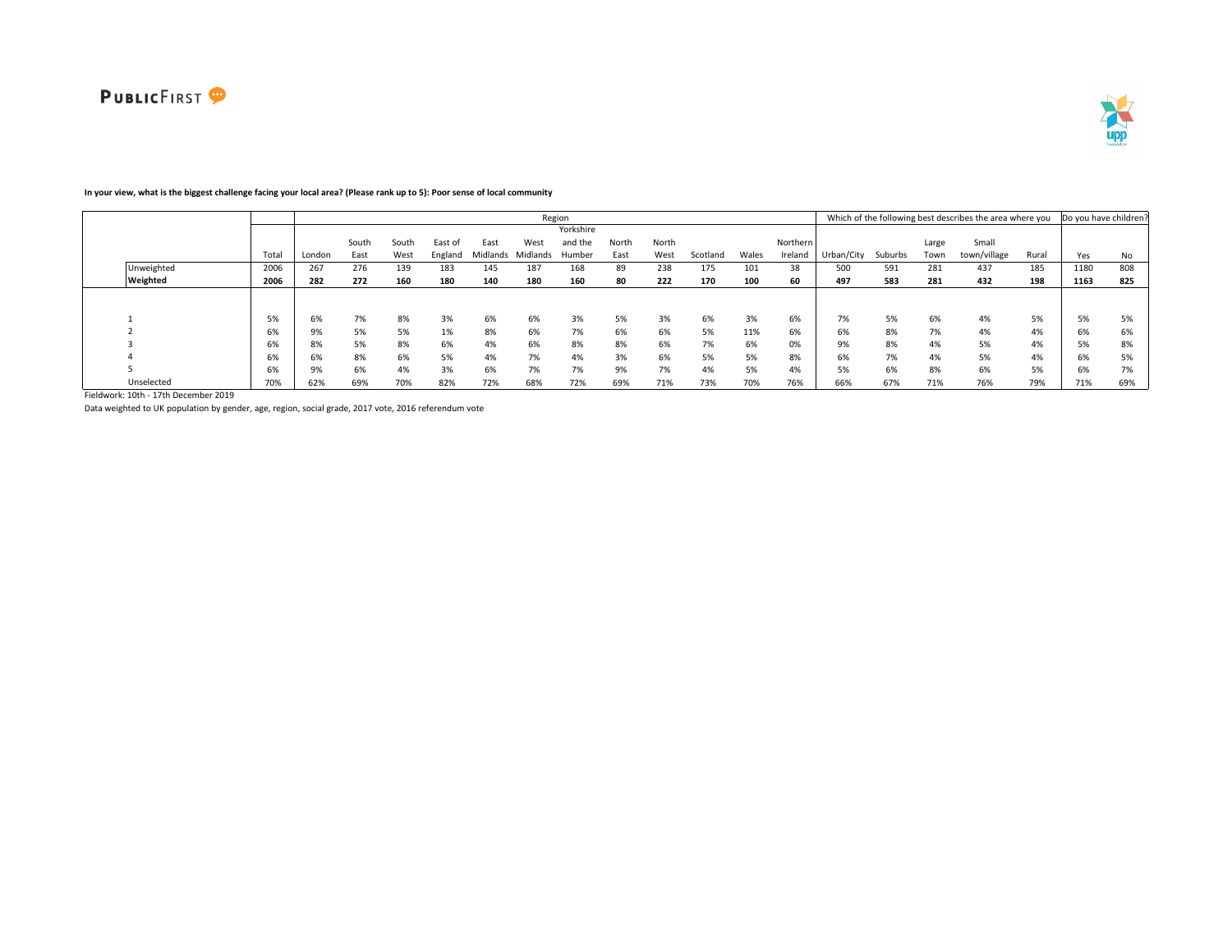**In your view, what is the biggest challenge facing your local area? (Please rank up to 5): Poor sense of local community**

| | | Region | | | | | | | | | | | | Which of the following best describes the area where you | | | | | Do you have children? | |
|---|---|---|---|---|---|---|---|---|---|---|---|---|---|---|---|---|---|---|---|---|
| | Total | London | South East | South West | East of England | East Midlands | West Midlands | Yorkshire and the Humber | North East | North West | Scotland | Wales | Northern Ireland | Urban/City | Suburbs | Large Town | Small town/village | Rural | Yes | No |
| Unweighted | 2006 | 267 | 276 | 139 | 183 | 145 | 187 | 168 | 89 | 238 | 175 | 101 | 38 | 500 | 591 | 281 | 437 | 185 | 1180 | 808 |
| **Weighted** | **2006** | **282** | **272** | **160** | **180** | **140** | **180** | **160** | **80** | **222** | **170** | **100** | **60** | **497** | **583** | **281** | **432** | **198** | **1163** | **825** |
| 1 | 5% | 6% | 7% | 8% | 3% | 6% | 6% | 3% | 5% | 3% | 6% | 3% | 6% | 7% | 5% | 6% | 4% | 5% | 5% | 5% |
| 2 | 6% | 9% | 5% | 5% | 1% | 8% | 6% | 7% | 6% | 6% | 5% | 11% | 6% | 6% | 8% | 7% | 4% | 4% | 6% | 6% |
| 3 | 6% | 8% | 5% | 8% | 6% | 4% | 6% | 8% | 8% | 6% | 7% | 6% | 0% | 9% | 8% | 4% | 5% | 4% | 5% | 8% |
| 4 | 6% | 6% | 8% | 6% | 5% | 4% | 7% | 4% | 3% | 6% | 5% | 5% | 8% | 6% | 7% | 4% | 5% | 4% | 6% | 5% |
| 5 | 6% | 9% | 6% | 4% | 3% | 6% | 7% | 7% | 9% | 7% | 4% | 5% | 4% | 5% | 6% | 8% | 6% | 5% | 6% | 7% |
| Unselected | 70% | 62% | 69% | 70% | 82% | 72% | 68% | 72% | 69% | 71% | 73% | 70% | 76% | 66% | 67% | 71% | 76% | 79% | 71% | 69% |

Fieldwork: 10th - 17th December 2019

Data weighted to UK population by gender, age, region, social grade, 2017 vote, 2016 referendum vote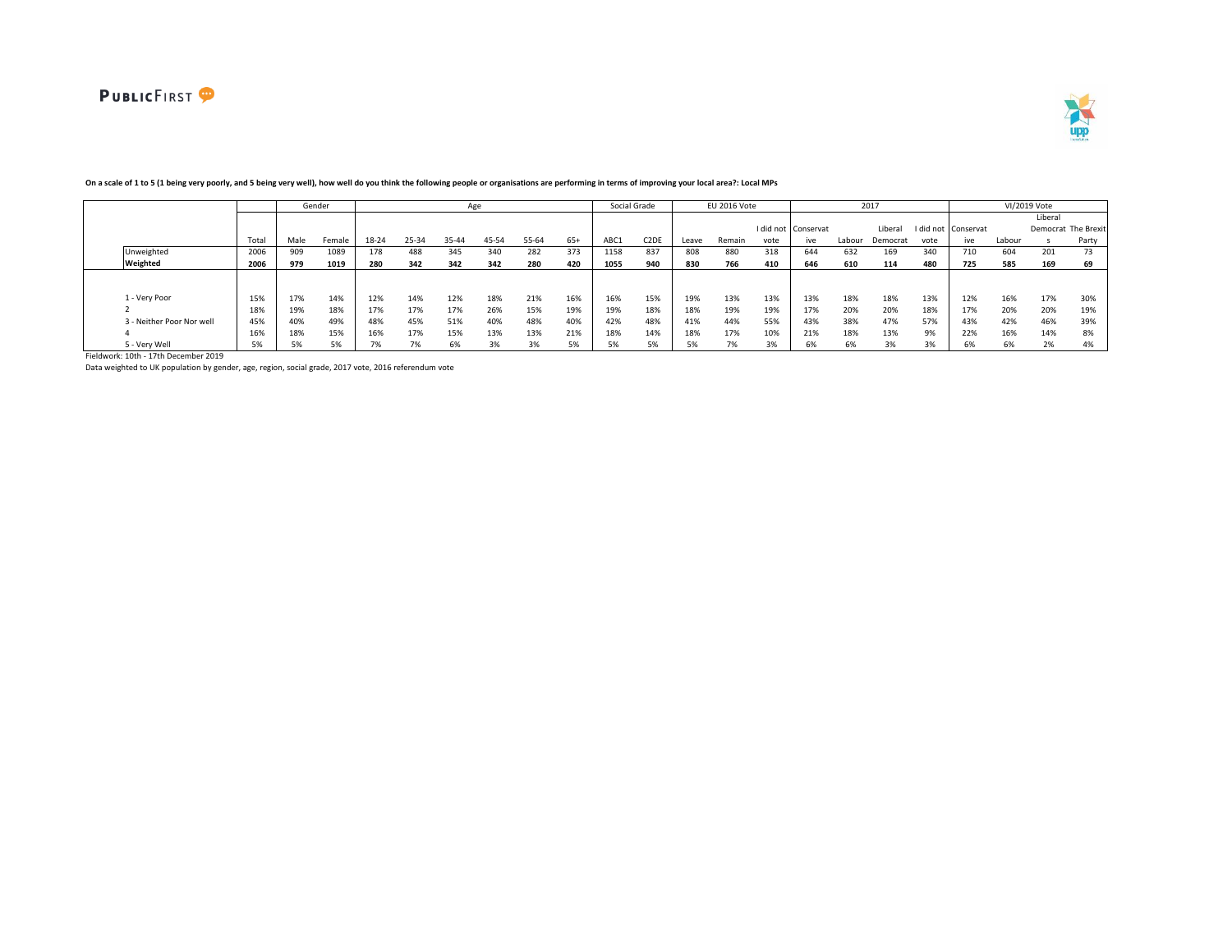**On a scale of 1 to 5 (1 being very poorly, and 5 being very well), how well do you think the following people or organisations are performing in terms of improving your local area?: Local MPs**

| | | Gender | | Age | | | | | | Social Grade | | EU 2016 Vote | | | 2017 | | | | VI/2019 Vote | | | |
|---|---|---|---|---|---|---|---|---|---|---|---|---|---|---|---|---|---|---|---|---|---|---|
| | Total | Male | Female | 18-24 | 25-34 | 35-44 | 45-54 | 55-64 | 65+ | ABC1 | C2DE | Leave | Remain | I did not vote | Conservative | Labour | Liberal Democrat | I did not vote | Conservative | Labour | Liberal Democrats | The Brexit Party |
| Unweighted | 2006 | 909 | 1089 | 178 | 488 | 345 | 340 | 282 | 373 | 1158 | 837 | 808 | 880 | 318 | 644 | 632 | 169 | 340 | 710 | 604 | 201 | 73 |
| **Weighted** | **2006** | **979** | **1019** | **280** | **342** | **342** | **342** | **280** | **420** | **1055** | **940** | **830** | **766** | **410** | **646** | **610** | **114** | **480** | **725** | **585** | **169** | **69** |
| 1 - Very Poor | 15% | 17% | 14% | 12% | 14% | 12% | 18% | 21% | 16% | 16% | 15% | 19% | 13% | 13% | 13% | 18% | 18% | 13% | 12% | 16% | 17% | 30% |
| 2 | 18% | 19% | 18% | 17% | 17% | 17% | 26% | 15% | 19% | 19% | 18% | 18% | 19% | 19% | 17% | 20% | 20% | 18% | 17% | 20% | 20% | 19% |
| 3 - Neither Poor Nor well | 45% | 40% | 49% | 48% | 45% | 51% | 40% | 48% | 40% | 42% | 48% | 41% | 44% | 55% | 43% | 38% | 47% | 57% | 43% | 42% | 46% | 39% |
| 4 | 16% | 18% | 15% | 16% | 17% | 15% | 13% | 13% | 21% | 18% | 14% | 18% | 17% | 10% | 21% | 18% | 13% | 9% | 22% | 16% | 14% | 8% |
| 5 - Very Well | 5% | 5% | 5% | 7% | 7% | 6% | 3% | 3% | 5% | 5% | 5% | 5% | 7% | 3% | 6% | 6% | 3% | 3% | 6% | 6% | 2% | 4% |

Fieldwork: 10th - 17th December 2019

Data weighted to UK population by gender, age, region, social grade, 2017 vote, 2016 referendum vote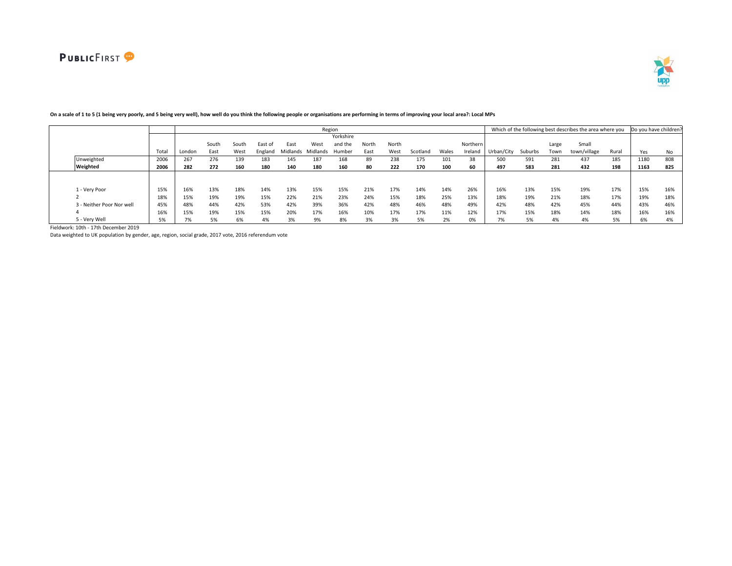**On a scale of 1 to 5 (1 being very poorly, and 5 being very well), how well do you think the following people or organisations are performing in terms of improving your local area?: Local MPs**

| | | Region | | | | | | | | | | | | Which of the following best describes the area where you | | | | | Do you have children? | |
|---|---|---|---|---|---|---|---|---|---|---|---|---|---|---|---|---|---|---|---|---|
| | Total | London | South East | South West | East of England | East Midlands | West Midlands | Yorkshire and the Humber | North East | North West | Scotland | Wales | Northern Ireland | Urban/City | Suburbs | Large Town | Small town/village | Rural | Yes | No |
| Unweighted | 2006 | 267 | 276 | 139 | 183 | 145 | 187 | 168 | 89 | 238 | 175 | 101 | 38 | 500 | 591 | 281 | 437 | 185 | 1180 | 808 |
| **Weighted** | **2006** | **282** | **272** | **160** | **180** | **140** | **180** | **160** | **80** | **222** | **170** | **100** | **60** | **497** | **583** | **281** | **432** | **198** | **1163** | **825** |
| 1 - Very Poor | 15% | 16% | 13% | 18% | 14% | 13% | 15% | 15% | 21% | 17% | 14% | 14% | 26% | 16% | 13% | 15% | 19% | 17% | 15% | 16% |
| 2 | 18% | 15% | 19% | 19% | 15% | 22% | 21% | 23% | 24% | 15% | 18% | 25% | 13% | 18% | 19% | 21% | 18% | 17% | 19% | 18% |
| 3 - Neither Poor Nor well | 45% | 48% | 44% | 42% | 53% | 42% | 39% | 36% | 42% | 48% | 46% | 48% | 49% | 42% | 48% | 42% | 45% | 44% | 43% | 46% |
| 4 | 16% | 15% | 19% | 15% | 15% | 20% | 17% | 16% | 10% | 17% | 17% | 11% | 12% | 17% | 15% | 18% | 14% | 18% | 16% | 16% |
| 5 - Very Well | 5% | 7% | 5% | 6% | 4% | 3% | 9% | 8% | 3% | 3% | 5% | 2% | 0% | 7% | 5% | 4% | 4% | 5% | 6% | 4% |

Fieldwork: 10th - 17th December 2019

Data weighted to UK population by gender, age, region, social grade, 2017 vote, 2016 referendum vote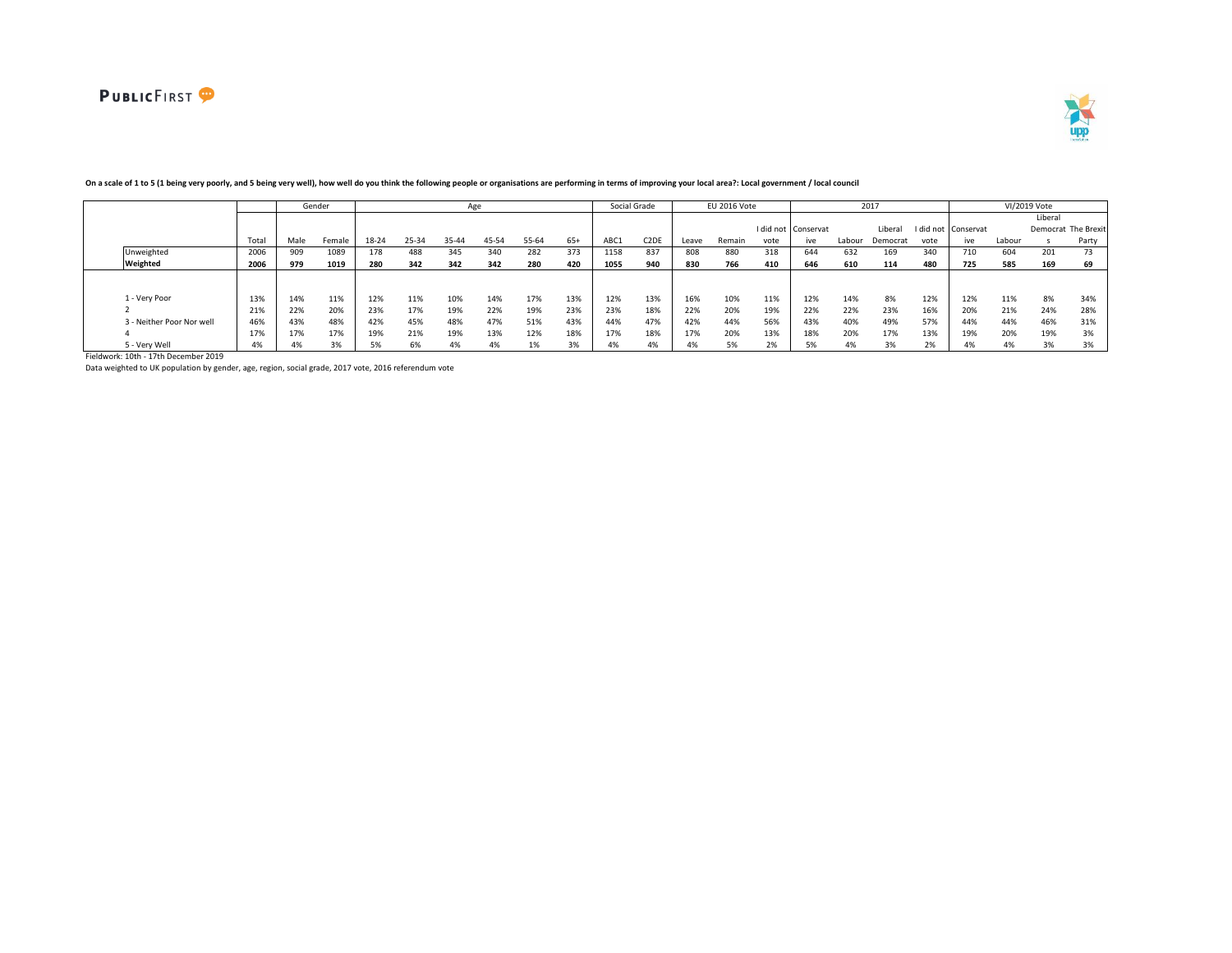**On a scale of 1 to 5 (1 being very poorly, and 5 being very well), how well do you think the following people or organisations are performing in terms of improving your local area?: Local government / local council**

| | | Gender | | Age | | | | | | Social Grade | | EU 2016 Vote | | | 2017 | | | | VI/2019 Vote | | | |
|---|---|---|---|---|---|---|---|---|---|---|---|---|---|---|---|---|---|---|---|---|---|---|
| | Total | Male | Female | 18-24 | 25-34 | 35-44 | 45-54 | 55-64 | 65+ | ABC1 | C2DE | Leave | Remain | I did not vote | Conservative | Labour | Liberal Democrat | I did not vote | Conservative | Labour | Liberal Democrats | The Brexit Party |
| Unweighted | 2006 | 909 | 1089 | 178 | 488 | 345 | 340 | 282 | 373 | 1158 | 837 | 808 | 880 | 318 | 644 | 632 | 169 | 340 | 710 | 604 | 201 | 73 |
| **Weighted** | **2006** | **979** | **1019** | **280** | **342** | **342** | **342** | **280** | **420** | **1055** | **940** | **830** | **766** | **410** | **646** | **610** | **114** | **480** | **725** | **585** | **169** | **69** |
| 1 - Very Poor | 13% | 14% | 11% | 12% | 11% | 10% | 14% | 17% | 13% | 12% | 13% | 16% | 10% | 11% | 12% | 14% | 8% | 12% | 12% | 11% | 8% | 34% |
| 2 | 21% | 22% | 20% | 23% | 17% | 19% | 22% | 19% | 23% | 23% | 18% | 22% | 20% | 19% | 22% | 22% | 23% | 16% | 20% | 21% | 24% | 28% |
| 3 - Neither Poor Nor well | 46% | 43% | 48% | 42% | 45% | 48% | 47% | 51% | 43% | 44% | 47% | 42% | 44% | 56% | 43% | 40% | 49% | 57% | 44% | 44% | 46% | 31% |
| 4 | 17% | 17% | 17% | 19% | 21% | 19% | 13% | 12% | 18% | 17% | 18% | 17% | 20% | 13% | 18% | 20% | 17% | 13% | 19% | 20% | 19% | 3% |
| 5 - Very Well | 4% | 4% | 3% | 5% | 6% | 4% | 4% | 1% | 3% | 4% | 4% | 4% | 5% | 2% | 5% | 4% | 3% | 2% | 4% | 4% | 3% | 3% |

Fieldwork: 10th - 17th December 2019

Data weighted to UK population by gender, age, region, social grade, 2017 vote, 2016 referendum vote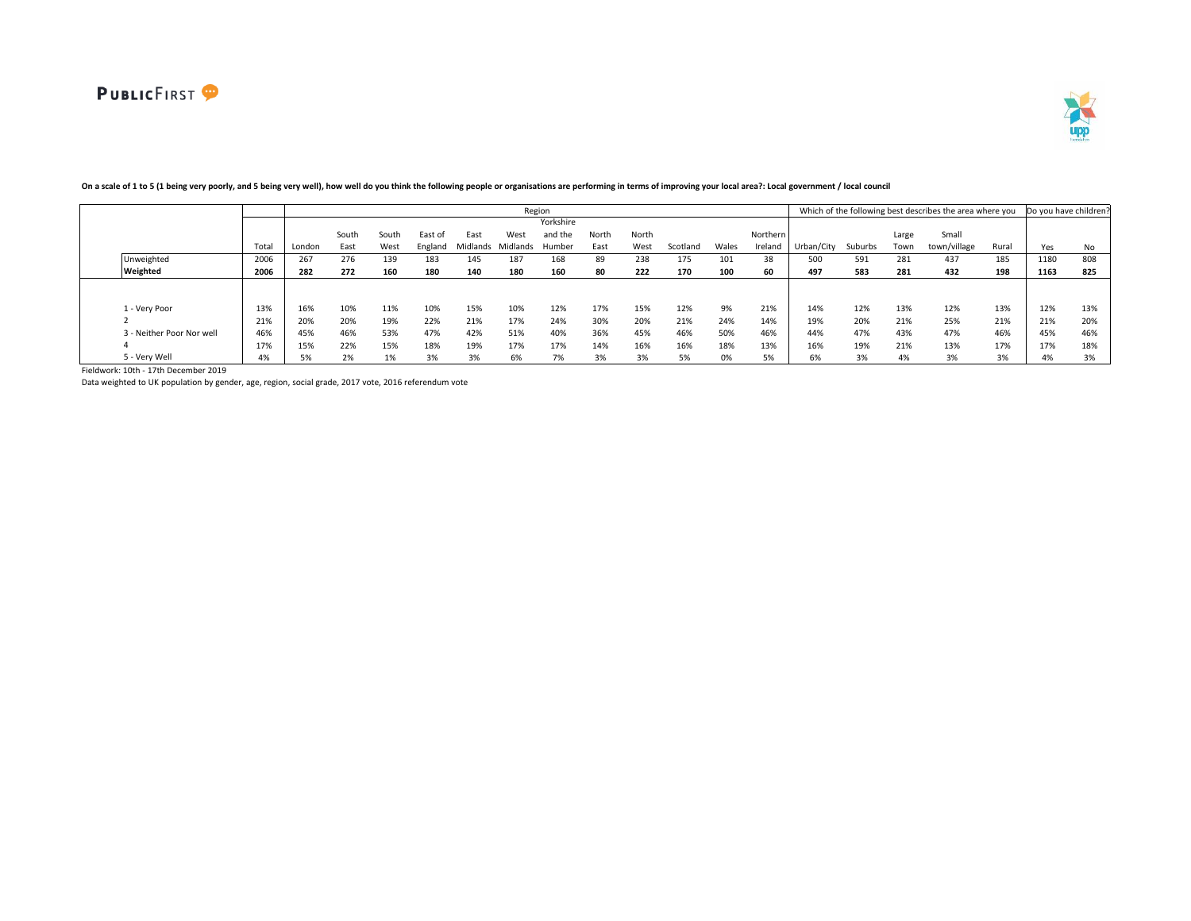**On a scale of 1 to 5 (1 being very poorly, and 5 being very well), how well do you think the following people or organisations are performing in terms of improving your local area?: Local government / local council**

| | | Region | | | | | | | | | | | | | Which of the following best describes the area where you | | | | | Do you have children? | |
|---|---|---|---|---|---|---|---|---|---|---|---|---|---|---|---|---|---|---|---|---|---|
| | Total | London | South East | South West | East of England | East Midlands | West Midlands | Yorkshire and the Humber | North East | North West | Scotland | Wales | Northern Ireland | Urban/City | Suburbs | Large Town | Small town/village | Rural | Yes | No |
| Unweighted | 2006 | 267 | 276 | 139 | 183 | 145 | 187 | 168 | 89 | 238 | 175 | 101 | 38 | 500 | 591 | 281 | 437 | 185 | 1180 | 808 |
| **Weighted** | **2006** | **282** | **272** | **160** | **180** | **140** | **180** | **160** | **80** | **222** | **170** | **100** | **60** | **497** | **583** | **281** | **432** | **198** | **1163** | **825** |
| 1 - Very Poor | 13% | 16% | 10% | 11% | 10% | 15% | 10% | 12% | 17% | 15% | 12% | 9% | 21% | 14% | 12% | 13% | 12% | 13% | 12% | 13% |
| 2 | 21% | 20% | 20% | 19% | 22% | 21% | 17% | 24% | 30% | 20% | 21% | 24% | 14% | 19% | 20% | 21% | 25% | 21% | 21% | 20% |
| 3 - Neither Poor Nor well | 46% | 45% | 46% | 53% | 47% | 42% | 51% | 40% | 36% | 45% | 46% | 50% | 46% | 44% | 47% | 43% | 47% | 46% | 45% | 46% |
| 4 | 17% | 15% | 22% | 15% | 18% | 19% | 17% | 17% | 14% | 16% | 16% | 18% | 13% | 16% | 19% | 21% | 13% | 17% | 17% | 18% |
| 5 - Very Well | 4% | 5% | 2% | 1% | 3% | 3% | 6% | 7% | 3% | 3% | 5% | 0% | 5% | 6% | 3% | 4% | 3% | 3% | 4% | 3% |

Fieldwork: 10th - 17th December 2019

Data weighted to UK population by gender, age, region, social grade, 2017 vote, 2016 referendum vote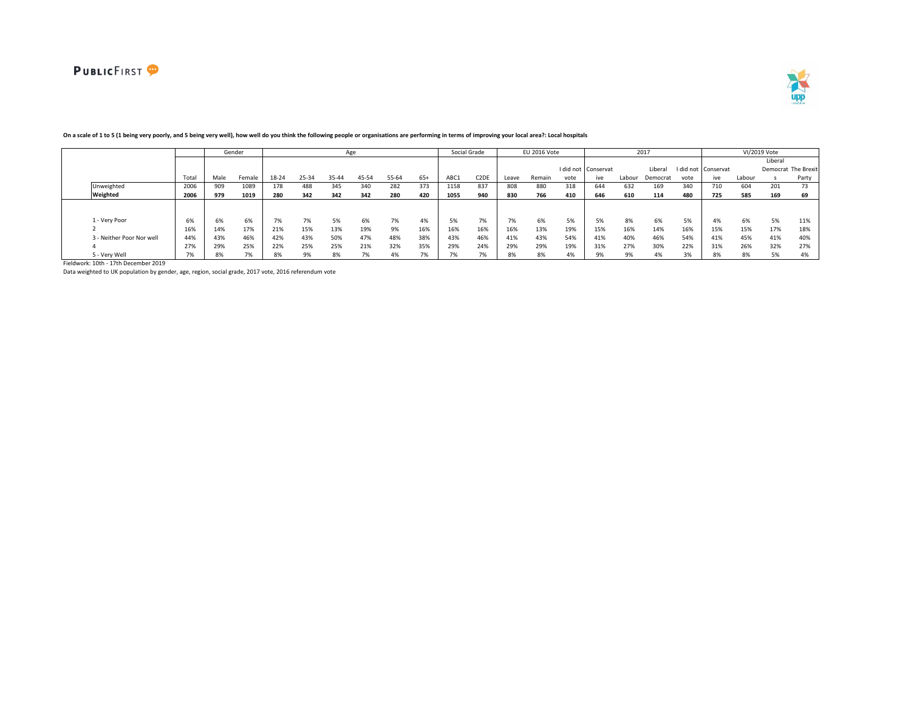**On a scale of 1 to 5 (1 being very poorly, and 5 being very well), how well do you think the following people or organisations are performing in terms of improving your local area?: Local hospitals**

| | | Gender | | Age | | | | | | Social Grade | | EU 2016 Vote | | | 2017 | | | | VI/2019 Vote | | | |
|---|---|---|---|---|---|---|---|---|---|---|---|---|---|---|---|---|---|---|---|---|---|---|
| | Total | Male | Female | 18-24 | 25-34 | 35-44 | 45-54 | 55-64 | 65+ | ABC1 | C2DE | Leave | Remain | I did not vote | Conservative | Labour | Liberal Democrat | I did not vote | Conservative | Labour | Liberal Democrats | The Brexit Party |
| Unweighted | 2006 | 909 | 1089 | 178 | 488 | 345 | 340 | 282 | 373 | 1158 | 837 | 808 | 880 | 318 | 644 | 632 | 169 | 340 | 710 | 604 | 201 | 73 |
| **Weighted** | **2006** | **979** | **1019** | **280** | **342** | **342** | **342** | **280** | **420** | **1055** | **940** | **830** | **766** | **410** | **646** | **610** | **114** | **480** | **725** | **585** | **169** | **69** |
| 1 - Very Poor | 6% | 6% | 6% | 7% | 7% | 5% | 6% | 7% | 4% | 5% | 7% | 7% | 6% | 5% | 5% | 8% | 6% | 5% | 4% | 6% | 5% | 11% |
| 2 | 16% | 14% | 17% | 21% | 15% | 13% | 19% | 9% | 16% | 16% | 16% | 16% | 13% | 19% | 15% | 16% | 14% | 16% | 15% | 15% | 17% | 18% |
| 3 - Neither Poor Nor well | 44% | 43% | 46% | 42% | 43% | 50% | 47% | 48% | 38% | 43% | 46% | 41% | 43% | 54% | 41% | 40% | 46% | 54% | 41% | 45% | 41% | 40% |
| 4 | 27% | 29% | 25% | 22% | 25% | 25% | 21% | 32% | 35% | 29% | 24% | 29% | 29% | 19% | 31% | 27% | 30% | 22% | 31% | 26% | 32% | 27% |
| 5 - Very Well | 7% | 8% | 7% | 8% | 9% | 8% | 7% | 4% | 7% | 7% | 7% | 8% | 8% | 4% | 9% | 9% | 4% | 3% | 8% | 8% | 5% | 4% |

Fieldwork: 10th - 17th December 2019

Data weighted to UK population by gender, age, region, social grade, 2017 vote, 2016 referendum vote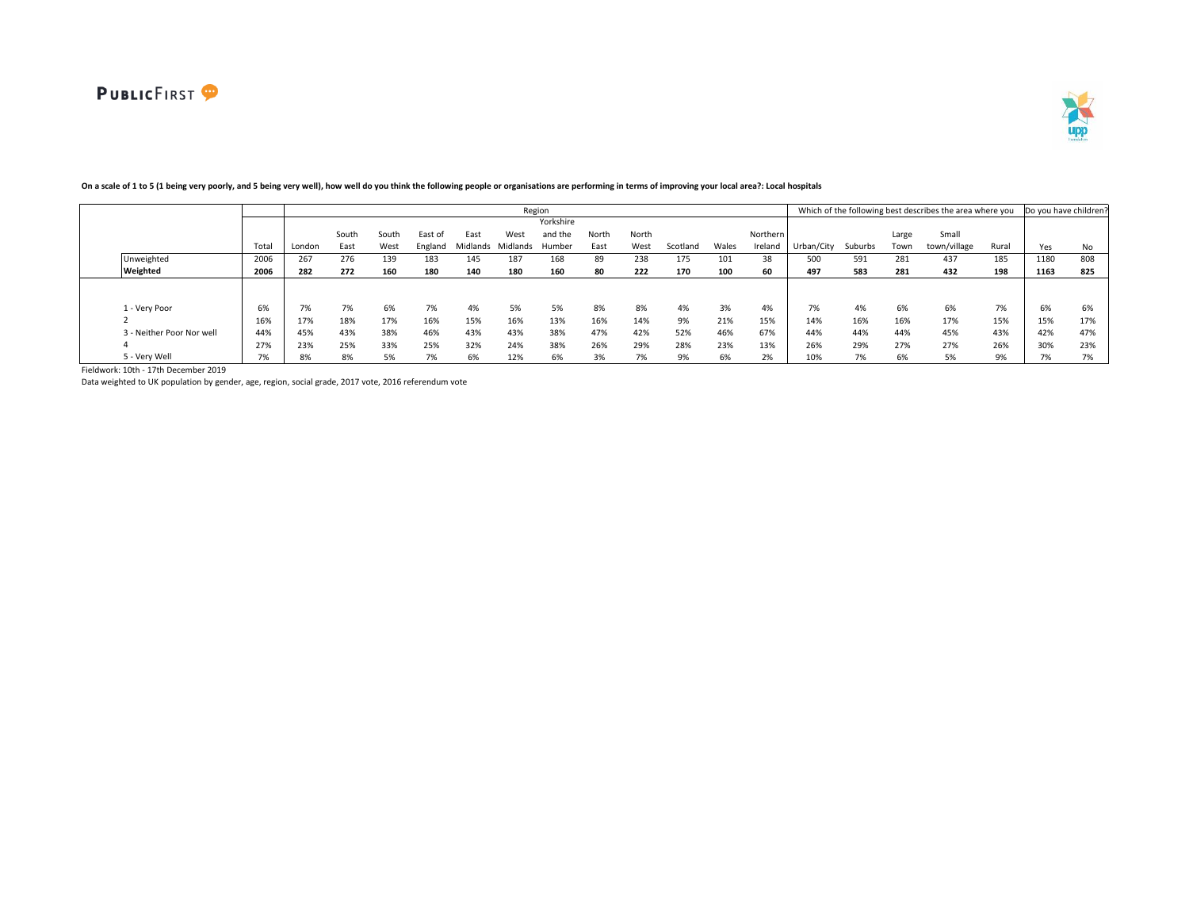**On a scale of 1 to 5 (1 being very poorly, and 5 being very well), how well do you think the following people or organisations are performing in terms of improving your local area?: Local hospitals**

| | | Region | | | | | | | | | | | | Which of the following best describes the area where you | | | | | Do you have children? | |
|---|---|---|---|---|---|---|---|---|---|---|---|---|---|---|---|---|---|---|---|---|
| | Total | London | South East | South West | East of England | East Midlands | West Midlands | Yorkshire and the Humber | North East | North West | Scotland | Wales | Northern Ireland | Urban/City | Suburbs | Large Town | Small town/village | Rural | Yes | No |
| Unweighted | 2006 | 267 | 276 | 139 | 183 | 145 | 187 | 168 | 89 | 238 | 175 | 101 | 38 | 500 | 591 | 281 | 437 | 185 | 1180 | 808 |
| **Weighted** | **2006** | **282** | **272** | **160** | **180** | **140** | **180** | **160** | **80** | **222** | **170** | **100** | **60** | **497** | **583** | **281** | **432** | **198** | **1163** | **825** |
| 1 - Very Poor | 6% | 7% | 7% | 6% | 7% | 4% | 5% | 5% | 8% | 8% | 4% | 3% | 4% | 7% | 4% | 6% | 6% | 7% | 6% | 6% |
| 2 | 16% | 17% | 18% | 17% | 16% | 15% | 16% | 13% | 16% | 14% | 9% | 21% | 15% | 14% | 16% | 16% | 17% | 15% | 15% | 17% |
| 3 - Neither Poor Nor well | 44% | 45% | 43% | 38% | 46% | 43% | 43% | 38% | 47% | 42% | 52% | 46% | 67% | 44% | 44% | 44% | 45% | 43% | 42% | 47% |
| 4 | 27% | 23% | 25% | 33% | 25% | 32% | 24% | 38% | 26% | 29% | 28% | 23% | 13% | 26% | 29% | 27% | 27% | 26% | 30% | 23% |
| 5 - Very Well | 7% | 8% | 8% | 5% | 7% | 6% | 12% | 6% | 3% | 7% | 9% | 6% | 2% | 10% | 7% | 6% | 5% | 9% | 7% | 7% |

Fieldwork: 10th - 17th December 2019

Data weighted to UK population by gender, age, region, social grade, 2017 vote, 2016 referendum vote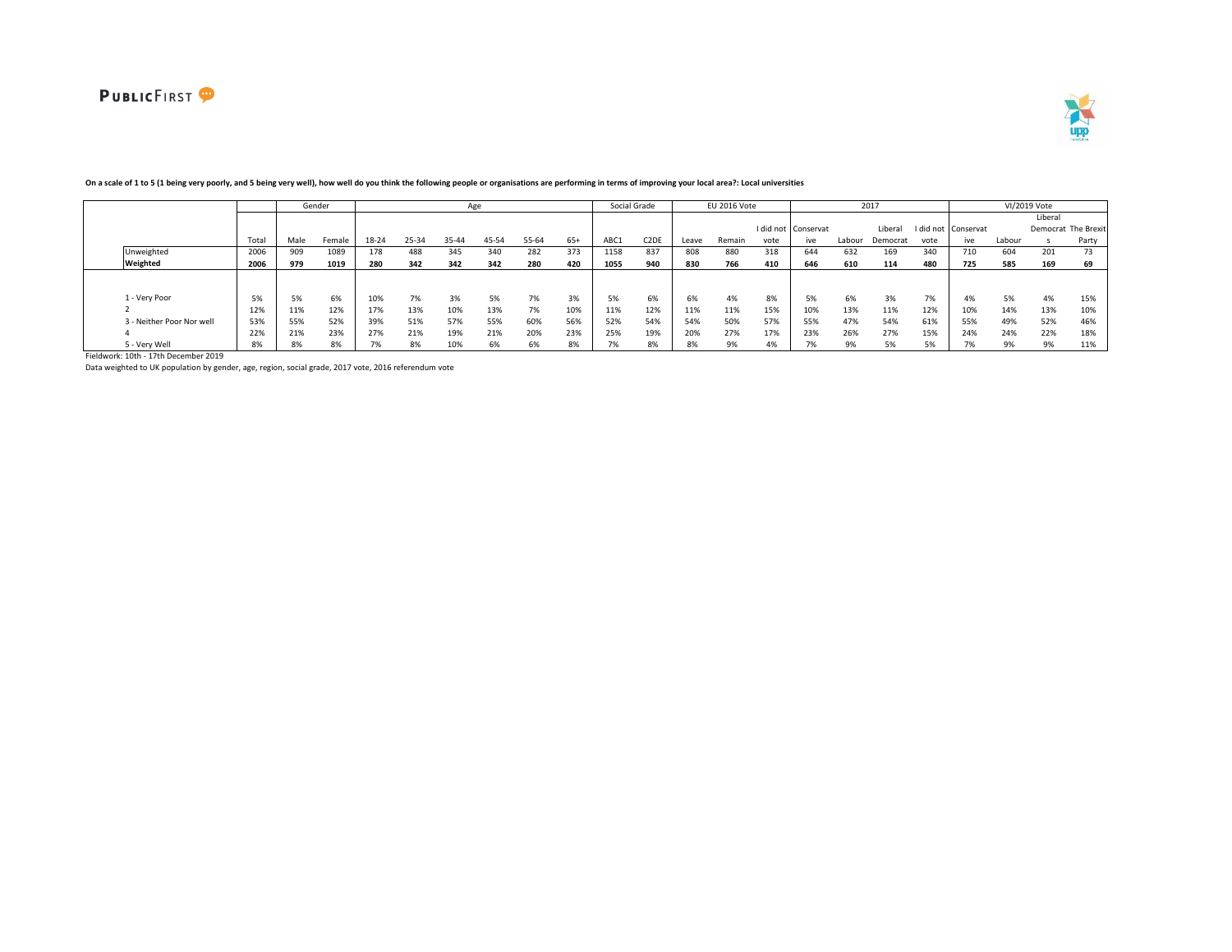**On a scale of 1 to 5 (1 being very poorly, and 5 being very well), how well do you think the following people or organisations are performing in terms of improving your local area?: Local universities**

| | | Gender | | Age | | | | | | Social Grade | | EU 2016 Vote | | | 2017 | | | | VI/2019 Vote | | | |
|---|---|---|---|---|---|---|---|---|---|---|---|---|---|---|---|---|---|---|---|---|---|---|
| | Total | Male | Female | 18-24 | 25-34 | 35-44 | 45-54 | 55-64 | 65+ | ABC1 | C2DE | Leave | Remain | I did not vote | Conservative | Labour | Liberal Democrat | I did not vote | Conservative | Labour | Liberal Democrats | The Brexit Party |
| Unweighted | 2006 | 909 | 1089 | 178 | 488 | 345 | 340 | 282 | 373 | 1158 | 837 | 808 | 880 | 318 | 644 | 632 | 169 | 340 | 710 | 604 | 201 | 73 |
| **Weighted** | **2006** | **979** | **1019** | **280** | **342** | **342** | **342** | **280** | **420** | **1055** | **940** | **830** | **766** | **410** | **646** | **610** | **114** | **480** | **725** | **585** | **169** | **69** |
| 1 - Very Poor | 5% | 5% | 6% | 10% | 7% | 3% | 5% | 7% | 3% | 5% | 6% | 6% | 4% | 8% | 5% | 6% | 3% | 7% | 4% | 5% | 4% | 15% |
| 2 | 12% | 11% | 12% | 17% | 13% | 10% | 13% | 7% | 10% | 11% | 12% | 11% | 11% | 15% | 10% | 13% | 11% | 12% | 10% | 14% | 13% | 10% |
| 3 - Neither Poor Nor well | 53% | 55% | 52% | 39% | 51% | 57% | 55% | 60% | 56% | 52% | 54% | 54% | 50% | 57% | 55% | 47% | 54% | 61% | 55% | 49% | 52% | 46% |
| 4 | 22% | 21% | 23% | 27% | 21% | 19% | 21% | 20% | 23% | 25% | 19% | 20% | 27% | 17% | 23% | 26% | 27% | 15% | 24% | 24% | 22% | 18% |
| 5 - Very Well | 8% | 8% | 8% | 7% | 8% | 10% | 6% | 6% | 8% | 7% | 8% | 8% | 9% | 4% | 7% | 9% | 5% | 5% | 7% | 9% | 9% | 11% |

Fieldwork: 10th - 17th December 2019

Data weighted to UK population by gender, age, region, social grade, 2017 vote, 2016 referendum vote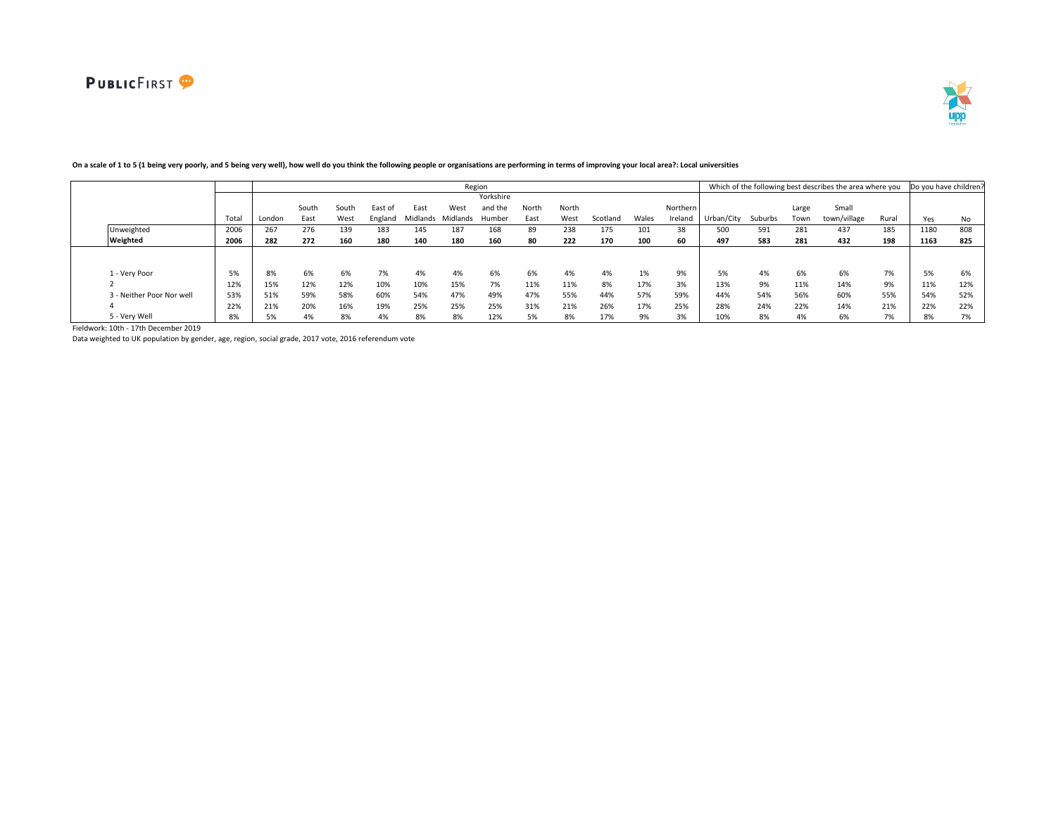**On a scale of 1 to 5 (1 being very poorly, and 5 being very well), how well do you think the following people or organisations are performing in terms of improving your local area?: Local universities**

| | | Region | | | | | | | | | | | | Which of the following best describes the area where you | | | | | Do you have children? | |
|---|---|---|---|---|---|---|---|---|---|---|---|---|---|---|---|---|---|---|---|---|
| | Total | London | South East | South West | East of England | East Midlands | West Midlands | Yorkshire and the Humber | North East | North West | Scotland | Wales | Northern Ireland | Urban/City | Suburbs | Large Town | Small town/village | Rural | Yes | No |
| Unweighted | 2006 | 267 | 276 | 139 | 183 | 145 | 187 | 168 | 89 | 238 | 175 | 101 | 38 | 500 | 591 | 281 | 437 | 185 | 1180 | 808 |
| **Weighted** | **2006** | **282** | **272** | **160** | **180** | **140** | **180** | **160** | **80** | **222** | **170** | **100** | **60** | **497** | **583** | **281** | **432** | **198** | **1163** | **825** |
| 1 - Very Poor | 5% | 8% | 6% | 6% | 7% | 4% | 4% | 6% | 6% | 4% | 4% | 1% | 9% | 5% | 4% | 6% | 6% | 7% | 5% | 6% |
| 2 | 12% | 15% | 12% | 12% | 10% | 10% | 15% | 7% | 11% | 11% | 8% | 17% | 3% | 13% | 9% | 11% | 14% | 9% | 11% | 12% |
| 3 - Neither Poor Nor well | 53% | 51% | 59% | 58% | 60% | 54% | 47% | 49% | 47% | 55% | 44% | 57% | 59% | 44% | 54% | 56% | 60% | 55% | 54% | 52% |
| 4 | 22% | 21% | 20% | 16% | 19% | 25% | 25% | 25% | 31% | 21% | 26% | 17% | 25% | 28% | 24% | 22% | 14% | 21% | 22% | 22% |
| 5 - Very Well | 8% | 5% | 4% | 8% | 4% | 8% | 8% | 12% | 5% | 8% | 17% | 9% | 3% | 10% | 8% | 4% | 6% | 7% | 8% | 7% |

Fieldwork: 10th - 17th December 2019

Data weighted to UK population by gender, age, region, social grade, 2017 vote, 2016 referendum vote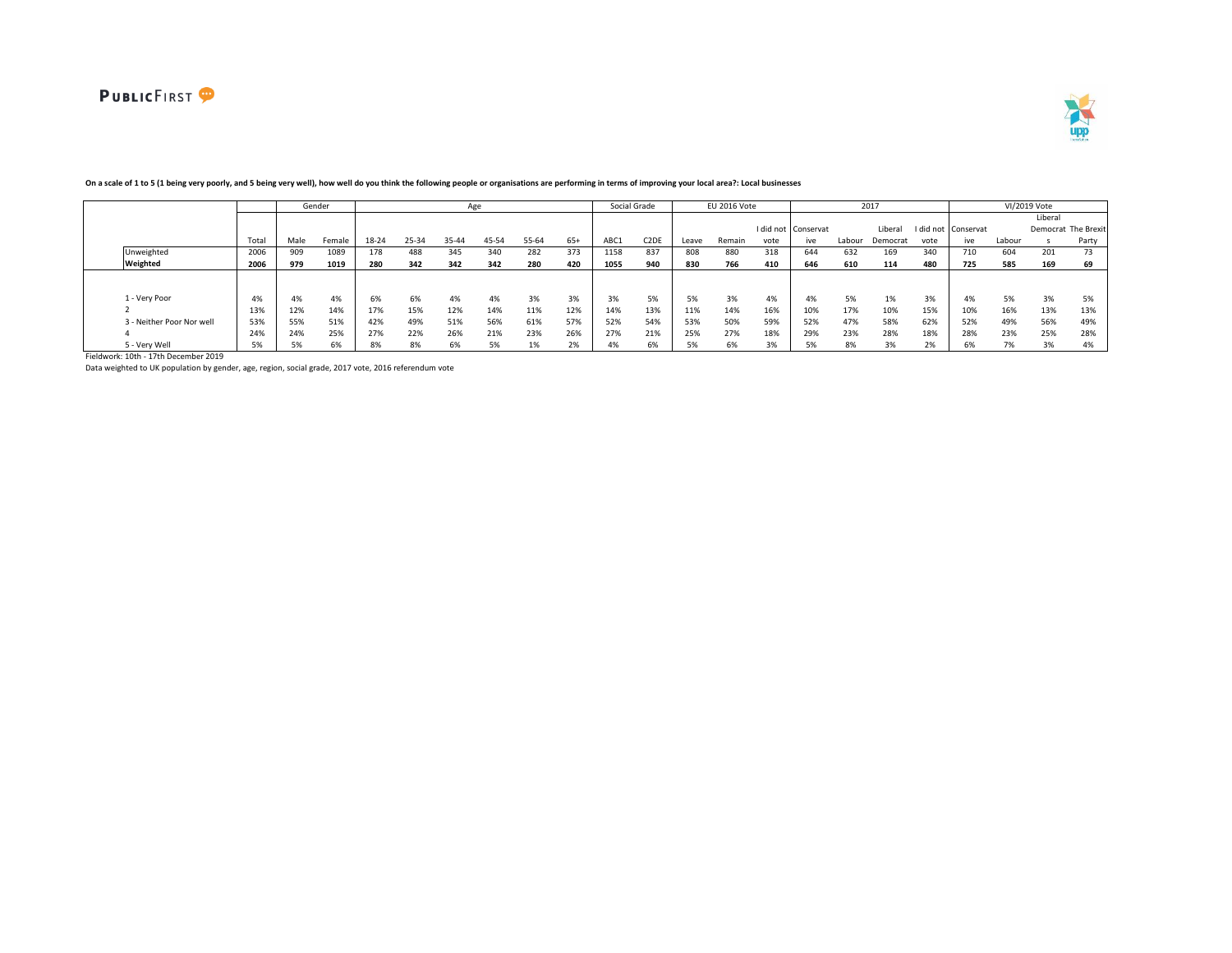**On a scale of 1 to 5 (1 being very poorly, and 5 being very well), how well do you think the following people or organisations are performing in terms of improving your local area?: Local businesses**

| | | Gender | | Age | | | | | | Social Grade | | EU 2016 Vote | | | 2017 | | | | VI/2019 Vote | | | |
|---|---|---|---|---|---|---|---|---|---|---|---|---|---|---|---|---|---|---|---|---|---|---|
| | Total | Male | Female | 18-24 | 25-34 | 35-44 | 45-54 | 55-64 | 65+ | ABC1 | C2DE | Leave | Remain | I did not vote | Conservative | Labour | Liberal Democrat | I did not vote | Conservative | Labour | Liberal Democrats | The Brexit Party |
| Unweighted | 2006 | 909 | 1089 | 178 | 488 | 345 | 340 | 282 | 373 | 1158 | 837 | 808 | 880 | 318 | 644 | 632 | 169 | 340 | 710 | 604 | 201 | 73 |
| **Weighted** | **2006** | **979** | **1019** | **280** | **342** | **342** | **342** | **280** | **420** | **1055** | **940** | **830** | **766** | **410** | **646** | **610** | **114** | **480** | **725** | **585** | **169** | **69** |
| 1 - Very Poor | 4% | 4% | 4% | 6% | 6% | 4% | 4% | 3% | 3% | 3% | 5% | 5% | 3% | 4% | 4% | 5% | 1% | 3% | 4% | 5% | 3% | 5% |
| 2 | 13% | 12% | 14% | 17% | 15% | 12% | 14% | 11% | 12% | 14% | 13% | 11% | 14% | 16% | 10% | 17% | 10% | 15% | 10% | 16% | 13% | 13% |
| 3 - Neither Poor Nor well | 53% | 55% | 51% | 42% | 49% | 51% | 56% | 61% | 57% | 52% | 54% | 53% | 50% | 59% | 52% | 47% | 58% | 62% | 52% | 49% | 56% | 49% |
| 4 | 24% | 24% | 25% | 27% | 22% | 26% | 21% | 23% | 26% | 27% | 21% | 25% | 27% | 18% | 29% | 23% | 28% | 18% | 28% | 23% | 25% | 28% |
| 5 - Very Well | 5% | 5% | 6% | 8% | 8% | 6% | 5% | 1% | 2% | 4% | 6% | 5% | 6% | 3% | 5% | 8% | 3% | 2% | 6% | 7% | 3% | 4% |

Fieldwork: 10th - 17th December 2019

Data weighted to UK population by gender, age, region, social grade, 2017 vote, 2016 referendum vote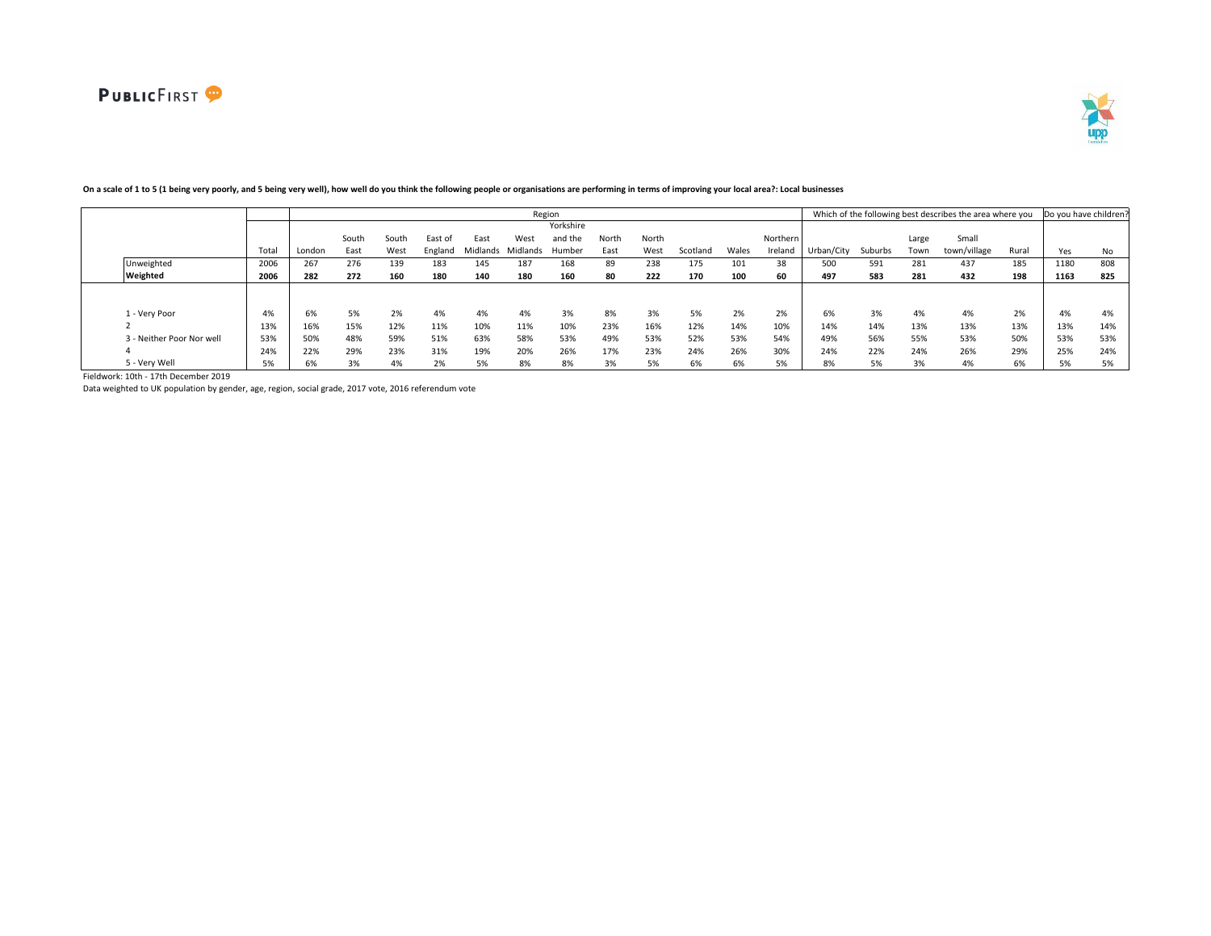**On a scale of 1 to 5 (1 being very poorly, and 5 being very well), how well do you think the following people or organisations are performing in terms of improving your local area?: Local businesses**

| | | Region | | | | | | | | | | | | Which of the following best describes the area where you | | | | | Do you have children? | |
|---|---|---|---|---|---|---|---|---|---|---|---|---|---|---|---|---|---|---|---|---|
| | Total | London | South East | South West | East of England | East Midlands | West Midlands | Yorkshire and the Humber | North East | North West | Scotland | Wales | Northern Ireland | Urban/City | Suburbs | Large Town | Small town/village | Rural | Yes | No |
| Unweighted | 2006 | 267 | 276 | 139 | 183 | 145 | 187 | 168 | 89 | 238 | 175 | 101 | 38 | 500 | 591 | 281 | 437 | 185 | 1180 | 808 |
| **Weighted** | **2006** | **282** | **272** | **160** | **180** | **140** | **180** | **160** | **80** | **222** | **170** | **100** | **60** | **497** | **583** | **281** | **432** | **198** | **1163** | **825** |
| 1 - Very Poor | 4% | 6% | 5% | 2% | 4% | 4% | 4% | 3% | 8% | 3% | 5% | 2% | 2% | 6% | 3% | 4% | 4% | 2% | 4% | 4% |
| 2 | 13% | 16% | 15% | 12% | 11% | 10% | 11% | 10% | 23% | 16% | 12% | 14% | 10% | 14% | 14% | 13% | 13% | 13% | 13% | 14% |
| 3 - Neither Poor Nor well | 53% | 50% | 48% | 59% | 51% | 63% | 58% | 53% | 49% | 53% | 52% | 53% | 54% | 49% | 56% | 55% | 53% | 50% | 53% | 53% |
| 4 | 24% | 22% | 29% | 23% | 31% | 19% | 20% | 26% | 17% | 23% | 24% | 26% | 30% | 24% | 22% | 24% | 26% | 29% | 25% | 24% |
| 5 - Very Well | 5% | 6% | 3% | 4% | 2% | 5% | 8% | 8% | 3% | 5% | 6% | 6% | 5% | 8% | 5% | 3% | 4% | 6% | 5% | 5% |

Fieldwork: 10th - 17th December 2019

Data weighted to UK population by gender, age, region, social grade, 2017 vote, 2016 referendum vote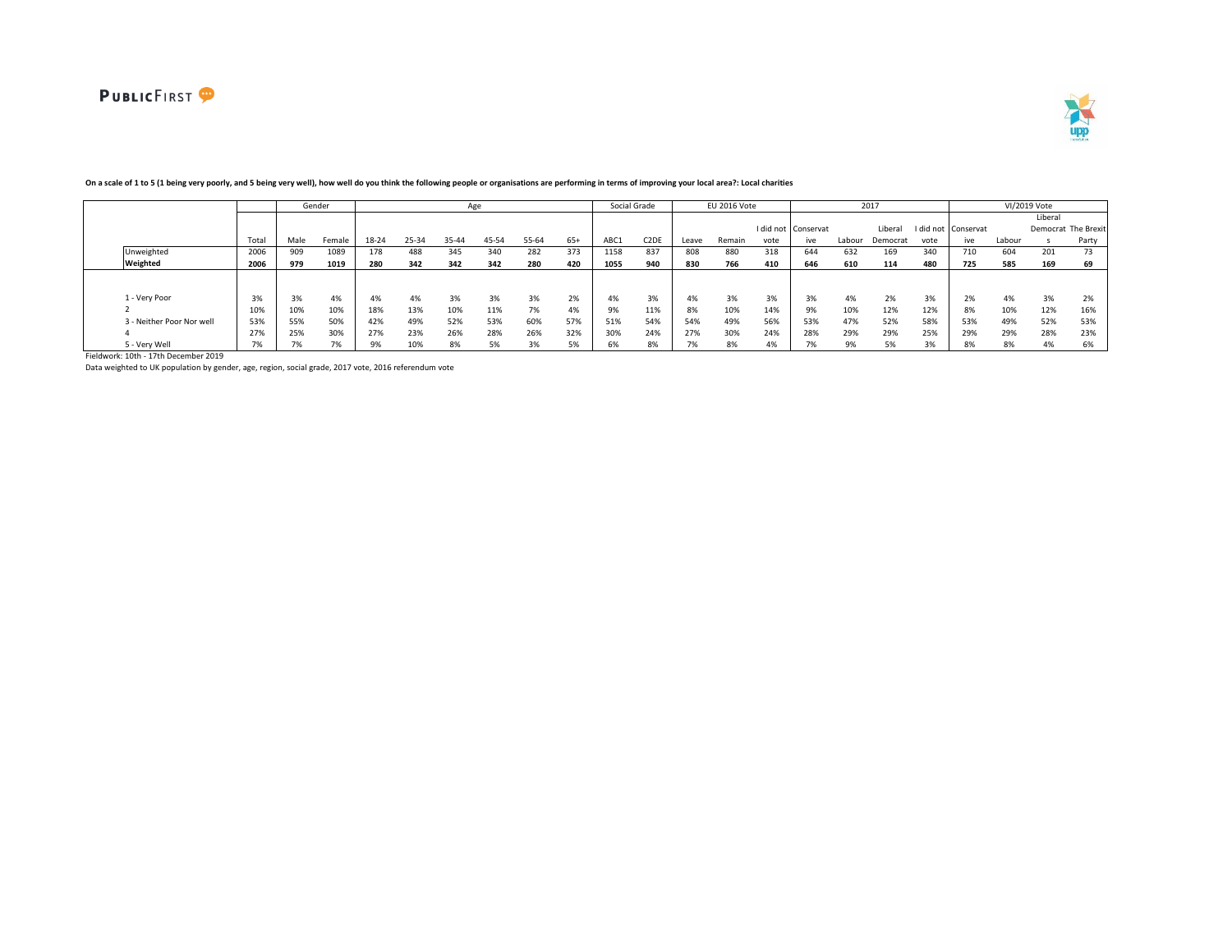**On a scale of 1 to 5 (1 being very poorly, and 5 being very well), how well do you think the following people or organisations are performing in terms of improving your local area?: Local charities**

| | | Gender | | Age | | | | | | Social Grade | | EU 2016 Vote | | | 2017 | | | | VI/2019 Vote | | | |
|---|---|---|---|---|---|---|---|---|---|---|---|---|---|---|---|---|---|---|---|---|---|---|
| | Total | Male | Female | 18-24 | 25-34 | 35-44 | 45-54 | 55-64 | 65+ | ABC1 | C2DE | Leave | Remain | I did not vote | Conservative | Labour | Liberal Democrat | I did not vote | Conservative | Labour | Liberal Democrats | The Brexit Party |
| Unweighted | 2006 | 909 | 1089 | 178 | 488 | 345 | 340 | 282 | 373 | 1158 | 837 | 808 | 880 | 318 | 644 | 632 | 169 | 340 | 710 | 604 | 201 | 73 |
| **Weighted** | **2006** | **979** | **1019** | **280** | **342** | **342** | **342** | **280** | **420** | **1055** | **940** | **830** | **766** | **410** | **646** | **610** | **114** | **480** | **725** | **585** | **169** | **69** |
| 1 - Very Poor | 3% | 3% | 4% | 4% | 4% | 3% | 3% | 3% | 2% | 4% | 3% | 4% | 3% | 3% | 3% | 4% | 2% | 3% | 2% | 4% | 3% | 2% |
| 2 | 10% | 10% | 10% | 18% | 13% | 10% | 11% | 7% | 4% | 9% | 11% | 8% | 10% | 14% | 9% | 10% | 12% | 12% | 8% | 10% | 12% | 16% |
| 3 - Neither Poor Nor well | 53% | 55% | 50% | 42% | 49% | 52% | 53% | 60% | 57% | 51% | 54% | 54% | 49% | 56% | 53% | 47% | 52% | 58% | 53% | 49% | 52% | 53% |
| 4 | 27% | 25% | 30% | 27% | 23% | 26% | 28% | 26% | 32% | 30% | 24% | 27% | 30% | 24% | 28% | 29% | 29% | 25% | 29% | 29% | 28% | 23% |
| 5 - Very Well | 7% | 7% | 7% | 9% | 10% | 8% | 5% | 3% | 5% | 6% | 8% | 7% | 8% | 4% | 7% | 9% | 5% | 3% | 8% | 8% | 4% | 6% |

Fieldwork: 10th - 17th December 2019

Data weighted to UK population by gender, age, region, social grade, 2017 vote, 2016 referendum vote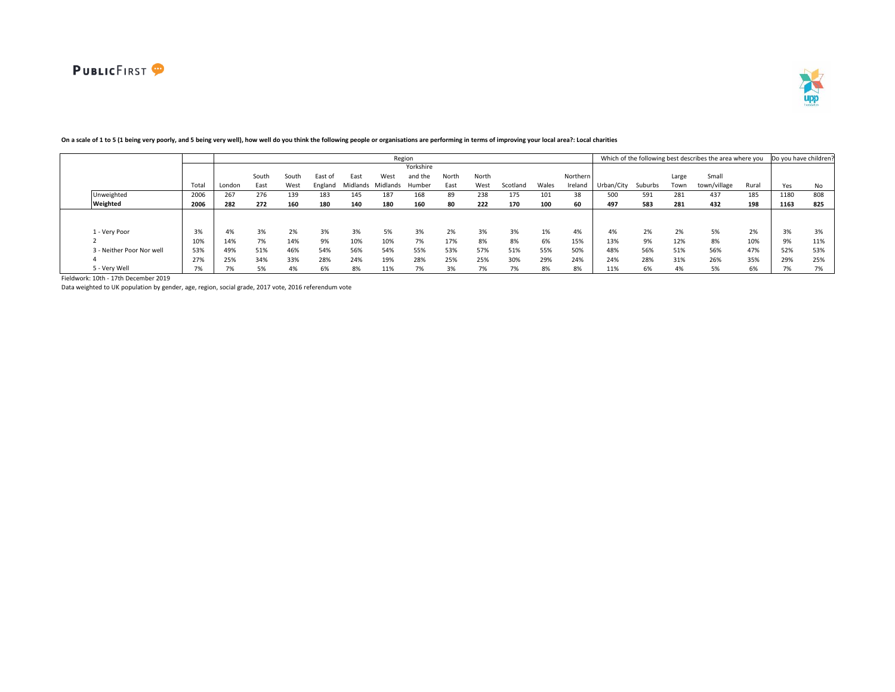**On a scale of 1 to 5 (1 being very poorly, and 5 being very well), how well do you think the following people or organisations are performing in terms of improving your local area?: Local charities**

| | | Region | | | | | | | | | | | | Which of the following best describes the area where you | | | | | Do you have children? | |
|---|---|---|---|---|---|---|---|---|---|---|---|---|---|---|---|---|---|---|---|---|
| | Total | London | South East | South West | East of England | East Midlands | West Midlands | Yorkshire and the Humber | North East | North West | Scotland | Wales | Northern Ireland | Urban/City | Suburbs | Large Town | Small town/village | Rural | Yes | No |
| Unweighted | 2006 | 267 | 276 | 139 | 183 | 145 | 187 | 168 | 89 | 238 | 175 | 101 | 38 | 500 | 591 | 281 | 437 | 185 | 1180 | 808 |
| **Weighted** | **2006** | **282** | **272** | **160** | **180** | **140** | **180** | **160** | **80** | **222** | **170** | **100** | **60** | **497** | **583** | **281** | **432** | **198** | **1163** | **825** |
| 1 - Very Poor | 3% | 4% | 3% | 2% | 3% | 3% | 5% | 3% | 2% | 3% | 3% | 1% | 4% | 4% | 2% | 2% | 5% | 2% | 3% | 3% |
| 2 | 10% | 14% | 7% | 14% | 9% | 10% | 10% | 7% | 17% | 8% | 8% | 6% | 15% | 13% | 9% | 12% | 8% | 10% | 9% | 11% |
| 3 - Neither Poor Nor well | 53% | 49% | 51% | 46% | 54% | 56% | 54% | 55% | 53% | 57% | 51% | 55% | 50% | 48% | 56% | 51% | 56% | 47% | 52% | 53% |
| 4 | 27% | 25% | 34% | 33% | 28% | 24% | 19% | 28% | 25% | 25% | 30% | 29% | 24% | 24% | 28% | 31% | 26% | 35% | 29% | 25% |
| 5 - Very Well | 7% | 7% | 5% | 4% | 6% | 8% | 11% | 7% | 3% | 7% | 7% | 8% | 8% | 11% | 6% | 4% | 5% | 6% | 7% | 7% |

Fieldwork: 10th - 17th December 2019

Data weighted to UK population by gender, age, region, social grade, 2017 vote, 2016 referendum vote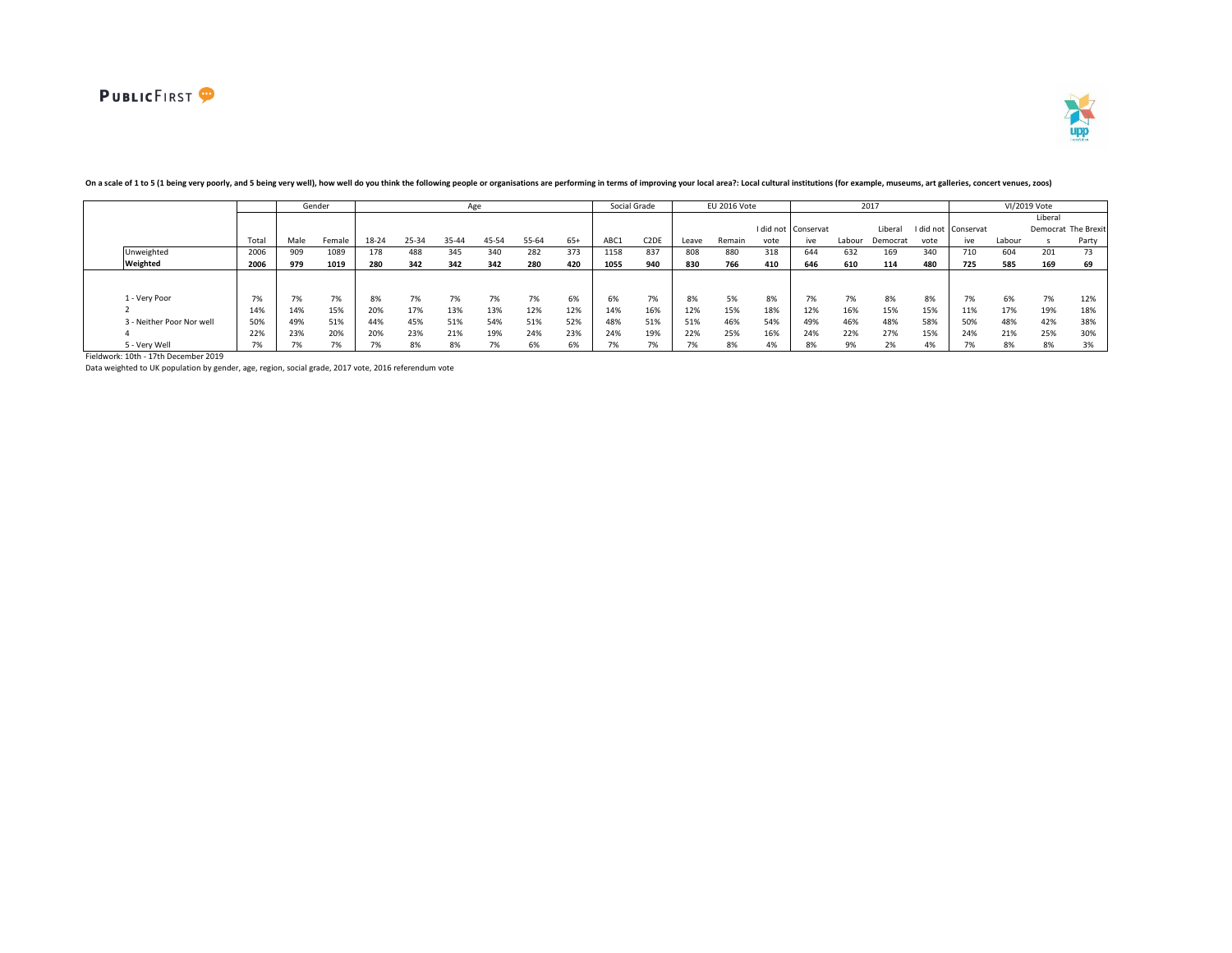**On a scale of 1 to 5 (1 being very poorly, and 5 being very well), how well do you think the following people or organisations are performing in terms of improving your local area?: Local cultural institutions (for example, museums, art galleries, concert venues, zoos)**

| | | Gender | | Age | | | | | | Social Grade | | EU 2016 Vote | | | 2017 | | | | VI/2019 Vote | | | |
|---|---|---|---|---|---|---|---|---|---|---|---|---|---|---|---|---|---|---|---|---|---|---|
| | Total | Male | Female | 18-24 | 25-34 | 35-44 | 45-54 | 55-64 | 65+ | ABC1 | C2DE | Leave | Remain | I did not vote | Conservative | Labour | Liberal Democrat | I did not vote | Conservative | Labour | Liberal Democrats | The Brexit Party |
| Unweighted | 2006 | 909 | 1089 | 178 | 488 | 345 | 340 | 282 | 373 | 1158 | 837 | 808 | 880 | 318 | 644 | 632 | 169 | 340 | 710 | 604 | 201 | 73 |
| **Weighted** | **2006** | **979** | **1019** | **280** | **342** | **342** | **342** | **280** | **420** | **1055** | **940** | **830** | **766** | **410** | **646** | **610** | **114** | **480** | **725** | **585** | **169** | **69** |
| 1 - Very Poor | 7% | 7% | 7% | 8% | 7% | 7% | 7% | 7% | 6% | 6% | 7% | 8% | 5% | 8% | 7% | 7% | 8% | 8% | 7% | 6% | 7% | 12% |
| 2 | 14% | 14% | 15% | 20% | 17% | 13% | 13% | 12% | 12% | 14% | 16% | 12% | 15% | 18% | 12% | 16% | 15% | 15% | 11% | 17% | 19% | 18% |
| 3 - Neither Poor Nor well | 50% | 49% | 51% | 44% | 45% | 51% | 54% | 51% | 52% | 48% | 51% | 51% | 46% | 54% | 49% | 46% | 48% | 58% | 50% | 48% | 42% | 38% |
| 4 | 22% | 23% | 20% | 20% | 23% | 21% | 19% | 24% | 23% | 24% | 19% | 22% | 25% | 16% | 24% | 22% | 27% | 15% | 24% | 21% | 25% | 30% |
| 5 - Very Well | 7% | 7% | 7% | 7% | 8% | 8% | 7% | 6% | 6% | 7% | 7% | 7% | 8% | 4% | 8% | 9% | 2% | 4% | 7% | 8% | 8% | 3% |

Fieldwork: 10th - 17th December 2019

Data weighted to UK population by gender, age, region, social grade, 2017 vote, 2016 referendum vote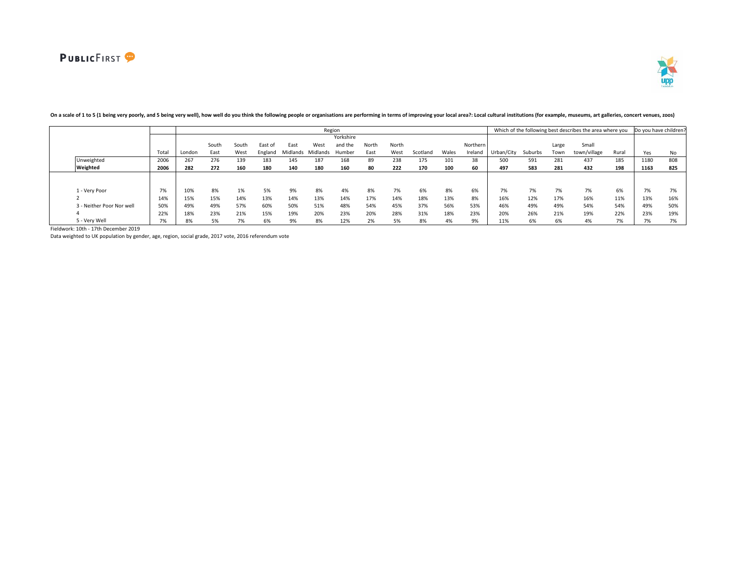**On a scale of 1 to 5 (1 being very poorly, and 5 being very well), how well do you think the following people or organisations are performing in terms of improving your local area?: Local cultural institutions (for example, museums, art galleries, concert venues, zoos)**

| | | Region | | | | | | | | | | | | Which of the following best describes the area where you | | | | | Do you have children? | |
|---|---|---|---|---|---|---|---|---|---|---|---|---|---|---|---|---|---|---|---|---|
| | Total | London | South East | South West | East of England | East Midlands | West Midlands | Yorkshire and the Humber | North East | North West | Scotland | Wales | Northern Ireland | Urban/City | Suburbs | Large Town | Small town/village | Rural | Yes | No |
| Unweighted | 2006 | 267 | 276 | 139 | 183 | 145 | 187 | 168 | 89 | 238 | 175 | 101 | 38 | 500 | 591 | 281 | 437 | 185 | 1180 | 808 |
| **Weighted** | **2006** | **282** | **272** | **160** | **180** | **140** | **180** | **160** | **80** | **222** | **170** | **100** | **60** | **497** | **583** | **281** | **432** | **198** | **1163** | **825** |
| 1 - Very Poor | 7% | 10% | 8% | 1% | 5% | 9% | 8% | 4% | 8% | 7% | 6% | 8% | 6% | 7% | 7% | 7% | 7% | 6% | 7% | 7% |
| 2 | 14% | 15% | 15% | 14% | 13% | 14% | 13% | 14% | 17% | 14% | 18% | 13% | 8% | 16% | 12% | 17% | 16% | 11% | 13% | 16% |
| 3 - Neither Poor Nor well | 50% | 49% | 49% | 57% | 60% | 50% | 51% | 48% | 54% | 45% | 37% | 56% | 53% | 46% | 49% | 49% | 54% | 54% | 49% | 50% |
| 4 | 22% | 18% | 23% | 21% | 15% | 19% | 20% | 23% | 20% | 28% | 31% | 18% | 23% | 20% | 26% | 21% | 19% | 22% | 23% | 19% |
| 5 - Very Well | 7% | 8% | 5% | 7% | 6% | 9% | 8% | 12% | 2% | 5% | 8% | 4% | 9% | 11% | 6% | 6% | 4% | 7% | 7% | 7% |

Fieldwork: 10th - 17th December 2019

Data weighted to UK population by gender, age, region, social grade, 2017 vote, 2016 referendum vote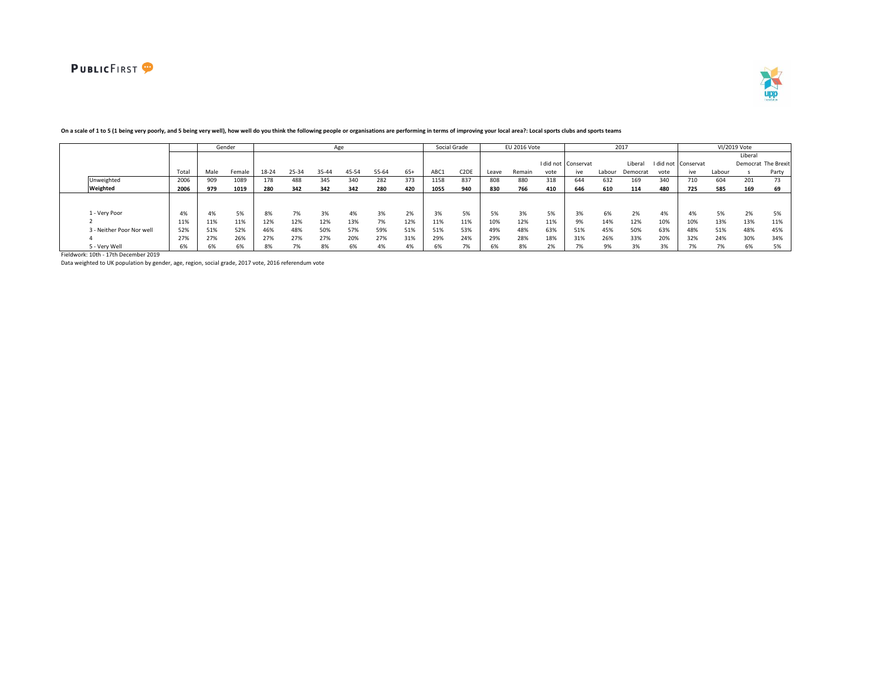**On a scale of 1 to 5 (1 being very poorly, and 5 being very well), how well do you think the following people or organisations are performing in terms of improving your local area?: Local sports clubs and sports teams**

| | | Gender | | Age | | | | | | Social Grade | | EU 2016 Vote | | | 2017 | | | | VI/2019 Vote | | | |
|---|---|---|---|---|---|---|---|---|---|---|---|---|---|---|---|---|---|---|---|---|---|---|
| | Total | Male | Female | 18-24 | 25-34 | 35-44 | 45-54 | 55-64 | 65+ | ABC1 | C2DE | Leave | Remain | I did not vote | Conservative | Labour | Liberal Democrat | I did not vote | Conservative | Labour | Liberal Democrats | The Brexit Party |
| Unweighted | 2006 | 909 | 1089 | 178 | 488 | 345 | 340 | 282 | 373 | 1158 | 837 | 808 | 880 | 318 | 644 | 632 | 169 | 340 | 710 | 604 | 201 | 73 |
| **Weighted** | **2006** | **979** | **1019** | **280** | **342** | **342** | **342** | **280** | **420** | **1055** | **940** | **830** | **766** | **410** | **646** | **610** | **114** | **480** | **725** | **585** | **169** | **69** |
| 1 - Very Poor | 4% | 4% | 5% | 8% | 7% | 3% | 4% | 3% | 2% | 3% | 5% | 5% | 3% | 5% | 3% | 6% | 2% | 4% | 4% | 5% | 2% | 5% |
| 2 | 11% | 11% | 11% | 12% | 12% | 12% | 13% | 7% | 12% | 11% | 11% | 10% | 12% | 11% | 9% | 14% | 12% | 10% | 10% | 13% | 13% | 11% |
| 3 - Neither Poor Nor well | 52% | 51% | 52% | 46% | 48% | 50% | 57% | 59% | 51% | 51% | 53% | 49% | 48% | 63% | 51% | 45% | 50% | 63% | 48% | 51% | 48% | 45% |
| 4 | 27% | 27% | 26% | 27% | 27% | 27% | 20% | 27% | 31% | 29% | 24% | 29% | 28% | 18% | 31% | 26% | 33% | 20% | 32% | 24% | 30% | 34% |
| 5 - Very Well | 6% | 6% | 6% | 8% | 7% | 8% | 6% | 4% | 4% | 6% | 7% | 6% | 8% | 2% | 7% | 9% | 3% | 3% | 7% | 7% | 6% | 5% |

Fieldwork: 10th - 17th December 2019

Data weighted to UK population by gender, age, region, social grade, 2017 vote, 2016 referendum vote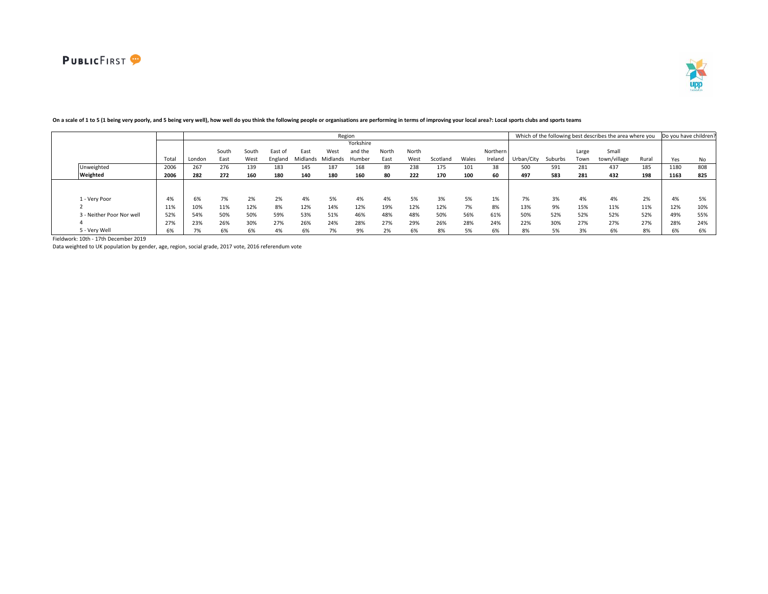**On a scale of 1 to 5 (1 being very poorly, and 5 being very well), how well do you think the following people or organisations are performing in terms of improving your local area?: Local sports clubs and sports teams**

| | | Region | | | | | | | | | | | | Which of the following best describes the area where you | | | | | Do you have children? | |
|---|---|---|---|---|---|---|---|---|---|---|---|---|---|---|---|---|---|---|---|---|
| | Total | London | South East | South West | East of England | East Midlands | West Midlands | Yorkshire and the Humber | North East | North West | Scotland | Wales | Northern Ireland | Urban/City | Suburbs | Large Town | Small town/village | Rural | Yes | No |
| Unweighted | 2006 | 267 | 276 | 139 | 183 | 145 | 187 | 168 | 89 | 238 | 175 | 101 | 38 | 500 | 591 | 281 | 437 | 185 | 1180 | 808 |
| **Weighted** | **2006** | **282** | **272** | **160** | **180** | **140** | **180** | **160** | **80** | **222** | **170** | **100** | **60** | **497** | **583** | **281** | **432** | **198** | **1163** | **825** |
| 1 - Very Poor | 4% | 6% | 7% | 2% | 2% | 4% | 5% | 4% | 4% | 5% | 3% | 5% | 1% | 7% | 3% | 4% | 4% | 2% | 4% | 5% |
| 2 | 11% | 10% | 11% | 12% | 8% | 12% | 14% | 12% | 19% | 12% | 12% | 7% | 8% | 13% | 9% | 15% | 11% | 11% | 12% | 10% |
| 3 - Neither Poor Nor well | 52% | 54% | 50% | 50% | 59% | 53% | 51% | 46% | 48% | 48% | 50% | 56% | 61% | 50% | 52% | 52% | 52% | 52% | 49% | 55% |
| 4 | 27% | 23% | 26% | 30% | 27% | 26% | 24% | 28% | 27% | 29% | 26% | 28% | 24% | 22% | 30% | 27% | 27% | 27% | 28% | 24% |
| 5 - Very Well | 6% | 7% | 6% | 6% | 4% | 6% | 7% | 9% | 2% | 6% | 8% | 5% | 6% | 8% | 5% | 3% | 6% | 8% | 6% | 6% |

Fieldwork: 10th - 17th December 2019

Data weighted to UK population by gender, age, region, social grade, 2017 vote, 2016 referendum vote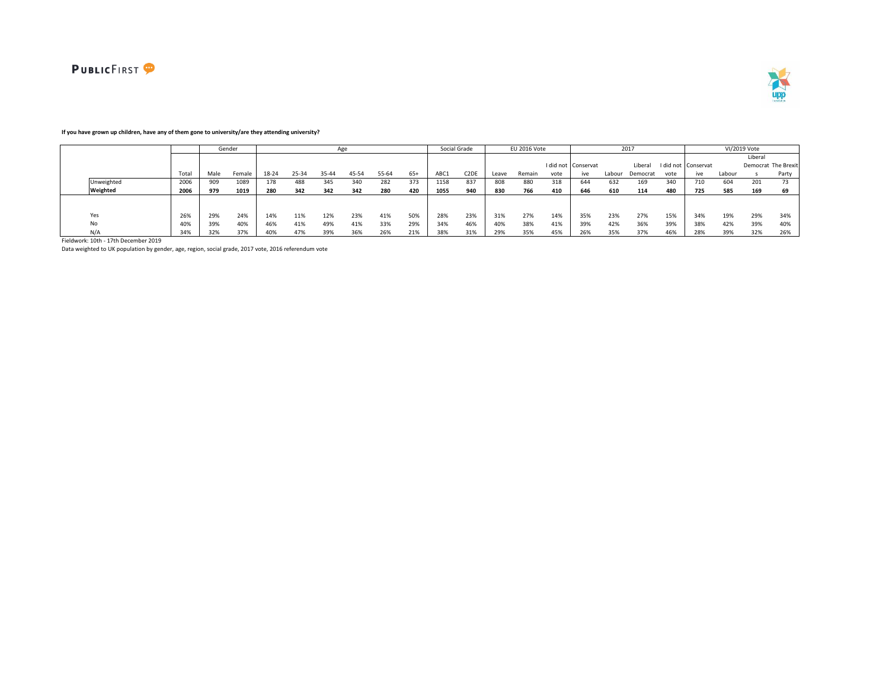**If you have grown up children, have any of them gone to university/are they attending university?**

| | Total | Gender | | Age | | | | | | Social Grade | | EU 2016 Vote | | | 2017 | | | | VI/2019 Vote | | | |
|---|---|---|---|---|---|---|---|---|---|---|---|---|---|---|---|---|---|---|---|---|---|---|
| | | Male | Female | 18-24 | 25-34 | 35-44 | 45-54 | 55-64 | 65+ | ABC1 | C2DE | Leave | Remain | I did not vote | Conservative | Labour | Liberal Democrat | I did not vote | Conservative | Labour | Liberal Democrats | The Brexit Party |
| Unweighted | 2006 | 909 | 1089 | 178 | 488 | 345 | 340 | 282 | 373 | 1158 | 837 | 808 | 880 | 318 | 644 | 632 | 169 | 340 | 710 | 604 | 201 | 73 |
| **Weighted** | **2006** | **979** | **1019** | **280** | **342** | **342** | **342** | **280** | **420** | **1055** | **940** | **830** | **766** | **410** | **646** | **610** | **114** | **480** | **725** | **585** | **169** | **69** |
| Yes | 26% | 29% | 24% | 14% | 11% | 12% | 23% | 41% | 50% | 28% | 23% | 31% | 27% | 14% | 35% | 23% | 27% | 15% | 34% | 19% | 29% | 34% |
| No | 40% | 39% | 40% | 46% | 41% | 49% | 41% | 33% | 29% | 34% | 46% | 40% | 38% | 41% | 39% | 42% | 36% | 39% | 38% | 42% | 39% | 40% |
| N/A | 34% | 32% | 37% | 40% | 47% | 39% | 36% | 26% | 21% | 38% | 31% | 29% | 35% | 45% | 26% | 35% | 37% | 46% | 28% | 39% | 32% | 26% |

Fieldwork: 10th - 17th December 2019

Data weighted to UK population by gender, age, region, social grade, 2017 vote, 2016 referendum vote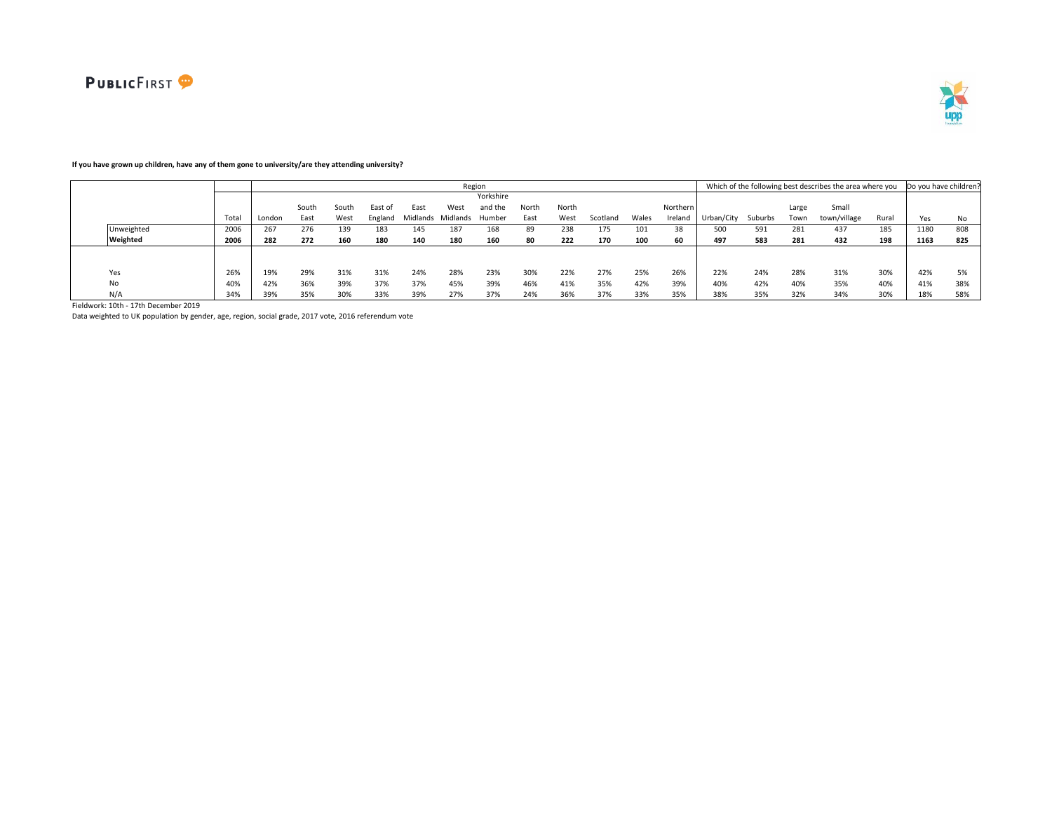**If you have grown up children, have any of them gone to university/are they attending university?**

| | Total | Region | | | | | | | | | | | | | Which of the following best describes the area where you | | | | | Do you have children? | |
|---|---|---|---|---|---|---|---|---|---|---|---|---|---|---|---|---|---|---|---|---|---|
| | Total | London | South East | South West | East of England | East Midlands | West Midlands | Yorkshire and the Humber | North East | North West | Scotland | Wales | Northern Ireland | Urban/City | Suburbs | Large Town | Small town/village | Rural | Yes | No |
| Unweighted | 2006 | 267 | 276 | 139 | 183 | 145 | 187 | 168 | 89 | 238 | 175 | 101 | 38 | 500 | 591 | 281 | 437 | 185 | 1180 | 808 |
| **Weighted** | **2006** | **282** | **272** | **160** | **180** | **140** | **180** | **160** | **80** | **222** | **170** | **100** | **60** | **497** | **583** | **281** | **432** | **198** | **1163** | **825** |
| Yes | 26% | 19% | 29% | 31% | 31% | 24% | 28% | 23% | 30% | 22% | 27% | 25% | 26% | 22% | 24% | 28% | 31% | 30% | 42% | 5% |
| No | 40% | 42% | 36% | 39% | 37% | 37% | 45% | 39% | 46% | 41% | 35% | 42% | 39% | 40% | 42% | 40% | 35% | 40% | 41% | 38% |
| N/A | 34% | 39% | 35% | 30% | 33% | 39% | 27% | 37% | 24% | 36% | 37% | 33% | 35% | 38% | 35% | 32% | 34% | 30% | 18% | 58% |

Fieldwork: 10th - 17th December 2019

Data weighted to UK population by gender, age, region, social grade, 2017 vote, 2016 referendum vote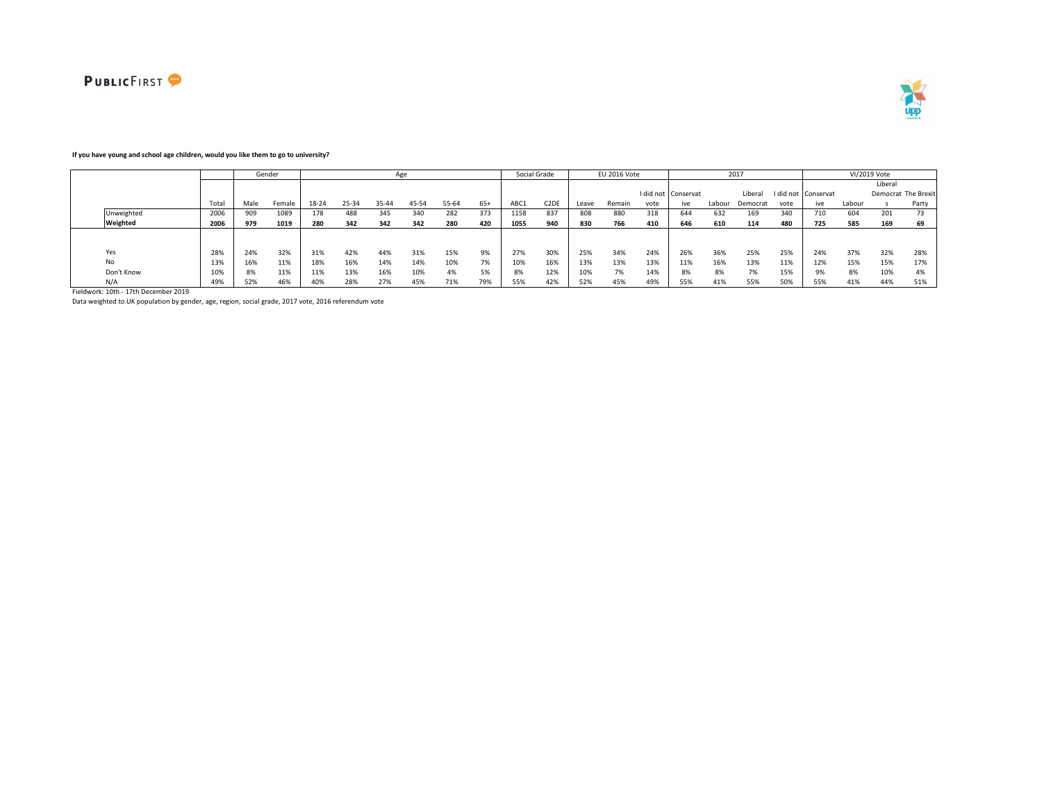**If you have young and school age children, would you like them to go to university?**

| | Total | Gender | | Age | | | | | | Social Grade | | EU 2016 Vote | | | 2017 | | | | VI/2019 Vote | | | |
|---|---|---|---|---|---|---|---|---|---|---|---|---|---|---|---|---|---|---|---|---|---|---|
| | | Male | Female | 18-24 | 25-34 | 35-44 | 45-54 | 55-64 | 65+ | ABC1 | C2DE | Leave | Remain | I did not vote | Conservative | Labour | Liberal Democrat | I did not vote | Conservative | Labour | Liberal Democrats | The Brexit Party |
| Unweighted | 2006 | 909 | 1089 | 178 | 488 | 345 | 340 | 282 | 373 | 1158 | 837 | 808 | 880 | 318 | 644 | 632 | 169 | 340 | 710 | 604 | 201 | 73 |
| **Weighted** | **2006** | **979** | **1019** | **280** | **342** | **342** | **342** | **280** | **420** | **1055** | **940** | **830** | **766** | **410** | **646** | **610** | **114** | **480** | **725** | **585** | **169** | **69** |
| Yes | 28% | 24% | 32% | 31% | 42% | 44% | 31% | 15% | 9% | 27% | 30% | 25% | 34% | 24% | 26% | 36% | 25% | 25% | 24% | 37% | 32% | 28% |
| No | 13% | 16% | 11% | 18% | 16% | 14% | 14% | 10% | 7% | 10% | 16% | 13% | 13% | 13% | 11% | 16% | 13% | 11% | 12% | 15% | 15% | 17% |
| Don't Know | 10% | 8% | 11% | 11% | 13% | 16% | 10% | 4% | 5% | 8% | 12% | 10% | 7% | 14% | 8% | 8% | 7% | 15% | 9% | 8% | 10% | 4% |
| N/A | 49% | 52% | 46% | 40% | 28% | 27% | 45% | 71% | 79% | 55% | 42% | 52% | 45% | 49% | 55% | 41% | 55% | 50% | 55% | 41% | 44% | 51% |

Fieldwork: 10th - 17th December 2019

Data weighted to UK population by gender, age, region, social grade, 2017 vote, 2016 referendum vote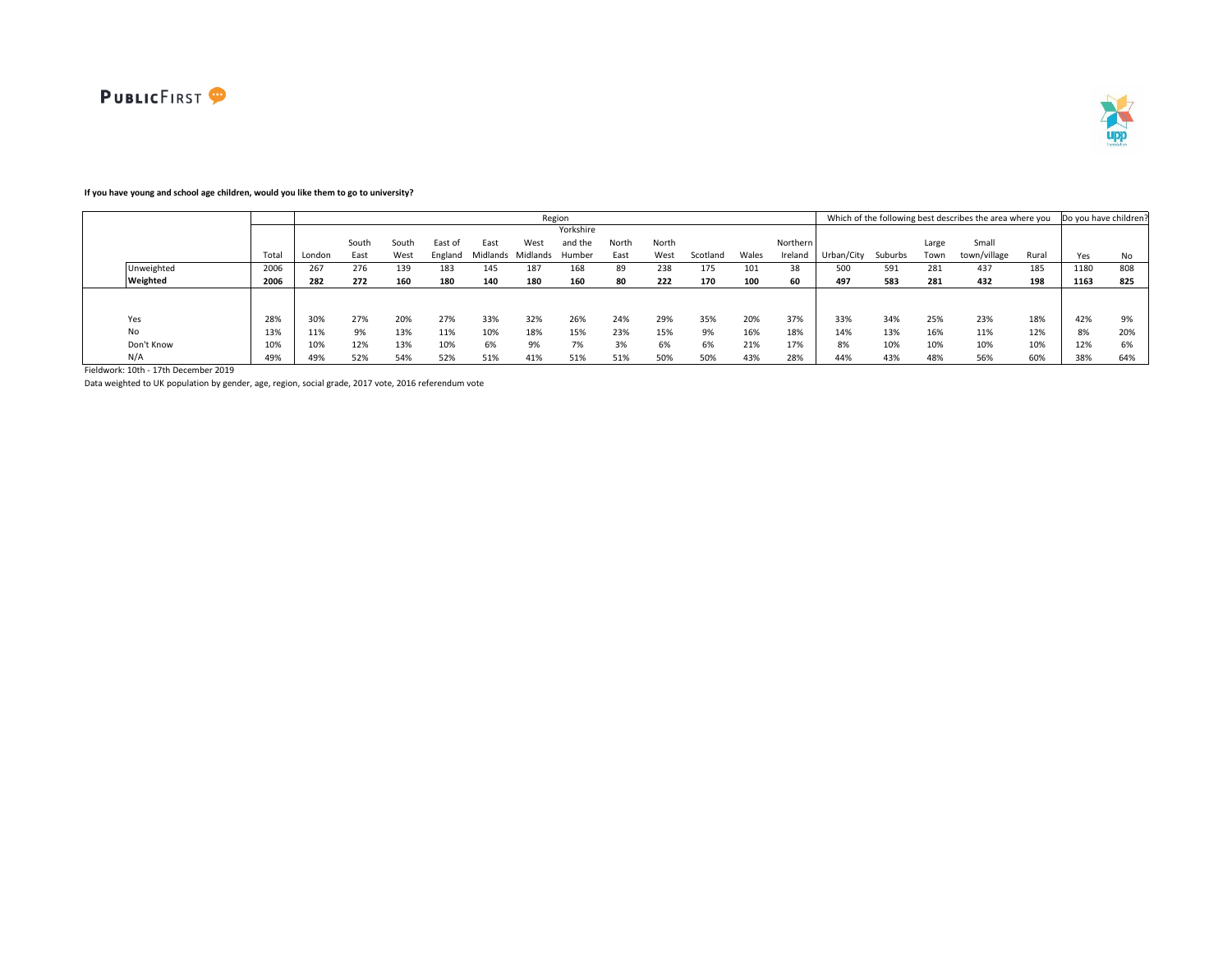**If you have young and school age children, would you like them to go to university?**

| | Total | Region | | | | | | | | | | | | Which of the following best describes the area where you | | | | | Do you have children? | |
|---|---|---|---|---|---|---|---|---|---|---|---|---|---|---|---|---|---|---|---|---|
| | | London | South East | South West | East of England | East Midlands | West Midlands | Yorkshire and the Humber | North East | North West | Scotland | Wales | Northern Ireland | Urban/City | Suburbs | Large Town | Small town/village | Rural | Yes | No |
| Unweighted | 2006 | 267 | 276 | 139 | 183 | 145 | 187 | 168 | 89 | 238 | 175 | 101 | 38 | 500 | 591 | 281 | 437 | 185 | 1180 | 808 |
| **Weighted** | **2006** | **282** | **272** | **160** | **180** | **140** | **180** | **160** | **80** | **222** | **170** | **100** | **60** | **497** | **583** | **281** | **432** | **198** | **1163** | **825** |
| Yes | 28% | 30% | 27% | 20% | 27% | 33% | 32% | 26% | 24% | 29% | 35% | 20% | 37% | 33% | 34% | 25% | 23% | 18% | 42% | 9% |
| No | 13% | 11% | 9% | 13% | 11% | 10% | 18% | 15% | 23% | 15% | 9% | 16% | 18% | 14% | 13% | 16% | 11% | 12% | 8% | 20% |
| Don't Know | 10% | 10% | 12% | 13% | 10% | 6% | 9% | 7% | 3% | 6% | 6% | 21% | 17% | 8% | 10% | 10% | 10% | 10% | 12% | 6% |
| N/A | 49% | 49% | 52% | 54% | 52% | 51% | 41% | 51% | 51% | 50% | 50% | 43% | 28% | 44% | 43% | 48% | 56% | 60% | 38% | 64% |

Fieldwork: 10th - 17th December 2019

Data weighted to UK population by gender, age, region, social grade, 2017 vote, 2016 referendum vote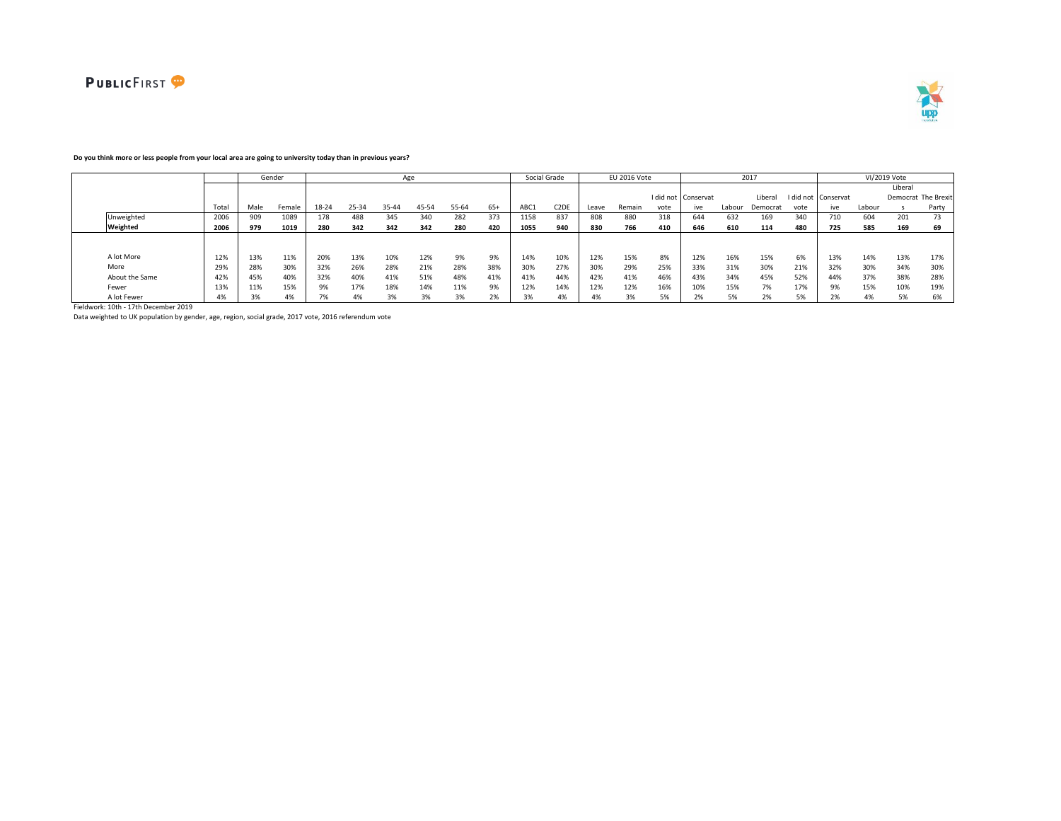**Do you think more or less people from your local area are going to university today than in previous years?**

| | Total | Gender | | Age | | | | | | Social Grade | | EU 2016 Vote | | | 2017 | | | | VI/2019 Vote | | | |
|---|---|---|---|---|---|---|---|---|---|---|---|---|---|---|---|---|---|---|---|---|---|---|
| | | Male | Female | 18-24 | 25-34 | 35-44 | 45-54 | 55-64 | 65+ | ABC1 | C2DE | Leave | Remain | I did not vote | Conservative | Labour | Liberal Democrat | I did not vote | Conservative | Labour | Liberal Democrats | The Brexit Party |
| Unweighted | 2006 | 909 | 1089 | 178 | 488 | 345 | 340 | 282 | 373 | 1158 | 837 | 808 | 880 | 318 | 644 | 632 | 169 | 340 | 710 | 604 | 201 | 73 |
| **Weighted** | **2006** | **979** | **1019** | **280** | **342** | **342** | **342** | **280** | **420** | **1055** | **940** | **830** | **766** | **410** | **646** | **610** | **114** | **480** | **725** | **585** | **169** | **69** |
| A lot More | 12% | 13% | 11% | 20% | 13% | 10% | 12% | 9% | 9% | 14% | 10% | 12% | 15% | 8% | 12% | 16% | 15% | 6% | 13% | 14% | 13% | 17% |
| More | 29% | 28% | 30% | 32% | 26% | 28% | 21% | 28% | 38% | 30% | 27% | 30% | 29% | 25% | 33% | 31% | 30% | 21% | 32% | 30% | 34% | 30% |
| About the Same | 42% | 45% | 40% | 32% | 40% | 41% | 51% | 48% | 41% | 41% | 44% | 42% | 41% | 46% | 43% | 34% | 45% | 52% | 44% | 37% | 38% | 28% |
| Fewer | 13% | 11% | 15% | 9% | 17% | 18% | 14% | 11% | 9% | 12% | 14% | 12% | 12% | 16% | 10% | 15% | 7% | 17% | 9% | 15% | 10% | 19% |
| A lot Fewer | 4% | 3% | 4% | 7% | 4% | 3% | 3% | 3% | 2% | 3% | 4% | 4% | 3% | 5% | 2% | 5% | 2% | 5% | 2% | 4% | 5% | 6% |

Fieldwork: 10th - 17th December 2019

Data weighted to UK population by gender, age, region, social grade, 2017 vote, 2016 referendum vote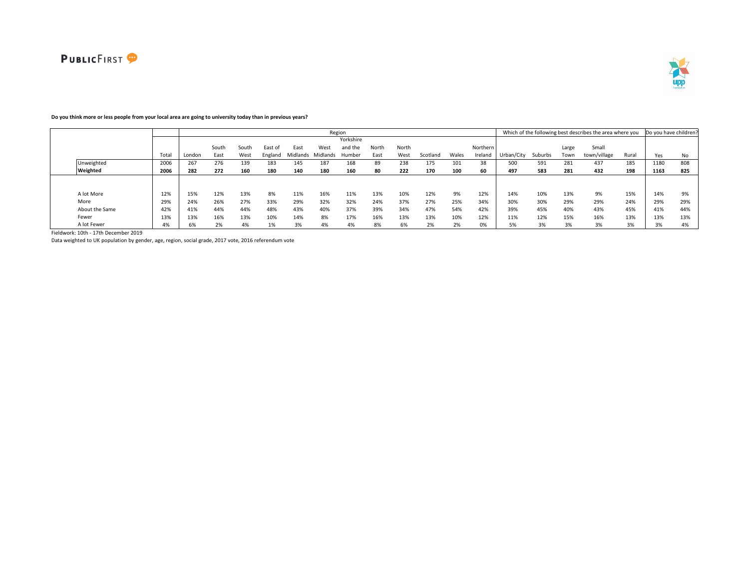**Do you think more or less people from your local area are going to university today than in previous years?**

| | | Region | | | | | | | | | | | | Which of the following best describes the area where you | | | | | Do you have children? | |
|---|---|---|---|---|---|---|---|---|---|---|---|---|---|---|---|---|---|---|---|---|
| | Total | London | South East | South West | East of England | East Midlands | West Midlands | Yorkshire and the Humber | North East | North West | Scotland | Wales | Northern Ireland | Urban/City | Suburbs | Large Town | Small town/village | Rural | Yes | No |
| Unweighted | 2006 | 267 | 276 | 139 | 183 | 145 | 187 | 168 | 89 | 238 | 175 | 101 | 38 | 500 | 591 | 281 | 437 | 185 | 1180 | 808 |
| **Weighted** | **2006** | **282** | **272** | **160** | **180** | **140** | **180** | **160** | **80** | **222** | **170** | **100** | **60** | **497** | **583** | **281** | **432** | **198** | **1163** | **825** |
| A lot More | 12% | 15% | 12% | 13% | 8% | 11% | 16% | 11% | 13% | 10% | 12% | 9% | 12% | 14% | 10% | 13% | 9% | 15% | 14% | 9% |
| More | 29% | 24% | 26% | 27% | 33% | 29% | 32% | 32% | 24% | 37% | 27% | 25% | 34% | 30% | 30% | 29% | 29% | 24% | 29% | 29% |
| About the Same | 42% | 41% | 44% | 44% | 48% | 43% | 40% | 37% | 39% | 34% | 47% | 54% | 42% | 39% | 45% | 40% | 43% | 45% | 41% | 44% |
| Fewer | 13% | 13% | 16% | 13% | 10% | 14% | 8% | 17% | 16% | 13% | 13% | 10% | 12% | 11% | 12% | 15% | 16% | 13% | 13% | 13% |
| A lot Fewer | 4% | 6% | 2% | 4% | 1% | 3% | 4% | 4% | 8% | 6% | 2% | 2% | 0% | 5% | 3% | 3% | 3% | 3% | 3% | 4% |

Fieldwork: 10th - 17th December 2019

Data weighted to UK population by gender, age, region, social grade, 2017 vote, 2016 referendum vote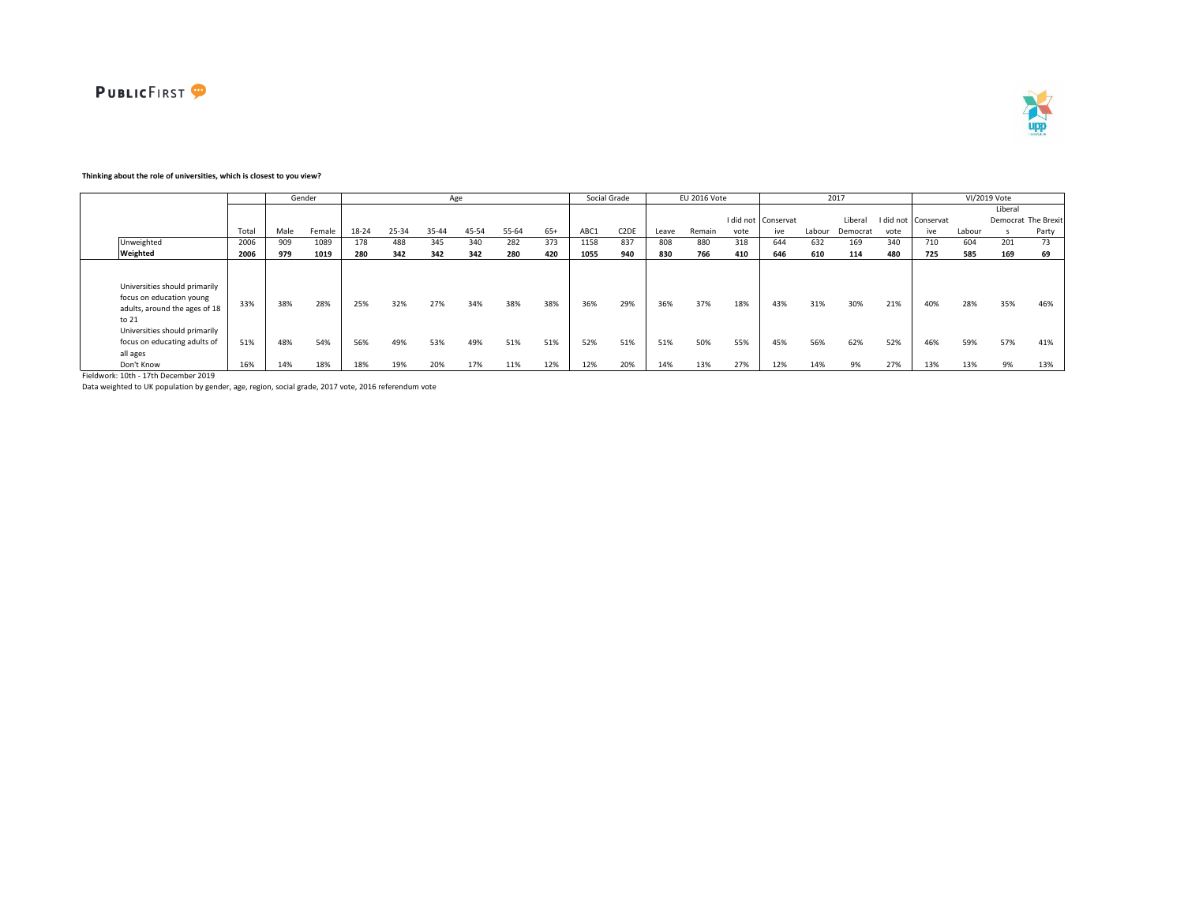**Thinking about the role of universities, which is closest to you view?**

| | Total | Gender | | Age | | | | | | Social Grade | | EU 2016 Vote | | | 2017 | | | | VI/2019 Vote | | | |
|---|---|---|---|---|---|---|---|---|---|---|---|---|---|---|---|---|---|---|---|---|---|---|
| | | Male | Female | 18-24 | 25-34 | 35-44 | 45-54 | 55-64 | 65+ | ABC1 | C2DE | Leave | Remain | I did not vote | Conservative | Labour | Liberal Democrat | I did not vote | Conservative | Labour | Liberal Democrats | The Brexit Party |
| Unweighted | 2006 | 909 | 1089 | 178 | 488 | 345 | 340 | 282 | 373 | 1158 | 837 | 808 | 880 | 318 | 644 | 632 | 169 | 340 | 710 | 604 | 201 | 73 |
| **Weighted** | **2006** | **979** | **1019** | **280** | **342** | **342** | **342** | **280** | **420** | **1055** | **940** | **830** | **766** | **410** | **646** | **610** | **114** | **480** | **725** | **585** | **169** | **69** |
| Universities should primarily focus on education young adults, around the ages of 18 to 21 | 33% | 38% | 28% | 25% | 32% | 27% | 34% | 38% | 38% | 36% | 29% | 36% | 37% | 18% | 43% | 31% | 30% | 21% | 40% | 28% | 35% | 46% |
| Universities should primarily focus on educating adults of all ages | 51% | 48% | 54% | 56% | 49% | 53% | 49% | 51% | 51% | 52% | 51% | 51% | 50% | 55% | 45% | 56% | 62% | 52% | 46% | 59% | 57% | 41% |
| Don't Know | 16% | 14% | 18% | 18% | 19% | 20% | 17% | 11% | 12% | 12% | 20% | 14% | 13% | 27% | 12% | 14% | 9% | 27% | 13% | 13% | 9% | 13% |

Fieldwork: 10th - 17th December 2019

Data weighted to UK population by gender, age, region, social grade, 2017 vote, 2016 referendum vote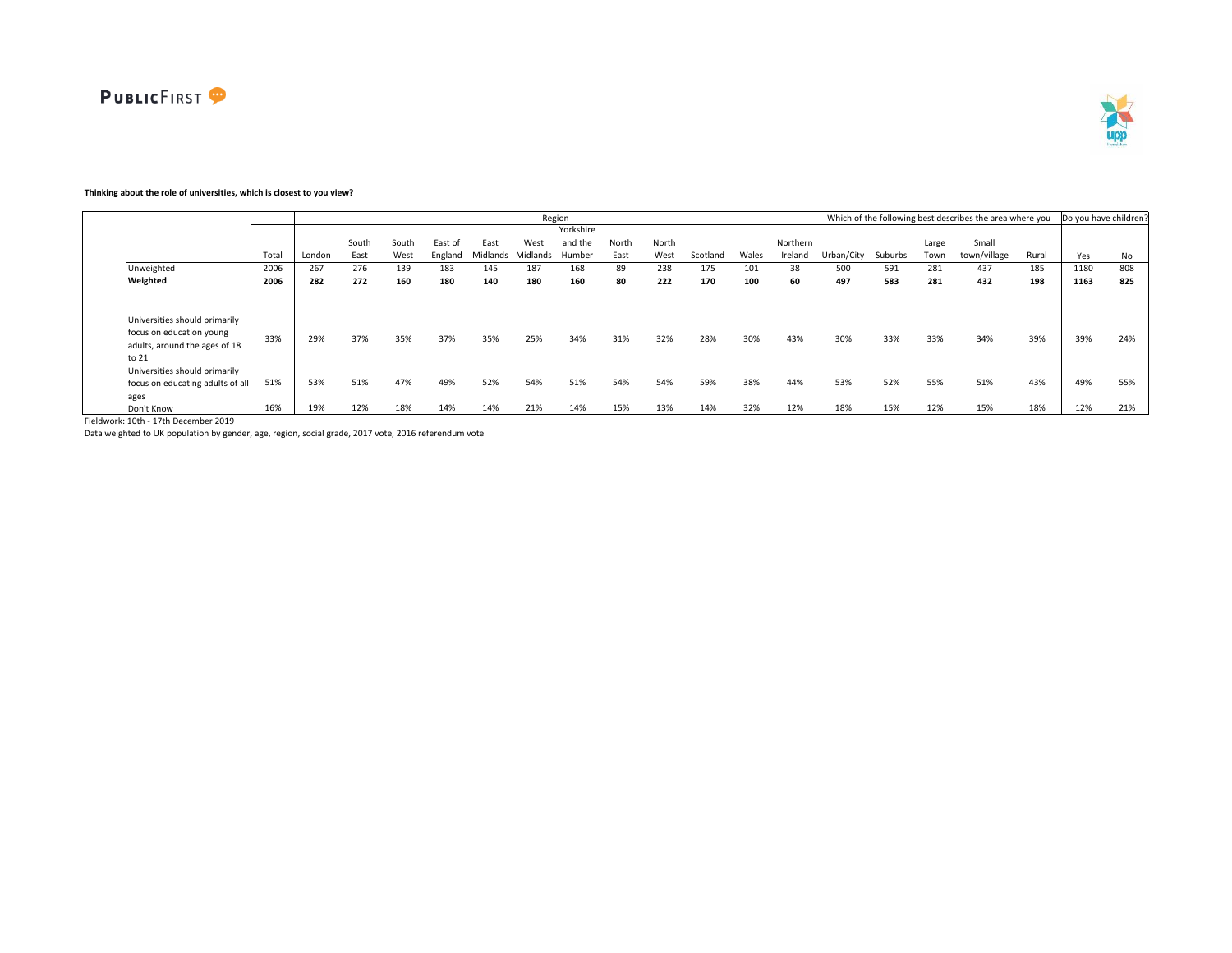**Thinking about the role of universities, which is closest to you view?**

| | | Region | | | | | | | | | | | | Which of the following best describes the area where you | | | | | Do you have children? | |
|---|---|---|---|---|---|---|---|---|---|---|---|---|---|---|---|---|---|---|---|---|
| | Total | London | South East | South West | East of England | East Midlands | West Midlands | Yorkshire and the Humber | North East | North West | Scotland | Wales | Northern Ireland | Urban/City | Suburbs | Large Town | Small town/village | Rural | Yes | No |
| Unweighted | 2006 | 267 | 276 | 139 | 183 | 145 | 187 | 168 | 89 | 238 | 175 | 101 | 38 | 500 | 591 | 281 | 437 | 185 | 1180 | 808 |
| **Weighted** | **2006** | **282** | **272** | **160** | **180** | **140** | **180** | **160** | **80** | **222** | **170** | **100** | **60** | **497** | **583** | **281** | **432** | **198** | **1163** | **825** |
| Universities should primarily focus on education young adults, around the ages of 18 to 21 | 33% | 29% | 37% | 35% | 37% | 35% | 25% | 34% | 31% | 32% | 28% | 30% | 43% | 30% | 33% | 33% | 34% | 39% | 39% | 24% |
| Universities should primarily focus on educating adults of all ages | 51% | 53% | 51% | 47% | 49% | 52% | 54% | 51% | 54% | 54% | 59% | 38% | 44% | 53% | 52% | 55% | 51% | 43% | 49% | 55% |
| Don't Know | 16% | 19% | 12% | 18% | 14% | 14% | 21% | 14% | 15% | 13% | 14% | 32% | 12% | 18% | 15% | 12% | 15% | 18% | 12% | 21% |

Fieldwork: 10th - 17th December 2019

Data weighted to UK population by gender, age, region, social grade, 2017 vote, 2016 referendum vote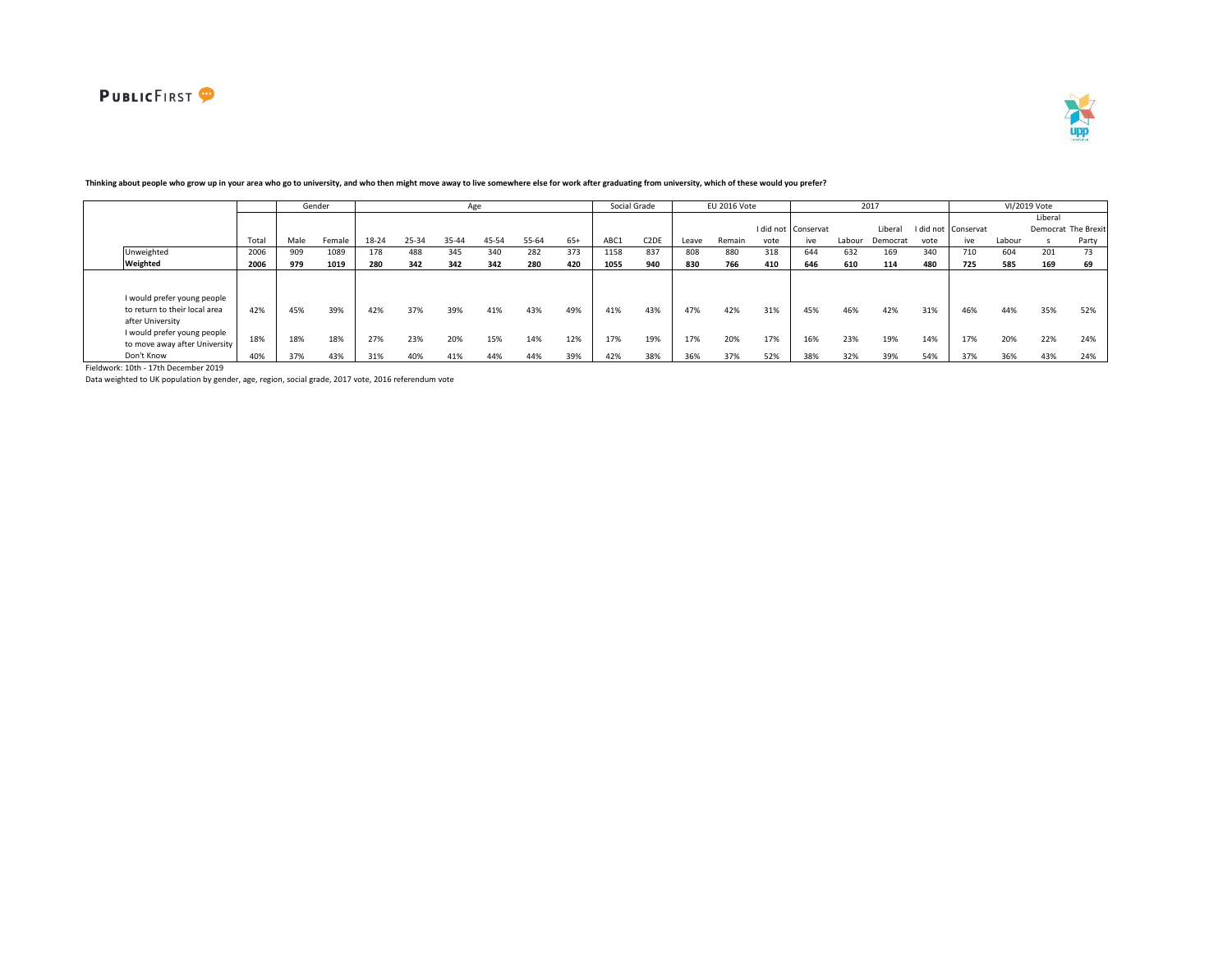**Thinking about people who grow up in your area who go to university, and who then might move away to live somewhere else for work after graduating from university, which of these would you prefer?**

| | | Gender | | Age | | | | | | Social Grade | | EU 2016 Vote | | | 2017 | | | | VI/2019 Vote | | | |
|---|---|---|---|---|---|---|---|---|---|---|---|---|---|---|---|---|---|---|---|---|---|---|
| | Total | Male | Female | 18-24 | 25-34 | 35-44 | 45-54 | 55-64 | 65+ | ABC1 | C2DE | Leave | Remain | I did not vote | Conservative | Labour | Liberal Democrat | I did not vote | Conservative | Labour | Liberal Democrats | The Brexit Party |
| Unweighted | 2006 | 909 | 1089 | 178 | 488 | 345 | 340 | 282 | 373 | 1158 | 837 | 808 | 880 | 318 | 644 | 632 | 169 | 340 | 710 | 604 | 201 | 73 |
| **Weighted** | **2006** | **979** | **1019** | **280** | **342** | **342** | **342** | **280** | **420** | **1055** | **940** | **830** | **766** | **410** | **646** | **610** | **114** | **480** | **725** | **585** | **169** | **69** |
| I would prefer young people to return to their local area after University | 42% | 45% | 39% | 42% | 37% | 39% | 41% | 43% | 49% | 41% | 43% | 47% | 42% | 31% | 45% | 46% | 42% | 31% | 46% | 44% | 35% | 52% |
| I would prefer young people to move away after University | 18% | 18% | 18% | 27% | 23% | 20% | 15% | 14% | 12% | 17% | 19% | 17% | 20% | 17% | 16% | 23% | 19% | 14% | 17% | 20% | 22% | 24% |
| Don't Know | 40% | 37% | 43% | 31% | 40% | 41% | 44% | 44% | 39% | 42% | 38% | 36% | 37% | 52% | 38% | 32% | 39% | 54% | 37% | 36% | 43% | 24% |

Fieldwork: 10th - 17th December 2019

Data weighted to UK population by gender, age, region, social grade, 2017 vote, 2016 referendum vote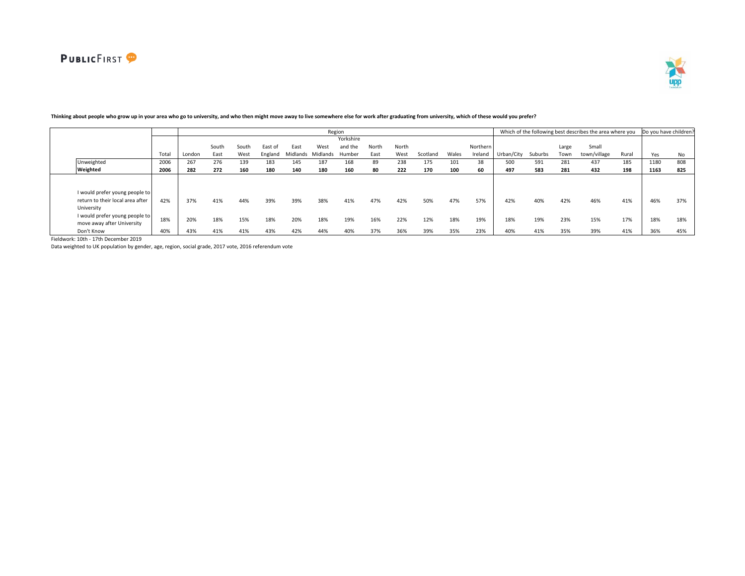**Thinking about people who grow up in your area who go to university, and who then might move away to live somewhere else for work after graduating from university, which of these would you prefer?**

| | Total | Region | | | | | | | | | | | | Which of the following best describes the area where you | | | | | Do you have children? | |
|---|---|---|---|---|---|---|---|---|---|---|---|---|---|---|---|---|---|---|---|---|
| | | London | South East | South West | East of England | East Midlands | West Midlands | Yorkshire and the Humber | North East | North West | Scotland | Wales | Northern Ireland | Urban/City | Suburbs | Large Town | Small town/village | Rural | Yes | No |
| Unweighted | 2006 | 267 | 276 | 139 | 183 | 145 | 187 | 168 | 89 | 238 | 175 | 101 | 38 | 500 | 591 | 281 | 437 | 185 | 1180 | 808 |
| **Weighted** | **2006** | **282** | **272** | **160** | **180** | **140** | **180** | **160** | **80** | **222** | **170** | **100** | **60** | **497** | **583** | **281** | **432** | **198** | **1163** | **825** |
| I would prefer young people to return to their local area after University | 42% | 37% | 41% | 44% | 39% | 39% | 38% | 41% | 47% | 42% | 50% | 47% | 57% | 42% | 40% | 42% | 46% | 41% | 46% | 37% |
| I would prefer young people to move away after University | 18% | 20% | 18% | 15% | 18% | 20% | 18% | 19% | 16% | 22% | 12% | 18% | 19% | 18% | 19% | 23% | 15% | 17% | 18% | 18% |
| Don't Know | 40% | 43% | 41% | 41% | 43% | 42% | 44% | 40% | 37% | 36% | 39% | 35% | 23% | 40% | 41% | 35% | 39% | 41% | 36% | 45% |

Fieldwork: 10th - 17th December 2019

Data weighted to UK population by gender, age, region, social grade, 2017 vote, 2016 referendum vote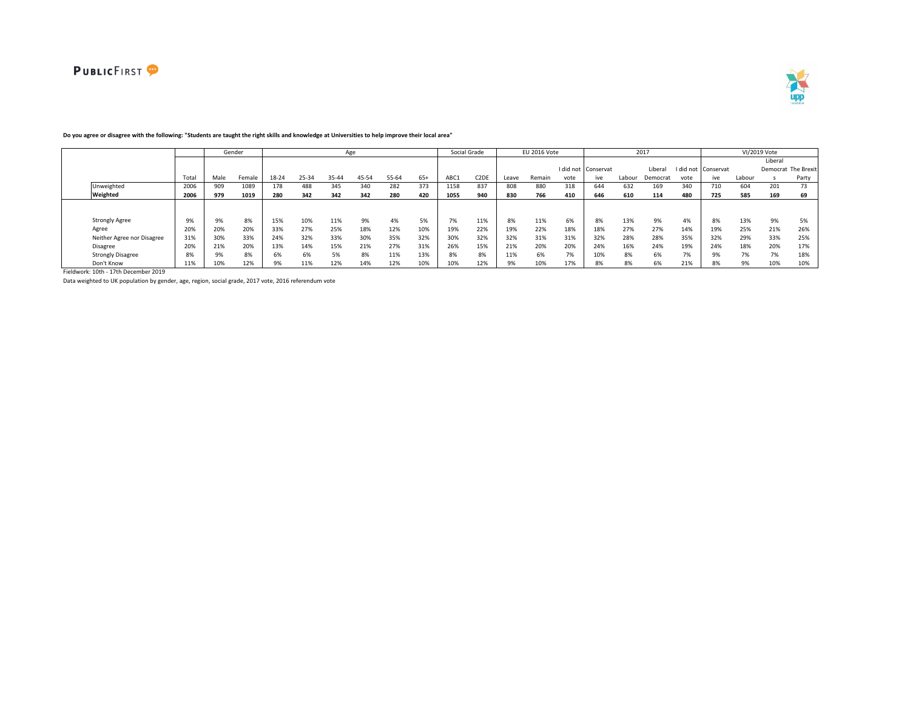**Do you agree or disagree with the following: "Students are taught the right skills and knowledge at Universities to help improve their local area"**

| | | Gender | | Age | | | | | | Social Grade | | EU 2016 Vote | | | 2017 | | | | VI/2019 Vote | | | |
|---|---|---|---|---|---|---|---|---|---|---|---|---|---|---|---|---|---|---|---|---|---|---|
| | Total | Male | Female | 18-24 | 25-34 | 35-44 | 45-54 | 55-64 | 65+ | ABC1 | C2DE | Leave | Remain | I did not vote | Conservative | Labour | Liberal Democrat | I did not vote | Conservative | Labour | Liberal Democrats | The Brexit Party |
| Unweighted | 2006 | 909 | 1089 | 178 | 488 | 345 | 340 | 282 | 373 | 1158 | 837 | 808 | 880 | 318 | 644 | 632 | 169 | 340 | 710 | 604 | 201 | 73 |
| **Weighted** | **2006** | **979** | **1019** | **280** | **342** | **342** | **342** | **280** | **420** | **1055** | **940** | **830** | **766** | **410** | **646** | **610** | **114** | **480** | **725** | **585** | **169** | **69** |
| Strongly Agree | 9% | 9% | 8% | 15% | 10% | 11% | 9% | 4% | 5% | 7% | 11% | 8% | 11% | 6% | 8% | 13% | 9% | 4% | 8% | 13% | 9% | 5% |
| Agree | 20% | 20% | 20% | 33% | 27% | 25% | 18% | 12% | 10% | 19% | 22% | 19% | 22% | 18% | 18% | 27% | 27% | 14% | 19% | 25% | 21% | 26% |
| Neither Agree nor Disagree | 31% | 30% | 33% | 24% | 32% | 33% | 30% | 35% | 32% | 30% | 32% | 32% | 31% | 31% | 32% | 28% | 28% | 35% | 32% | 29% | 33% | 25% |
| Disagree | 20% | 21% | 20% | 13% | 14% | 15% | 21% | 27% | 31% | 26% | 15% | 21% | 20% | 20% | 24% | 16% | 24% | 19% | 24% | 18% | 20% | 17% |
| Strongly Disagree | 8% | 9% | 8% | 6% | 6% | 5% | 8% | 11% | 13% | 8% | 8% | 11% | 6% | 7% | 10% | 8% | 6% | 7% | 9% | 7% | 7% | 18% |
| Don't Know | 11% | 10% | 12% | 9% | 11% | 12% | 14% | 12% | 10% | 10% | 12% | 9% | 10% | 17% | 8% | 8% | 6% | 21% | 8% | 9% | 10% | 10% |

Fieldwork: 10th - 17th December 2019

Data weighted to UK population by gender, age, region, social grade, 2017 vote, 2016 referendum vote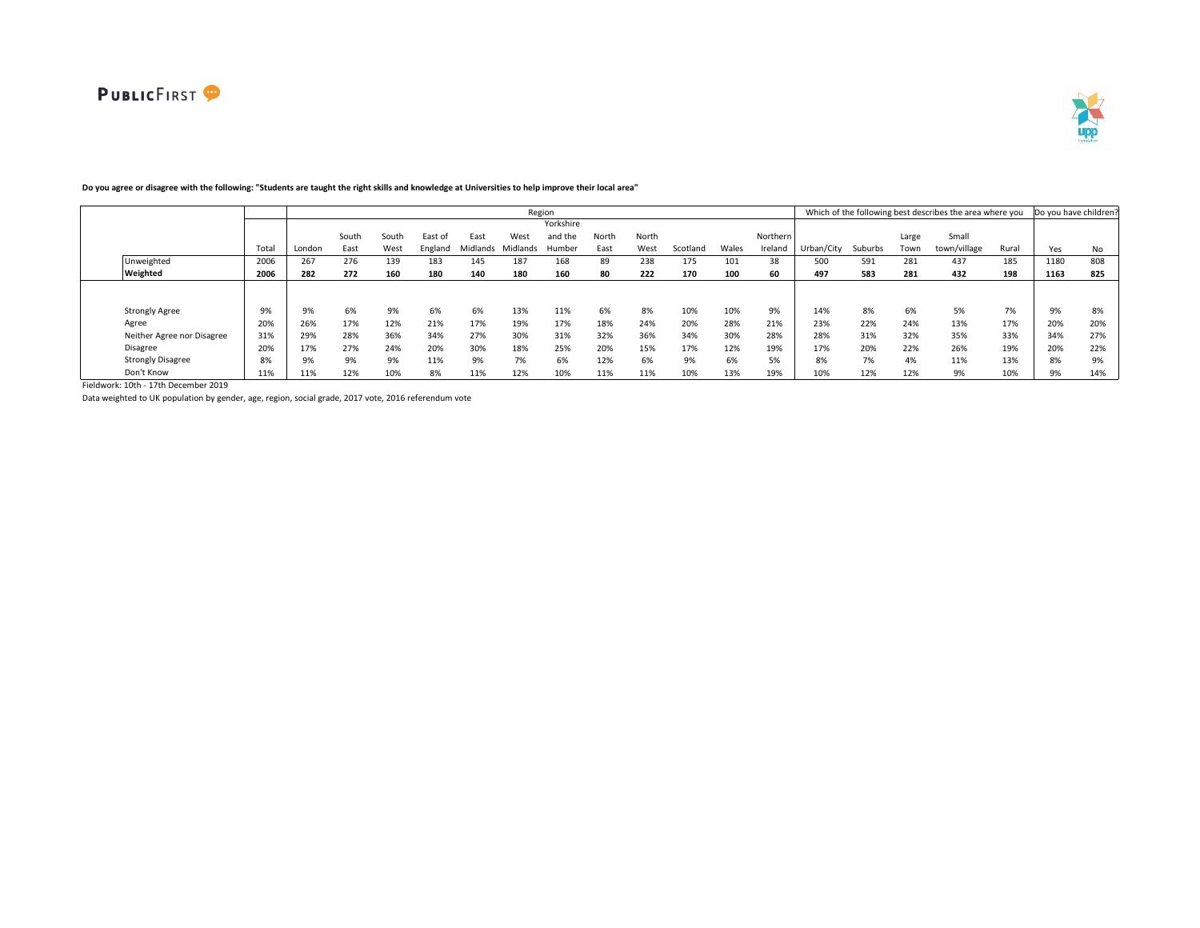**Do you agree or disagree with the following: "Students are taught the right skills and knowledge at Universities to help improve their local area"**

| | Total | Region | | | | | | | | | | | | | Which of the following best describes the area where you | | | | | Do you have children? | |
|---|---|---|---|---|---|---|---|---|---|---|---|---|---|---|---|---|---|---|---|---|---|
| | | London | South East | South West | East of England | East Midlands | West Midlands | Yorkshire and the Humber | North East | North West | Scotland | Wales | Northern Ireland | Urban/City | Suburbs | Large Town | Small town/village | Rural | Yes | No |
| Unweighted | 2006 | 267 | 276 | 139 | 183 | 145 | 187 | 168 | 89 | 238 | 175 | 101 | 38 | 500 | 591 | 281 | 437 | 185 | 1180 | 808 |
| **Weighted** | **2006** | **282** | **272** | **160** | **180** | **140** | **180** | **160** | **80** | **222** | **170** | **100** | **60** | **497** | **583** | **281** | **432** | **198** | **1163** | **825** |
| Strongly Agree | 9% | 9% | 6% | 9% | 6% | 6% | 13% | 11% | 6% | 8% | 10% | 10% | 9% | 14% | 8% | 6% | 5% | 7% | 9% | 8% |
| Agree | 20% | 26% | 17% | 12% | 21% | 17% | 19% | 17% | 18% | 24% | 20% | 28% | 21% | 23% | 22% | 24% | 13% | 17% | 20% | 20% |
| Neither Agree nor Disagree | 31% | 29% | 28% | 36% | 34% | 27% | 30% | 31% | 32% | 36% | 34% | 30% | 28% | 28% | 31% | 32% | 35% | 33% | 34% | 27% |
| Disagree | 20% | 17% | 27% | 24% | 20% | 30% | 18% | 25% | 20% | 15% | 17% | 12% | 19% | 17% | 20% | 22% | 26% | 19% | 20% | 22% |
| Strongly Disagree | 8% | 9% | 9% | 9% | 11% | 9% | 7% | 6% | 12% | 6% | 9% | 6% | 5% | 8% | 7% | 4% | 11% | 13% | 8% | 9% |
| Don't Know | 11% | 11% | 12% | 10% | 8% | 11% | 12% | 10% | 11% | 11% | 10% | 13% | 19% | 10% | 12% | 12% | 9% | 10% | 9% | 14% |

Fieldwork: 10th - 17th December 2019

Data weighted to UK population by gender, age, region, social grade, 2017 vote, 2016 referendum vote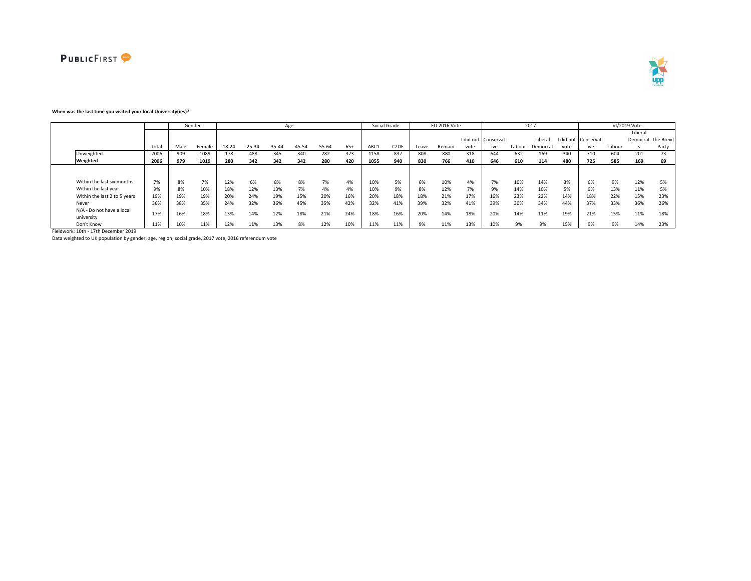**When was the last time you visited your local University(ies)?**

| | | Gender | | Age | | | | | | Social Grade | | EU 2016 Vote | | | 2017 | | | | VI/2019 Vote | | | |
|---|---|---|---|---|---|---|---|---|---|---|---|---|---|---|---|---|---|---|---|---|---|---|
| | Total | Male | Female | 18-24 | 25-34 | 35-44 | 45-54 | 55-64 | 65+ | ABC1 | C2DE | Leave | Remain | I did not vote | Conservative | Labour | Liberal Democrat | I did not vote | Conservative | Labour | Liberal Democrats | The Brexit Party |
| Unweighted | 2006 | 909 | 1089 | 178 | 488 | 345 | 340 | 282 | 373 | 1158 | 837 | 808 | 880 | 318 | 644 | 632 | 169 | 340 | 710 | 604 | 201 | 73 |
| **Weighted** | **2006** | **979** | **1019** | **280** | **342** | **342** | **342** | **280** | **420** | **1055** | **940** | **830** | **766** | **410** | **646** | **610** | **114** | **480** | **725** | **585** | **169** | **69** |
| Within the last six months | 7% | 8% | 7% | 12% | 6% | 8% | 8% | 7% | 4% | 10% | 5% | 6% | 10% | 4% | 7% | 10% | 14% | 3% | 6% | 9% | 12% | 5% |
| Within the last year | 9% | 8% | 10% | 18% | 12% | 13% | 7% | 4% | 4% | 10% | 9% | 8% | 12% | 7% | 9% | 14% | 10% | 5% | 9% | 13% | 11% | 5% |
| Within the last 2 to 5 years | 19% | 19% | 19% | 20% | 24% | 19% | 15% | 20% | 16% | 20% | 18% | 18% | 21% | 17% | 16% | 23% | 22% | 14% | 18% | 22% | 15% | 23% |
| Never | 36% | 38% | 35% | 24% | 32% | 36% | 45% | 35% | 42% | 32% | 41% | 39% | 32% | 41% | 39% | 30% | 34% | 44% | 37% | 33% | 36% | 26% |
| N/A - Do not have a local university | 17% | 16% | 18% | 13% | 14% | 12% | 18% | 21% | 24% | 18% | 16% | 20% | 14% | 18% | 20% | 14% | 11% | 19% | 21% | 15% | 11% | 18% |
| Don't Know | 11% | 10% | 11% | 12% | 11% | 13% | 8% | 12% | 10% | 11% | 11% | 9% | 11% | 13% | 10% | 9% | 9% | 15% | 9% | 9% | 14% | 23% |

Fieldwork: 10th - 17th December 2019

Data weighted to UK population by gender, age, region, social grade, 2017 vote, 2016 referendum vote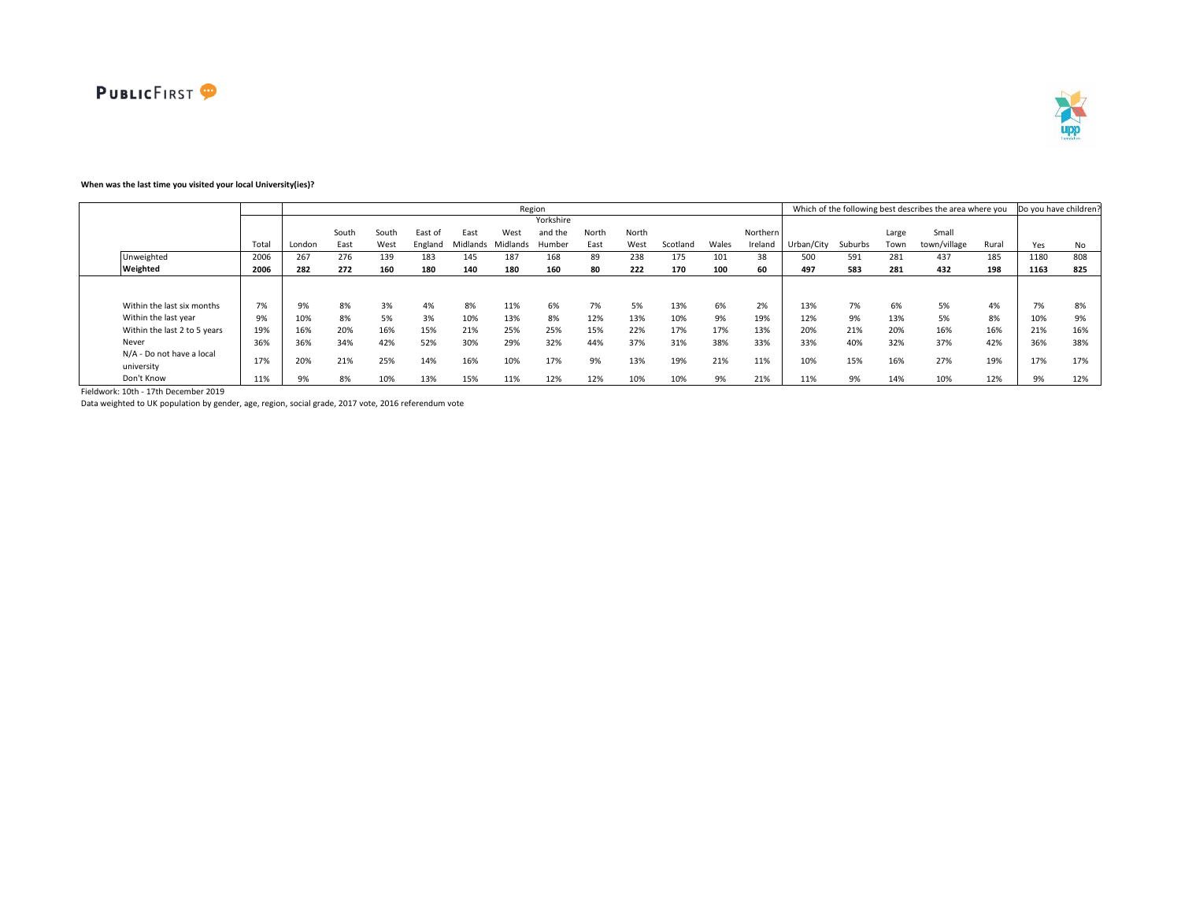**When was the last time you visited your local University(ies)?**

| | | Region | | | | | | | | | | | | Which of the following best describes the area where you | | | | | Do you have children? | |
|---|---|---|---|---|---|---|---|---|---|---|---|---|---|---|---|---|---|---|---|---|
| | Total | London | South East | South West | East of England | East Midlands | West Midlands | Yorkshire and the Humber | North East | North West | Scotland | Wales | Northern Ireland | Urban/City | Suburbs | Large Town | Small town/village | Rural | Yes | No |
| Unweighted | 2006 | 267 | 276 | 139 | 183 | 145 | 187 | 168 | 89 | 238 | 175 | 101 | 38 | 500 | 591 | 281 | 437 | 185 | 1180 | 808 |
| **Weighted** | **2006** | **282** | **272** | **160** | **180** | **140** | **180** | **160** | **80** | **222** | **170** | **100** | **60** | **497** | **583** | **281** | **432** | **198** | **1163** | **825** |
| Within the last six months | 7% | 9% | 8% | 3% | 4% | 8% | 11% | 6% | 7% | 5% | 13% | 6% | 2% | 13% | 7% | 6% | 5% | 4% | 7% | 8% |
| Within the last year | 9% | 10% | 8% | 5% | 3% | 10% | 13% | 8% | 12% | 13% | 10% | 9% | 19% | 12% | 9% | 13% | 5% | 8% | 10% | 9% |
| Within the last 2 to 5 years | 19% | 16% | 20% | 16% | 15% | 21% | 25% | 25% | 15% | 22% | 17% | 17% | 13% | 20% | 21% | 20% | 16% | 16% | 21% | 16% |
| Never | 36% | 36% | 34% | 42% | 52% | 30% | 29% | 32% | 44% | 37% | 31% | 38% | 33% | 33% | 40% | 32% | 37% | 42% | 36% | 38% |
| N/A - Do not have a local university | 17% | 20% | 21% | 25% | 14% | 16% | 10% | 17% | 9% | 13% | 19% | 21% | 11% | 10% | 15% | 16% | 27% | 19% | 17% | 17% |
| Don't Know | 11% | 9% | 8% | 10% | 13% | 15% | 11% | 12% | 12% | 10% | 10% | 9% | 21% | 11% | 9% | 14% | 10% | 12% | 9% | 12% |

Fieldwork: 10th - 17th December 2019

Data weighted to UK population by gender, age, region, social grade, 2017 vote, 2016 referendum vote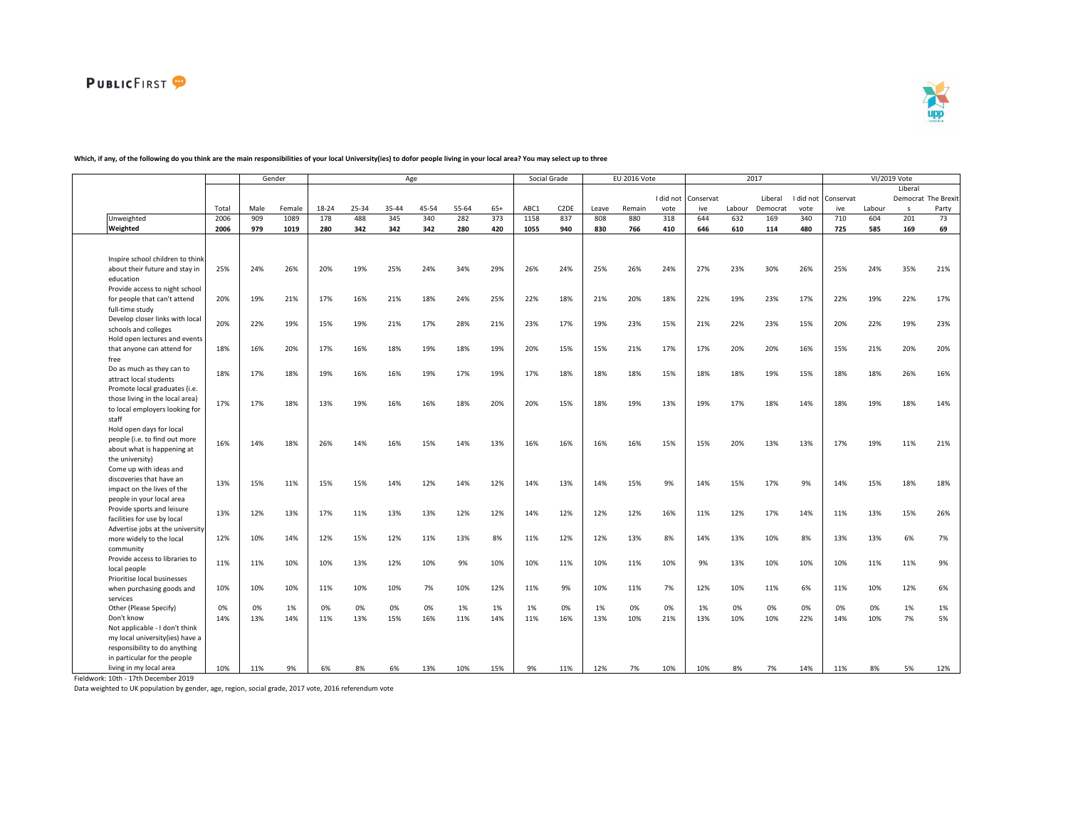**Which, if any, of the following do you think are the main responsibilities of your local University(ies) to dofor people living in your local area? You may select up to three**

| | | Gender | | Age | | | | | | Social Grade | | EU 2016 Vote | | | 2017 | | | | VI/2019 Vote | | | |
|---|---|---|---|---|---|---|---|---|---|---|---|---|---|---|---|---|---|---|---|---|---|---|
| | Total | Male | Female | 18-24 | 25-34 | 35-44 | 45-54 | 55-64 | 65+ | ABC1 | C2DE | Leave | Remain | I did not vote | Conservative | Labour | Liberal Democrat | I did not vote | Conservative | Labour | Liberal Democrats | The Brexit Party |
| Unweighted | 2006 | 909 | 1089 | 178 | 488 | 345 | 340 | 282 | 373 | 1158 | 837 | 808 | 880 | 318 | 644 | 632 | 169 | 340 | 710 | 604 | 201 | 73 |
| **Weighted** | **2006** | **979** | **1019** | **280** | **342** | **342** | **342** | **280** | **420** | **1055** | **940** | **830** | **766** | **410** | **646** | **610** | **114** | **480** | **725** | **585** | **169** | **69** |
| Inspire school children to think about their future and stay in education | 25% | 24% | 26% | 20% | 19% | 25% | 24% | 34% | 29% | 26% | 24% | 25% | 26% | 24% | 27% | 23% | 30% | 26% | 25% | 24% | 35% | 21% |
| Provide access to night school for people that can't attend full-time study | 20% | 19% | 21% | 17% | 16% | 21% | 18% | 24% | 25% | 22% | 18% | 21% | 20% | 18% | 22% | 19% | 23% | 17% | 22% | 19% | 22% | 17% |
| Develop closer links with local schools and colleges | 20% | 22% | 19% | 15% | 19% | 21% | 17% | 28% | 21% | 23% | 17% | 19% | 23% | 15% | 21% | 22% | 23% | 15% | 20% | 22% | 19% | 23% |
| Hold open lectures and events that anyone can attend for free | 18% | 16% | 20% | 17% | 16% | 18% | 19% | 18% | 19% | 20% | 15% | 15% | 21% | 17% | 17% | 20% | 20% | 16% | 15% | 21% | 20% | 20% |
| Do as much as they can to attract local students | 18% | 17% | 18% | 19% | 16% | 16% | 19% | 17% | 19% | 17% | 18% | 18% | 18% | 15% | 18% | 18% | 19% | 15% | 18% | 18% | 26% | 16% |
| Promote local graduates (i.e. those living in the local area) to local employers looking for staff | 17% | 17% | 18% | 13% | 19% | 16% | 16% | 18% | 20% | 20% | 15% | 18% | 19% | 13% | 19% | 17% | 18% | 14% | 18% | 19% | 18% | 14% |
| Hold open days for local people (i.e. to find out more about what is happening at the university) | 16% | 14% | 18% | 26% | 14% | 16% | 15% | 14% | 13% | 16% | 16% | 16% | 16% | 15% | 15% | 20% | 13% | 13% | 17% | 19% | 11% | 21% |
| Come up with ideas and discoveries that have an impact on the lives of the people in your local area | 13% | 15% | 11% | 15% | 15% | 14% | 12% | 14% | 12% | 14% | 13% | 14% | 15% | 9% | 14% | 15% | 17% | 9% | 14% | 15% | 18% | 18% |
| Provide sports and leisure facilities for use by local | 13% | 12% | 13% | 17% | 11% | 13% | 13% | 12% | 12% | 14% | 12% | 12% | 12% | 16% | 11% | 12% | 17% | 14% | 11% | 13% | 15% | 26% |
| Advertise jobs at the university more widely to the local community | 12% | 10% | 14% | 12% | 15% | 12% | 11% | 13% | 8% | 11% | 12% | 12% | 13% | 8% | 14% | 13% | 10% | 8% | 13% | 13% | 6% | 7% |
| Provide access to libraries to local people | 11% | 11% | 10% | 10% | 13% | 12% | 10% | 9% | 10% | 10% | 11% | 10% | 11% | 10% | 9% | 13% | 10% | 10% | 10% | 11% | 11% | 9% |
| Prioritise local businesses when purchasing goods and services | 10% | 10% | 10% | 11% | 10% | 10% | 7% | 10% | 12% | 11% | 9% | 10% | 11% | 7% | 12% | 10% | 11% | 6% | 11% | 10% | 12% | 6% |
| Other (Please Specify) | 0% | 0% | 1% | 0% | 0% | 0% | 0% | 1% | 1% | 1% | 0% | 1% | 0% | 0% | 1% | 0% | 0% | 0% | 0% | 0% | 1% | 1% |
| Don't know | 14% | 13% | 14% | 11% | 13% | 15% | 16% | 11% | 14% | 11% | 16% | 13% | 10% | 21% | 13% | 10% | 10% | 22% | 14% | 10% | 7% | 5% |
| Not applicable - I don't think my local university(ies) have a responsibility to do anything in particular for the people living in my local area | 10% | 11% | 9% | 6% | 8% | 6% | 13% | 10% | 15% | 9% | 11% | 12% | 7% | 10% | 10% | 8% | 7% | 14% | 11% | 8% | 5% | 12% |

Fieldwork: 10th - 17th December 2019

Data weighted to UK population by gender, age, region, social grade, 2017 vote, 2016 referendum vote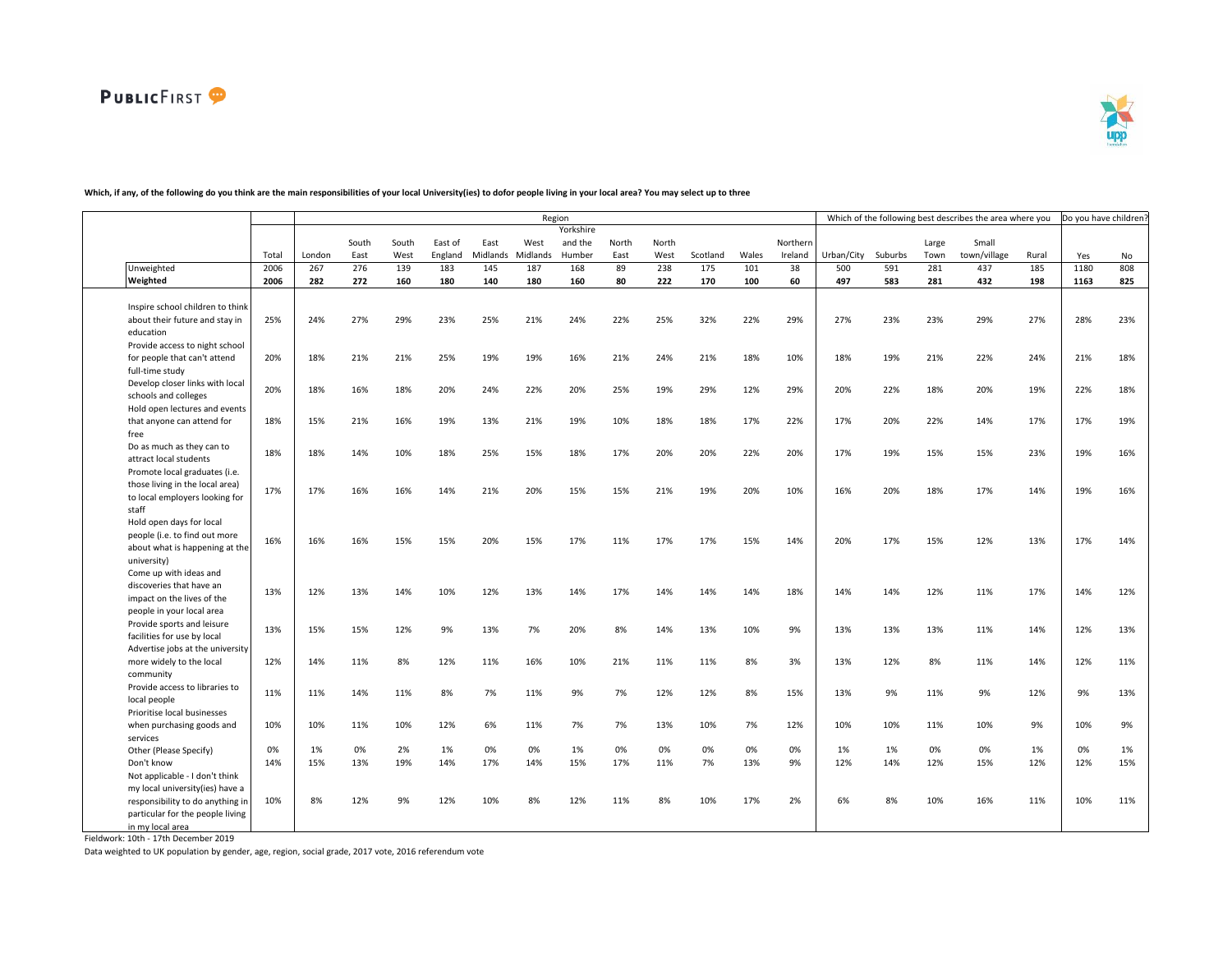**Which, if any, of the following do you think are the main responsibilities of your local University(ies) to dofor people living in your local area? You may select up to three**

| | | Region | | | | | | | | | | | | Which of the following best describes the area where you | | | | | Do you have children? | |
|---|---|---|---|---|---|---|---|---|---|---|---|---|---|---|---|---|---|---|---|---|
| | Total | London | South East | South West | East of England | East Midlands | West Midlands | Yorkshire and the Humber | North East | North West | Scotland | Wales | Northern Ireland | Urban/City | Suburbs | Large Town | Small town/village | Rural | Yes | No |
| Unweighted | 2006 | 267 | 276 | 139 | 183 | 145 | 187 | 168 | 89 | 238 | 175 | 101 | 38 | 500 | 591 | 281 | 437 | 185 | 1180 | 808 |
| **Weighted** | **2006** | **282** | **272** | **160** | **180** | **140** | **180** | **160** | **80** | **222** | **170** | **100** | **60** | **497** | **583** | **281** | **432** | **198** | **1163** | **825** |
| Inspire school children to think about their future and stay in education | 25% | 24% | 27% | 29% | 23% | 25% | 21% | 24% | 22% | 25% | 32% | 22% | 29% | 27% | 23% | 23% | 29% | 27% | 28% | 23% |
| Provide access to night school for people that can't attend full-time study | 20% | 18% | 21% | 21% | 25% | 19% | 19% | 16% | 21% | 24% | 21% | 18% | 10% | 18% | 19% | 21% | 22% | 24% | 21% | 18% |
| Develop closer links with local schools and colleges | 20% | 18% | 16% | 18% | 20% | 24% | 22% | 20% | 25% | 19% | 29% | 12% | 29% | 20% | 22% | 18% | 20% | 19% | 22% | 18% |
| Hold open lectures and events that anyone can attend for free | 18% | 15% | 21% | 16% | 19% | 13% | 21% | 19% | 10% | 18% | 18% | 17% | 22% | 17% | 20% | 22% | 14% | 17% | 17% | 19% |
| Do as much as they can to attract local students | 18% | 18% | 14% | 10% | 18% | 25% | 15% | 18% | 17% | 20% | 20% | 22% | 20% | 17% | 19% | 15% | 15% | 23% | 19% | 16% |
| Promote local graduates (i.e. those living in the local area) to local employers looking for staff | 17% | 17% | 16% | 16% | 14% | 21% | 20% | 15% | 15% | 21% | 19% | 20% | 10% | 16% | 20% | 18% | 17% | 14% | 19% | 16% |
| Hold open days for local people (i.e. to find out more about what is happening at the university) | 16% | 16% | 16% | 15% | 15% | 20% | 15% | 17% | 11% | 17% | 17% | 15% | 14% | 20% | 17% | 15% | 12% | 13% | 17% | 14% |
| Come up with ideas and discoveries that have an impact on the lives of the people in your local area | 13% | 12% | 13% | 14% | 10% | 12% | 13% | 14% | 17% | 14% | 14% | 14% | 18% | 14% | 14% | 12% | 11% | 17% | 14% | 12% |
| Provide sports and leisure facilities for use by local | 13% | 15% | 15% | 12% | 9% | 13% | 7% | 20% | 8% | 14% | 13% | 10% | 9% | 13% | 13% | 13% | 11% | 14% | 12% | 13% |
| Advertise jobs at the university more widely to the local community | 12% | 14% | 11% | 8% | 12% | 11% | 16% | 10% | 21% | 11% | 11% | 8% | 3% | 13% | 12% | 8% | 11% | 14% | 12% | 11% |
| Provide access to libraries to local people | 11% | 11% | 14% | 11% | 8% | 7% | 11% | 9% | 7% | 12% | 12% | 8% | 15% | 13% | 9% | 11% | 9% | 12% | 9% | 13% |
| Prioritise local businesses when purchasing goods and services | 10% | 10% | 11% | 10% | 12% | 6% | 11% | 7% | 7% | 13% | 10% | 7% | 12% | 10% | 10% | 11% | 10% | 9% | 10% | 9% |
| Other (Please Specify) | 0% | 1% | 0% | 2% | 1% | 0% | 0% | 1% | 0% | 0% | 0% | 0% | 0% | 1% | 1% | 0% | 0% | 1% | 0% | 1% |
| Don't know | 14% | 15% | 13% | 19% | 14% | 17% | 14% | 15% | 17% | 11% | 7% | 13% | 9% | 12% | 14% | 12% | 15% | 12% | 12% | 15% |
| Not applicable - I don't think my local university(ies) have a responsibility to do anything in particular for the people living in my local area | 10% | 8% | 12% | 9% | 12% | 10% | 8% | 12% | 11% | 8% | 10% | 17% | 2% | 6% | 8% | 10% | 16% | 11% | 10% | 11% |

Fieldwork: 10th - 17th December 2019

Data weighted to UK population by gender, age, region, social grade, 2017 vote, 2016 referendum vote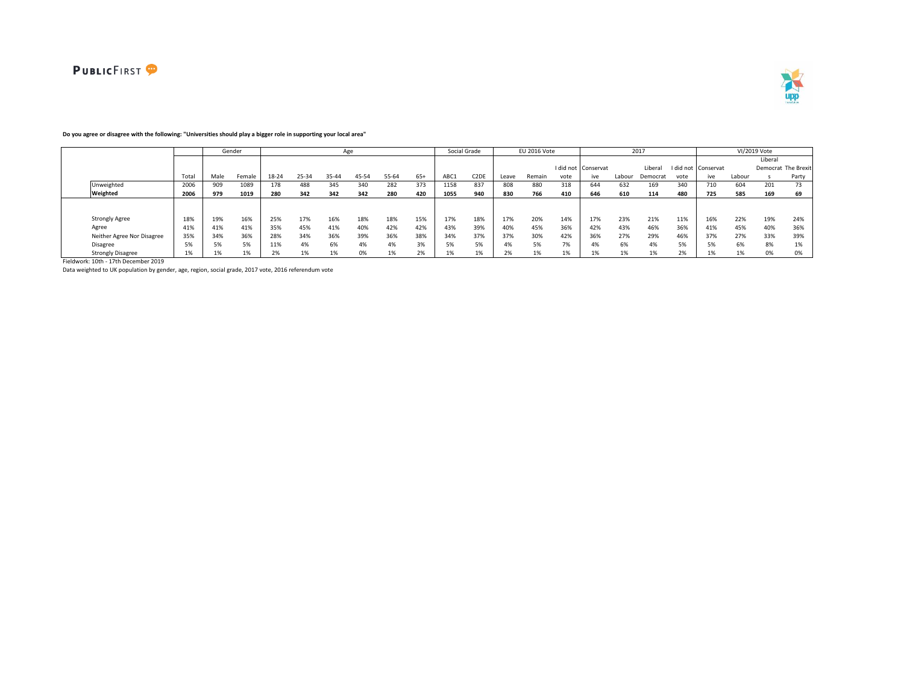**Do you agree or disagree with the following: "Universities should play a bigger role in supporting your local area"**

| | | Gender | | Age | | | | | | Social Grade | | EU 2016 Vote | | | 2017 | | | | VI/2019 Vote | | | |
|---|---|---|---|---|---|---|---|---|---|---|---|---|---|---|---|---|---|---|---|---|---|---|
| | Total | Male | Female | 18-24 | 25-34 | 35-44 | 45-54 | 55-64 | 65+ | ABC1 | C2DE | Leave | Remain | I did not vote | Conservative | Labour | Liberal Democrat | I did not vote | Conservative | Labour | Liberal Democrats | The Brexit Party |
| Unweighted | 2006 | 909 | 1089 | 178 | 488 | 345 | 340 | 282 | 373 | 1158 | 837 | 808 | 880 | 318 | 644 | 632 | 169 | 340 | 710 | 604 | 201 | 73 |
| **Weighted** | **2006** | **979** | **1019** | **280** | **342** | **342** | **342** | **280** | **420** | **1055** | **940** | **830** | **766** | **410** | **646** | **610** | **114** | **480** | **725** | **585** | **169** | **69** |
| Strongly Agree | 18% | 19% | 16% | 25% | 17% | 16% | 18% | 18% | 15% | 17% | 18% | 17% | 20% | 14% | 17% | 23% | 21% | 11% | 16% | 22% | 19% | 24% |
| Agree | 41% | 41% | 41% | 35% | 45% | 41% | 40% | 42% | 42% | 43% | 39% | 40% | 45% | 36% | 42% | 43% | 46% | 36% | 41% | 45% | 40% | 36% |
| Neither Agree Nor Disagree | 35% | 34% | 36% | 28% | 34% | 36% | 39% | 36% | 38% | 34% | 37% | 37% | 30% | 42% | 36% | 27% | 29% | 46% | 37% | 27% | 33% | 39% |
| Disagree | 5% | 5% | 5% | 11% | 4% | 6% | 4% | 4% | 3% | 5% | 5% | 4% | 5% | 7% | 4% | 6% | 4% | 5% | 5% | 6% | 8% | 1% |
| Strongly Disagree | 1% | 1% | 1% | 2% | 1% | 1% | 0% | 1% | 2% | 1% | 1% | 2% | 1% | 1% | 1% | 1% | 1% | 2% | 1% | 1% | 0% | 0% |

Fieldwork: 10th - 17th December 2019

Data weighted to UK population by gender, age, region, social grade, 2017 vote, 2016 referendum vote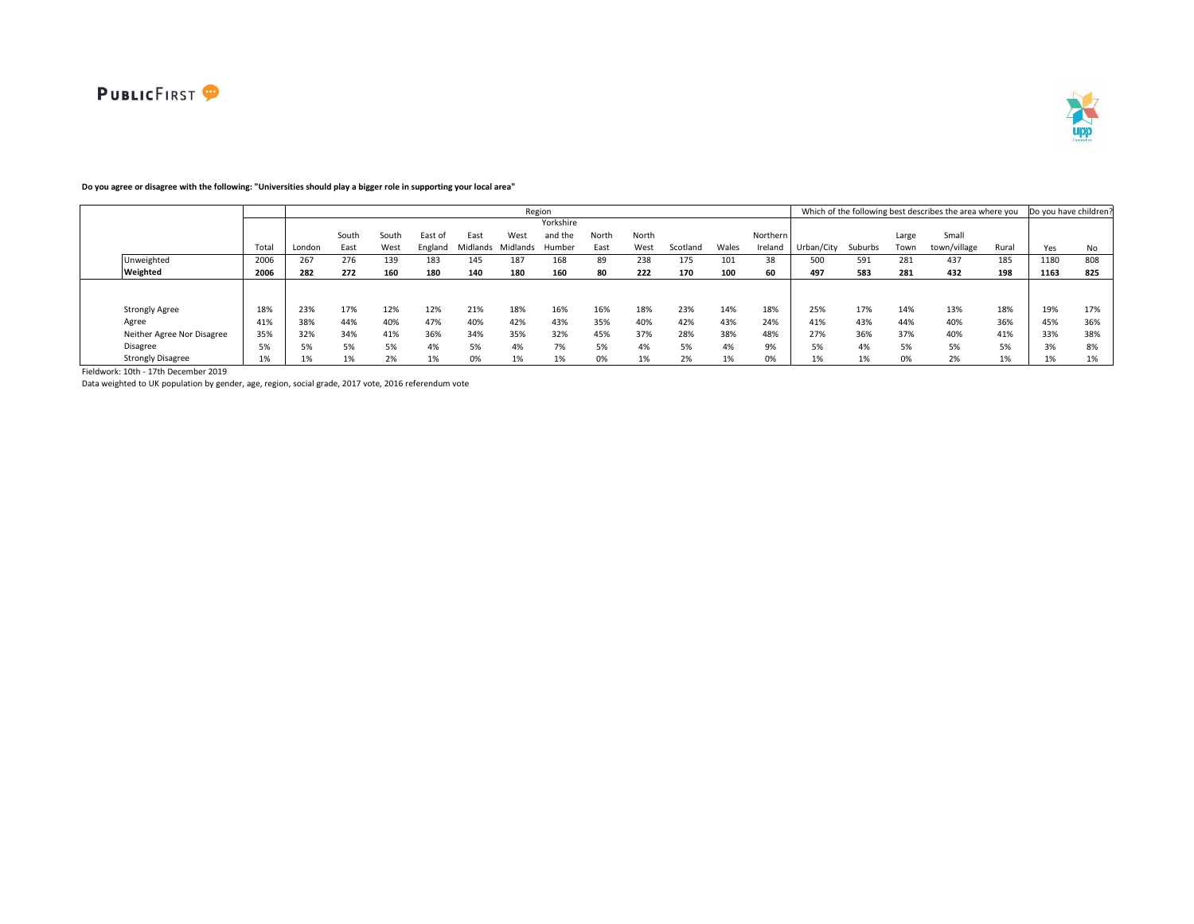**Do you agree or disagree with the following: "Universities should play a bigger role in supporting your local area"**

| | Total | Region | | | | | | | | | | | | Which of the following best describes the area where you | | | | | Do you have children? | |
|---|---|---|---|---|---|---|---|---|---|---|---|---|---|---|---|---|---|---|---|---|
| | Total | London | South East | South West | East of England | East Midlands | West Midlands | Yorkshire and the Humber | North East | North West | Scotland | Wales | Northern Ireland | Urban/City | Suburbs | Large Town | Small town/village | Rural | Yes | No |
| Unweighted | 2006 | 267 | 276 | 139 | 183 | 145 | 187 | 168 | 89 | 238 | 175 | 101 | 38 | 500 | 591 | 281 | 437 | 185 | 1180 | 808 |
| **Weighted** | **2006** | **282** | **272** | **160** | **180** | **140** | **180** | **160** | **80** | **222** | **170** | **100** | **60** | **497** | **583** | **281** | **432** | **198** | **1163** | **825** |
| Strongly Agree | 18% | 23% | 17% | 12% | 12% | 21% | 18% | 16% | 16% | 18% | 23% | 14% | 18% | 25% | 17% | 14% | 13% | 18% | 19% | 17% |
| Agree | 41% | 38% | 44% | 40% | 47% | 40% | 42% | 43% | 35% | 40% | 42% | 43% | 24% | 41% | 43% | 44% | 40% | 36% | 45% | 36% |
| Neither Agree Nor Disagree | 35% | 32% | 34% | 41% | 36% | 34% | 35% | 32% | 45% | 37% | 28% | 38% | 48% | 27% | 36% | 37% | 40% | 41% | 33% | 38% |
| Disagree | 5% | 5% | 5% | 5% | 4% | 5% | 4% | 7% | 5% | 4% | 5% | 4% | 9% | 5% | 4% | 5% | 5% | 5% | 3% | 8% |
| Strongly Disagree | 1% | 1% | 1% | 2% | 1% | 0% | 1% | 1% | 0% | 1% | 2% | 1% | 0% | 1% | 1% | 0% | 2% | 1% | 1% | 1% |

Fieldwork: 10th - 17th December 2019

Data weighted to UK population by gender, age, region, social grade, 2017 vote, 2016 referendum vote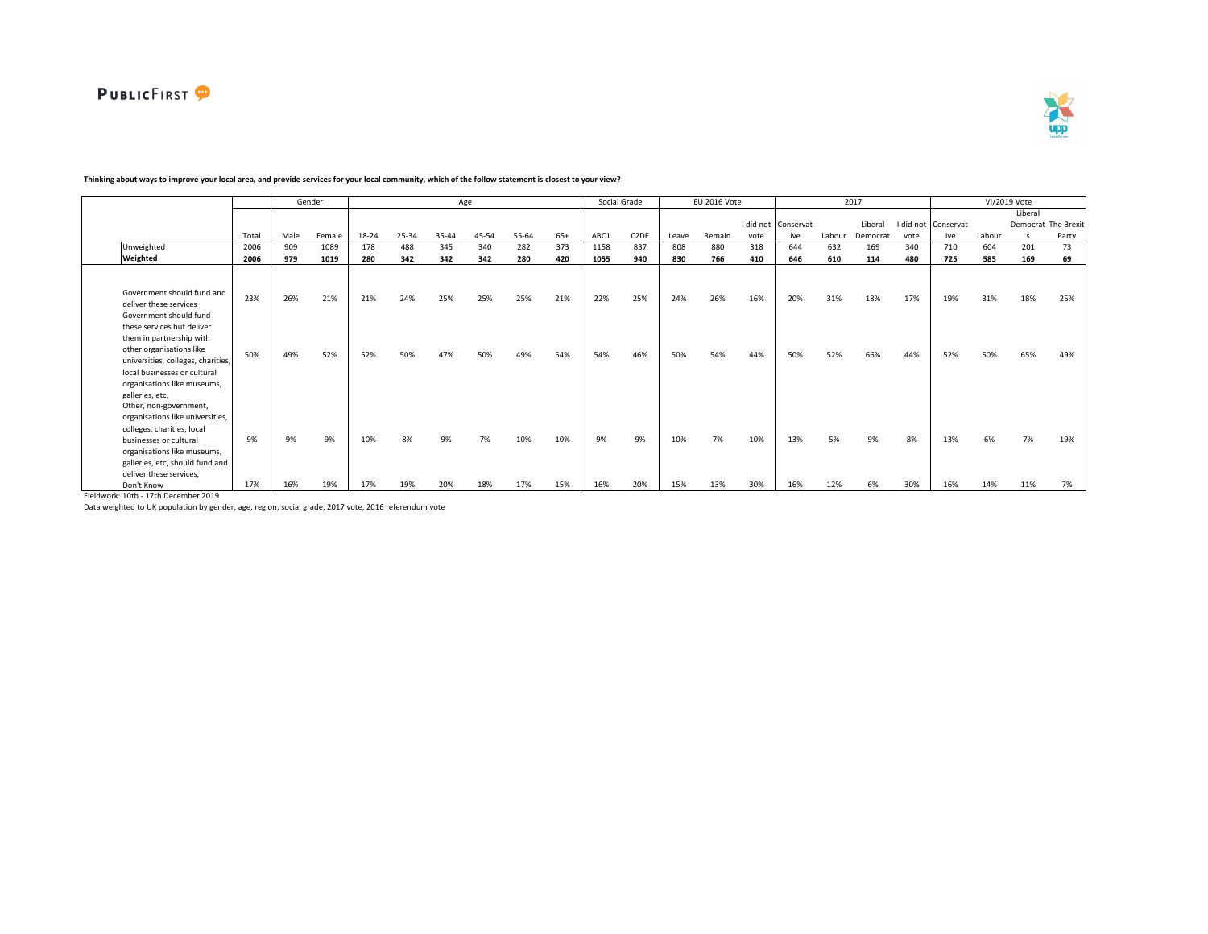**Thinking about ways to improve your local area, and provide services for your local community, which of the follow statement is closest to your view?**

| | | Gender | | Age | | | | | | Social Grade | | EU 2016 Vote | | | 2017 | | | | VI/2019 Vote | | | |
|---|---|---|---|---|---|---|---|---|---|---|---|---|---|---|---|---|---|---|---|---|---|---|
| | Total | Male | Female | 18-24 | 25-34 | 35-44 | 45-54 | 55-64 | 65+ | ABC1 | C2DE | Leave | Remain | I did not vote | Conservative | Labour | Liberal Democrat | I did not vote | Conservative | Labour | Liberal Democrats | The Brexit Party |
| Unweighted | 2006 | 909 | 1089 | 178 | 488 | 345 | 340 | 282 | 373 | 1158 | 837 | 808 | 880 | 318 | 644 | 632 | 169 | 340 | 710 | 604 | 201 | 73 |
| **Weighted** | **2006** | **979** | **1019** | **280** | **342** | **342** | **342** | **280** | **420** | **1055** | **940** | **830** | **766** | **410** | **646** | **610** | **114** | **480** | **725** | **585** | **169** | **69** |
| Government should fund and deliver these services | 23% | 26% | 21% | 21% | 24% | 25% | 25% | 25% | 21% | 22% | 25% | 24% | 26% | 16% | 20% | 31% | 18% | 17% | 19% | 31% | 18% | 25% |
| Government should fund these services but deliver them in partnership with other organisations like universities, colleges, charities, local businesses or cultural organisations like museums, galleries, etc. | 50% | 49% | 52% | 52% | 50% | 47% | 50% | 49% | 54% | 54% | 46% | 50% | 54% | 44% | 50% | 52% | 66% | 44% | 52% | 50% | 65% | 49% |
| Other, non-government, organisations like universities, colleges, charities, local businesses or cultural organisations like museums, galleries, etc, should fund and deliver these services, | 9% | 9% | 9% | 10% | 8% | 9% | 7% | 10% | 10% | 9% | 9% | 10% | 7% | 10% | 13% | 5% | 9% | 8% | 13% | 6% | 7% | 19% |
| Don't Know | 17% | 16% | 19% | 17% | 19% | 20% | 18% | 17% | 15% | 16% | 20% | 15% | 13% | 30% | 16% | 12% | 6% | 30% | 16% | 14% | 11% | 7% |

Fieldwork: 10th - 17th December 2019

Data weighted to UK population by gender, age, region, social grade, 2017 vote, 2016 referendum vote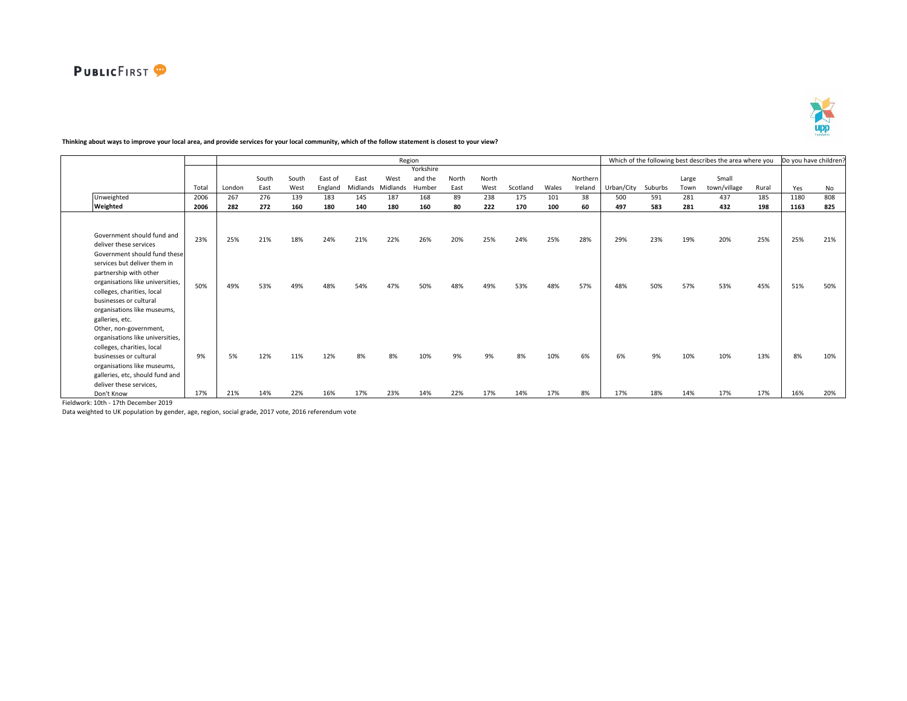**Thinking about ways to improve your local area, and provide services for your local community, which of the follow statement is closest to your view?**

| | Total | London | South East | South West | East of England | East Midlands | West Midlands | Yorkshire and the Humber | North East | North West | Scotland | Wales | Northern Ireland | Urban/City | Suburbs | Large Town | Small town/village | Rural | Yes | No |
|---|---|---|---|---|---|---|---|---|---|---|---|---|---|---|---|---|---|---|---|---|
| | | Region | | | | | | | | | | | | Which of the following best describes the area where you | | | | | Do you have children? | |
| Unweighted | 2006 | 267 | 276 | 139 | 183 | 145 | 187 | 168 | 89 | 238 | 175 | 101 | 38 | 500 | 591 | 281 | 437 | 185 | 1180 | 808 |
| **Weighted** | **2006** | **282** | **272** | **160** | **180** | **140** | **180** | **160** | **80** | **222** | **170** | **100** | **60** | **497** | **583** | **281** | **432** | **198** | **1163** | **825** |
| Government should fund and deliver these services | 23% | 25% | 21% | 18% | 24% | 21% | 22% | 26% | 20% | 25% | 24% | 25% | 28% | 29% | 23% | 19% | 20% | 25% | 25% | 21% |
| Government should fund these services but deliver them in partnership with other organisations like universities, colleges, charities, local businesses or cultural organisations like museums, galleries, etc. | 50% | 49% | 53% | 49% | 48% | 54% | 47% | 50% | 48% | 49% | 53% | 48% | 57% | 48% | 50% | 57% | 53% | 45% | 51% | 50% |
| Other, non-government, organisations like universities, colleges, charities, local businesses or cultural organisations like museums, galleries, etc, should fund and deliver these services, | 9% | 5% | 12% | 11% | 12% | 8% | 8% | 10% | 9% | 9% | 8% | 10% | 6% | 6% | 9% | 10% | 10% | 13% | 8% | 10% |
| Don't Know | 17% | 21% | 14% | 22% | 16% | 17% | 23% | 14% | 22% | 17% | 14% | 17% | 8% | 17% | 18% | 14% | 17% | 17% | 16% | 20% |

Fieldwork: 10th - 17th December 2019

Data weighted to UK population by gender, age, region, social grade, 2017 vote, 2016 referendum vote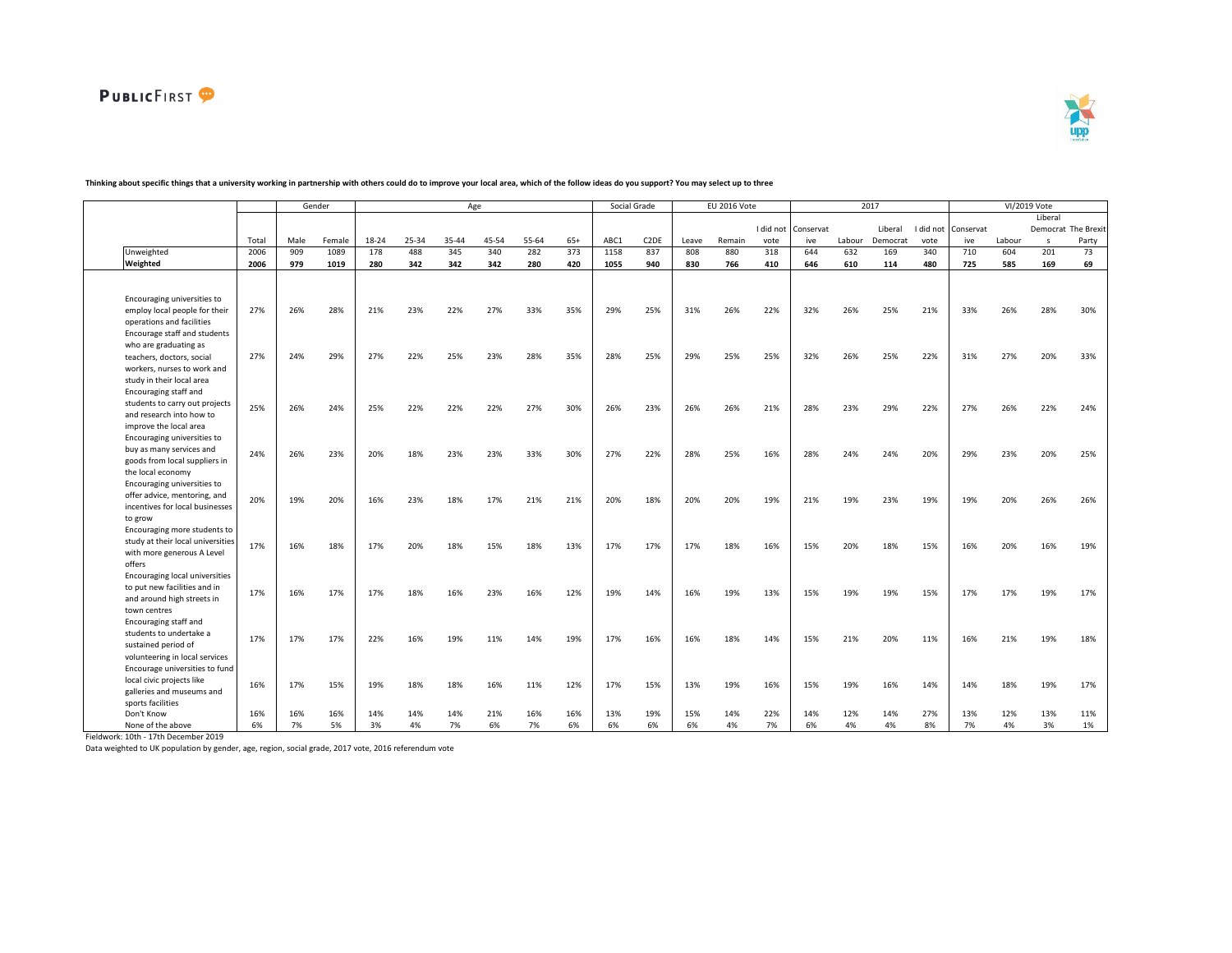**Thinking about specific things that a university working in partnership with others could do to improve your local area, which of the follow ideas do you support? You may select up to three**

| | | Gender | | Age | | | | | | Social Grade | | EU 2016 Vote | | | 2017 | | | | VI/2019 Vote | | | |
|---|---|---|---|---|---|---|---|---|---|---|---|---|---|---|---|---|---|---|---|---|---|---|
| | Total | Male | Female | 18-24 | 25-34 | 35-44 | 45-54 | 55-64 | 65+ | ABC1 | C2DE | Leave | Remain | I did not vote | Conservative | Labour | Liberal Democrat | I did not vote | Conservative | Labour | Liberal Democrats | The Brexit Party |
| Unweighted | 2006 | 909 | 1089 | 178 | 488 | 345 | 340 | 282 | 373 | 1158 | 837 | 808 | 880 | 318 | 644 | 632 | 169 | 340 | 710 | 604 | 201 | 73 |
| **Weighted** | **2006** | **979** | **1019** | **280** | **342** | **342** | **342** | **280** | **420** | **1055** | **940** | **830** | **766** | **410** | **646** | **610** | **114** | **480** | **725** | **585** | **169** | **69** |
| Encouraging universities to employ local people for their operations and facilities | 27% | 26% | 28% | 21% | 23% | 22% | 27% | 33% | 35% | 29% | 25% | 31% | 26% | 22% | 32% | 26% | 25% | 21% | 33% | 26% | 28% | 30% |
| Encourage staff and students who are graduating as teachers, doctors, social workers, nurses to work and study in their local area | 27% | 24% | 29% | 27% | 22% | 25% | 23% | 28% | 35% | 28% | 25% | 29% | 25% | 25% | 32% | 26% | 25% | 22% | 31% | 27% | 20% | 33% |
| Encouraging staff and students to carry out projects and research into how to improve the local area | 25% | 26% | 24% | 25% | 22% | 22% | 22% | 27% | 30% | 26% | 23% | 26% | 26% | 21% | 28% | 23% | 29% | 22% | 27% | 26% | 22% | 24% |
| Encouraging universities to buy as many services and goods from local suppliers in the local economy | 24% | 26% | 23% | 20% | 18% | 23% | 23% | 33% | 30% | 27% | 22% | 28% | 25% | 16% | 28% | 24% | 24% | 20% | 29% | 23% | 20% | 25% |
| Encouraging universities to offer advice, mentoring, and incentives for local businesses to grow | 20% | 19% | 20% | 16% | 23% | 18% | 17% | 21% | 21% | 20% | 18% | 20% | 20% | 19% | 21% | 19% | 23% | 19% | 19% | 20% | 26% | 26% |
| Encouraging more students to study at their local universities with more generous A Level offers | 17% | 16% | 18% | 17% | 20% | 18% | 15% | 18% | 13% | 17% | 17% | 17% | 18% | 16% | 15% | 20% | 18% | 15% | 16% | 20% | 16% | 19% |
| Encouraging local universities to put new facilities and in and around high streets in town centres | 17% | 16% | 17% | 17% | 18% | 16% | 23% | 16% | 12% | 19% | 14% | 16% | 19% | 13% | 15% | 19% | 19% | 15% | 17% | 17% | 19% | 17% |
| Encouraging staff and students to undertake a sustained period of volunteering in local services | 17% | 17% | 17% | 22% | 16% | 19% | 11% | 14% | 19% | 17% | 16% | 16% | 18% | 14% | 15% | 21% | 20% | 11% | 16% | 21% | 19% | 18% |
| Encourage universities to fund local civic projects like galleries and museums and sports facilities | 16% | 17% | 15% | 19% | 18% | 18% | 16% | 11% | 12% | 17% | 15% | 13% | 19% | 16% | 15% | 19% | 16% | 14% | 14% | 18% | 19% | 17% |
| Don't Know | 16% | 16% | 16% | 14% | 14% | 14% | 21% | 16% | 16% | 13% | 19% | 15% | 14% | 22% | 14% | 12% | 14% | 27% | 13% | 12% | 13% | 11% |
| None of the above | 6% | 7% | 5% | 3% | 4% | 7% | 6% | 7% | 6% | 6% | 6% | 6% | 4% | 7% | 6% | 4% | 4% | 8% | 7% | 4% | 3% | 1% |

Fieldwork: 10th - 17th December 2019

Data weighted to UK population by gender, age, region, social grade, 2017 vote, 2016 referendum vote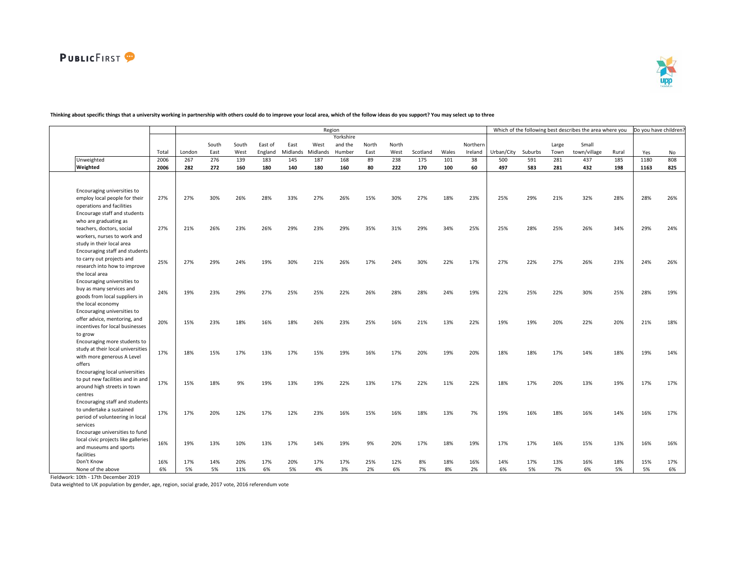**Thinking about specific things that a university working in partnership with others could do to improve your local area, which of the follow ideas do you support? You may select up to three**

| | Total | Region | | | | | | | | | | | | | Which of the following best describes the area where you | | | | | Do you have children? | |
|---|---|---|---|---|---|---|---|---|---|---|---|---|---|---|---|---|---|---|---|---|---|
| | | London | South East | South West | East of England | East Midlands | West Midlands | Yorkshire and the Humber | North East | North West | Scotland | Wales | Northern Ireland | Urban/City | Suburbs | Large Town | Small town/village | Rural | Yes | No |
| Unweighted | 2006 | 267 | 276 | 139 | 183 | 145 | 187 | 168 | 89 | 238 | 175 | 101 | 38 | 500 | 591 | 281 | 437 | 185 | 1180 | 808 |
| **Weighted** | **2006** | **282** | **272** | **160** | **180** | **140** | **180** | **160** | **80** | **222** | **170** | **100** | **60** | **497** | **583** | **281** | **432** | **198** | **1163** | **825** |
| Encouraging universities to employ local people for their operations and facilities | 27% | 27% | 30% | 26% | 28% | 33% | 27% | 26% | 15% | 30% | 27% | 18% | 23% | 25% | 29% | 21% | 32% | 28% | 28% | 26% |
| Encourage staff and students who are graduating as teachers, doctors, social workers, nurses to work and study in their local area | 27% | 21% | 26% | 23% | 26% | 29% | 23% | 29% | 35% | 31% | 29% | 34% | 25% | 25% | 28% | 25% | 26% | 34% | 29% | 24% |
| Encouraging staff and students to carry out projects and research into how to improve the local area | 25% | 27% | 29% | 24% | 19% | 30% | 21% | 26% | 17% | 24% | 30% | 22% | 17% | 27% | 22% | 27% | 26% | 23% | 24% | 26% |
| Encouraging universities to buy as many services and goods from local suppliers in the local economy | 24% | 19% | 23% | 29% | 27% | 25% | 25% | 22% | 26% | 28% | 28% | 24% | 19% | 22% | 25% | 22% | 30% | 25% | 28% | 19% |
| Encouraging universities to offer advice, mentoring, and incentives for local businesses to grow | 20% | 15% | 23% | 18% | 16% | 18% | 26% | 23% | 25% | 16% | 21% | 13% | 22% | 19% | 19% | 20% | 22% | 20% | 21% | 18% |
| Encouraging more students to study at their local universities with more generous A Level offers | 17% | 18% | 15% | 17% | 13% | 17% | 15% | 19% | 16% | 17% | 20% | 19% | 20% | 18% | 18% | 17% | 14% | 18% | 19% | 14% |
| Encouraging local universities to put new facilities and in and around high streets in town centres | 17% | 15% | 18% | 9% | 19% | 13% | 19% | 22% | 13% | 17% | 22% | 11% | 22% | 18% | 17% | 20% | 13% | 19% | 17% | 17% |
| Encouraging staff and students to undertake a sustained period of volunteering in local services | 17% | 17% | 20% | 12% | 17% | 12% | 23% | 16% | 15% | 16% | 18% | 13% | 7% | 19% | 16% | 18% | 16% | 14% | 16% | 17% |
| Encourage universities to fund local civic projects like galleries and museums and sports facilities | 16% | 19% | 13% | 10% | 13% | 17% | 14% | 19% | 9% | 20% | 17% | 18% | 19% | 17% | 17% | 16% | 15% | 13% | 16% | 16% |
| Don't Know | 16% | 17% | 14% | 20% | 17% | 20% | 17% | 17% | 25% | 12% | 8% | 18% | 16% | 14% | 17% | 13% | 16% | 18% | 15% | 17% |
| None of the above | 6% | 5% | 5% | 11% | 6% | 5% | 4% | 3% | 2% | 6% | 7% | 8% | 2% | 6% | 5% | 7% | 6% | 5% | 5% | 6% |

Fieldwork: 10th - 17th December 2019

Data weighted to UK population by gender, age, region, social grade, 2017 vote, 2016 referendum vote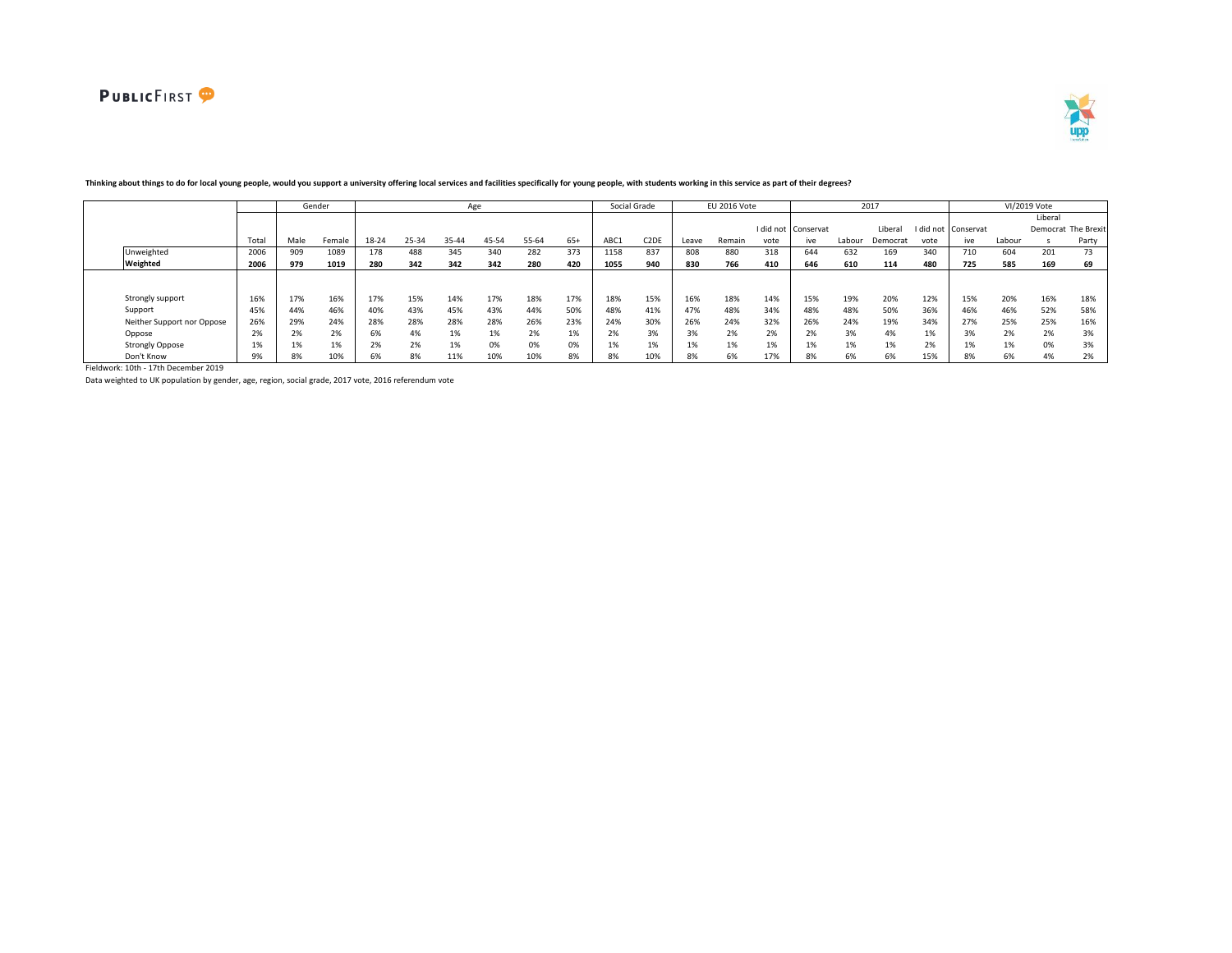**Thinking about things to do for local young people, would you support a university offering local services and facilities specifically for young people, with students working in this service as part of their degrees?**

| | | Gender | | Age | | | | | | Social Grade | | EU 2016 Vote | | | 2017 | | | | VI/2019 Vote | | | |
|---|---|---|---|---|---|---|---|---|---|---|---|---|---|---|---|---|---|---|---|---|---|---|
| | Total | Male | Female | 18-24 | 25-34 | 35-44 | 45-54 | 55-64 | 65+ | ABC1 | C2DE | Leave | Remain | I did not vote | Conservative | Labour | Liberal Democrat | I did not vote | Conservative | Labour | Liberal Democrats | The Brexit Party |
| **Unweighted** | 2006 | 909 | 1089 | 178 | 488 | 345 | 340 | 282 | 373 | 1158 | 837 | 808 | 880 | 318 | 644 | 632 | 169 | 340 | 710 | 604 | 201 | 73 |
| **Weighted** | **2006** | **979** | **1019** | **280** | **342** | **342** | **342** | **280** | **420** | **1055** | **940** | **830** | **766** | **410** | **646** | **610** | **114** | **480** | **725** | **585** | **169** | **69** |
| Strongly support | 16% | 17% | 16% | 17% | 15% | 14% | 17% | 18% | 17% | 18% | 15% | 16% | 18% | 14% | 15% | 19% | 20% | 12% | 15% | 20% | 16% | 18% |
| Support | 45% | 44% | 46% | 40% | 43% | 45% | 43% | 44% | 50% | 48% | 41% | 47% | 48% | 34% | 48% | 48% | 50% | 36% | 46% | 46% | 52% | 58% |
| Neither Support nor Oppose | 26% | 29% | 24% | 28% | 28% | 28% | 28% | 26% | 23% | 24% | 30% | 26% | 24% | 32% | 26% | 24% | 19% | 34% | 27% | 25% | 25% | 16% |
| Oppose | 2% | 2% | 2% | 6% | 4% | 1% | 1% | 2% | 1% | 2% | 3% | 3% | 2% | 2% | 2% | 3% | 4% | 1% | 3% | 2% | 2% | 3% |
| Strongly Oppose | 1% | 1% | 1% | 2% | 2% | 1% | 0% | 0% | 0% | 1% | 1% | 1% | 1% | 1% | 1% | 1% | 1% | 2% | 1% | 1% | 0% | 3% |
| Don't Know | 9% | 8% | 10% | 6% | 8% | 11% | 10% | 10% | 8% | 8% | 10% | 8% | 6% | 17% | 8% | 6% | 6% | 15% | 8% | 6% | 4% | 2% |

Fieldwork: 10th - 17th December 2019

Data weighted to UK population by gender, age, region, social grade, 2017 vote, 2016 referendum vote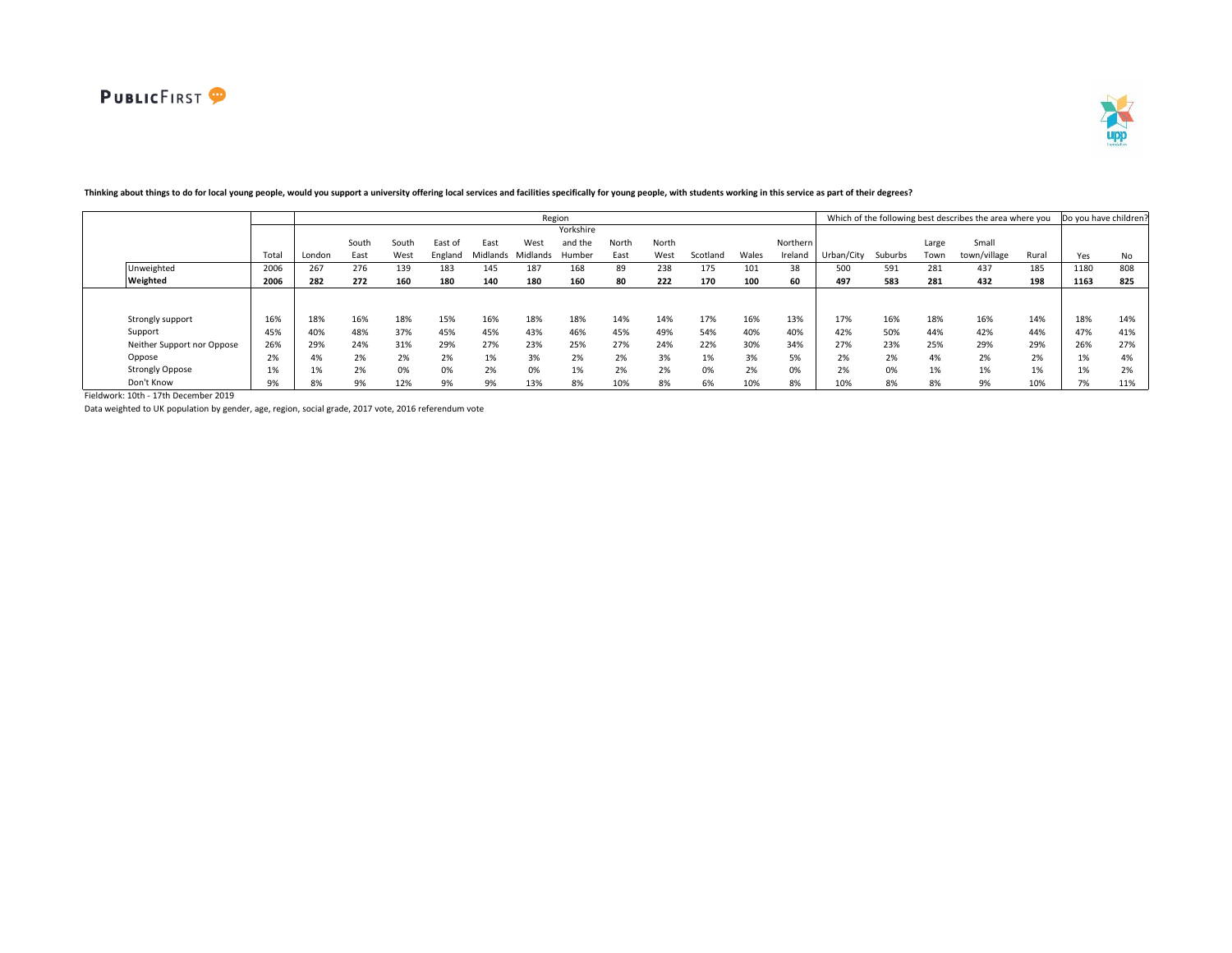**Thinking about things to do for local young people, would you support a university offering local services and facilities specifically for young people, with students working in this service as part of their degrees?**

| | | Region | | | | | | | | | | | | Which of the following best describes the area where you | | | | | Do you have children? | |
|---|---|---|---|---|---|---|---|---|---|---|---|---|---|---|---|---|---|---|---|---|
| | Total | London | South East | South West | East of England | East Midlands | West Midlands | Yorkshire and the Humber | North East | North West | Scotland | Wales | Northern Ireland | Urban/City | Suburbs | Large Town | Small town/village | Rural | Yes | No |
| Unweighted | 2006 | 267 | 276 | 139 | 183 | 145 | 187 | 168 | 89 | 238 | 175 | 101 | 38 | 500 | 591 | 281 | 437 | 185 | 1180 | 808 |
| **Weighted** | **2006** | **282** | **272** | **160** | **180** | **140** | **180** | **160** | **80** | **222** | **170** | **100** | **60** | **497** | **583** | **281** | **432** | **198** | **1163** | **825** |
| Strongly support | 16% | 18% | 16% | 18% | 15% | 16% | 18% | 18% | 14% | 14% | 17% | 16% | 13% | 17% | 16% | 18% | 16% | 14% | 18% | 14% |
| Support | 45% | 40% | 48% | 37% | 45% | 45% | 43% | 46% | 45% | 49% | 54% | 40% | 40% | 42% | 50% | 44% | 42% | 44% | 47% | 41% |
| Neither Support nor Oppose | 26% | 29% | 24% | 31% | 29% | 27% | 23% | 25% | 27% | 24% | 22% | 30% | 34% | 27% | 23% | 25% | 29% | 29% | 26% | 27% |
| Oppose | 2% | 4% | 2% | 2% | 2% | 1% | 3% | 2% | 2% | 3% | 1% | 3% | 5% | 2% | 2% | 4% | 2% | 2% | 1% | 4% |
| Strongly Oppose | 1% | 1% | 2% | 0% | 0% | 2% | 0% | 1% | 2% | 2% | 0% | 2% | 0% | 2% | 0% | 1% | 1% | 1% | 1% | 2% |
| Don't Know | 9% | 8% | 9% | 12% | 9% | 9% | 13% | 8% | 10% | 8% | 6% | 10% | 8% | 10% | 8% | 8% | 9% | 10% | 7% | 11% |

Fieldwork: 10th - 17th December 2019

Data weighted to UK population by gender, age, region, social grade, 2017 vote, 2016 referendum vote